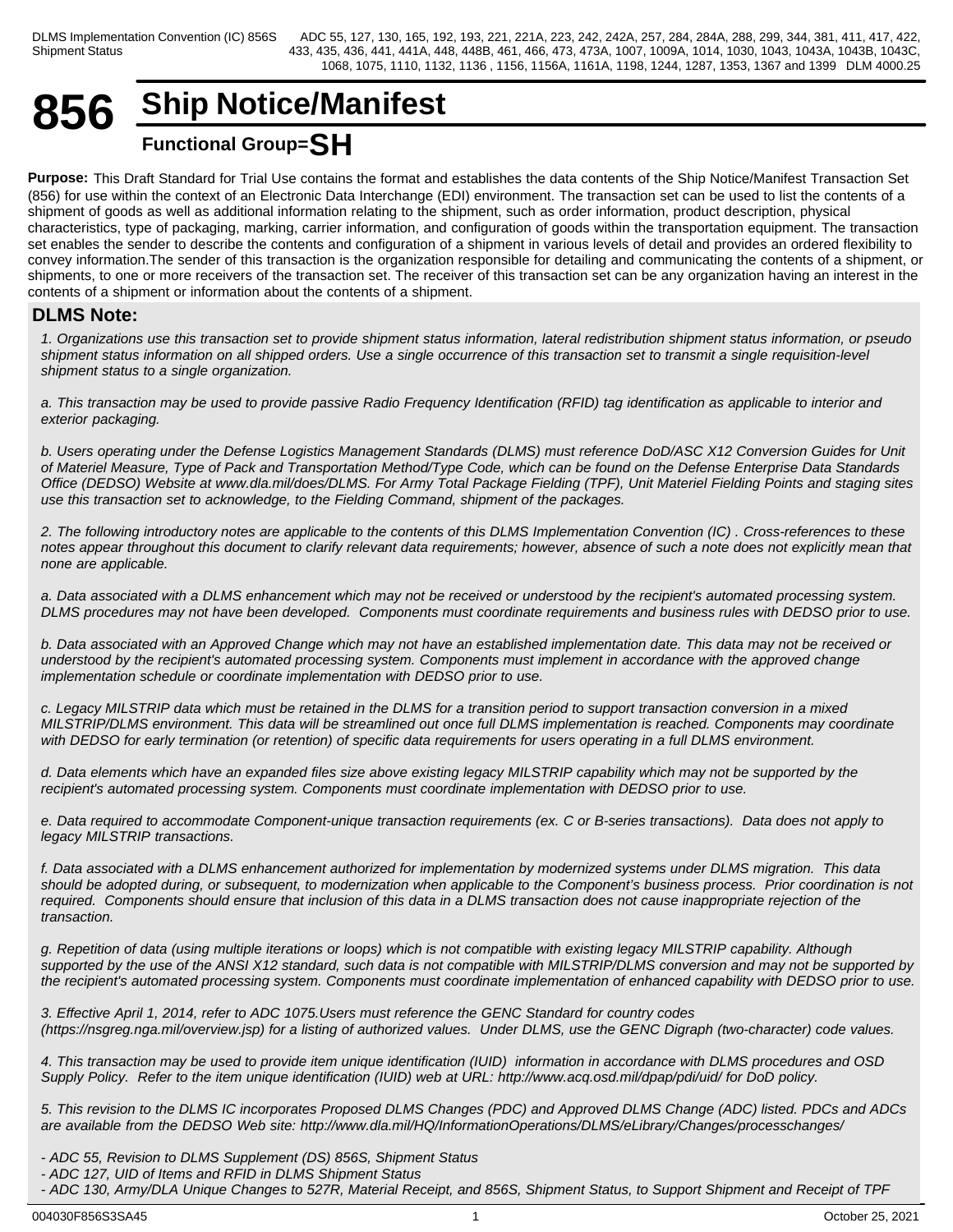# 856 Ship Notice/Manifest

**Functional Group=SH**

**Purpose:** This Draft Standard for Trial Use contains the format and establishes the data contents of the Ship Notice/Manifest Transaction Set (856) for use within the context of an Electronic Data Interchange (EDI) environment. The transaction set can be used to list the contents of a shipment of goods as well as additional information relating to the shipment, such as order information, product description, physical characteristics, type of packaging, marking, carrier information, and configuration of goods within the transportation equipment. The transaction set enables the sender to describe the contents and configuration of a shipment in various levels of detail and provides an ordered flexibility to convey information.The sender of this transaction is the organization responsible for detailing and communicating the contents of a shipment, or shipments, to one or more receivers of the transaction set. The receiver of this transaction set can be any organization having an interest in the contents of a shipment or information about the contents of a shipment.

## DLMS Note:

*1. Organizations use this transaction set to provide shipment status information, lateral redistribution shipment status information, or pseudo shipment status information on all shipped orders. Use a single occurrence of this transaction set to transmit a single requisition-level shipment status to a single organization.*

*a. This transaction may be used to provide passive Radio Frequency Identification (RFID) tag identification as applicable to interior and exterior packaging.*

*b. Users operating under the Defense Logistics Management Standards (DLMS) must reference DoD/ASC X12 Conversion Guides for Unit of Materiel Measure, Type of Pack and Transportation Method/Type Code, which can be found on the Defense Enterprise Data Standards Office (DEDSO) Website at www.dla.mil/does/DLMS. For Army Total Package Fielding (TPF), Unit Materiel Fielding Points and staging sites use this transaction set to acknowledge, to the Fielding Command, shipment of the packages.*

*2. The following introductory notes are applicable to the contents of this DLMS Implementation Convention (IC) . Cross-references to these notes appear throughout this document to clarify relevant data requirements; however, absence of such a note does not explicitly mean that none are applicable.*

*a. Data associated with a DLMS enhancement which may not be received or understood by the recipient's automated processing system. DLMS procedures may not have been developed. Components must coordinate requirements and business rules with DEDSO prior to use.*

*b. Data associated with an Approved Change which may not have an established implementation date. This data may not be received or understood by the recipient's automated processing system. Components must implement in accordance with the approved change implementation schedule or coordinate implementation with DEDSO prior to use.*

*c. Legacy MILSTRIP data which must be retained in the DLMS for a transition period to support transaction conversion in a mixed MILSTRIP/DLMS environment. This data will be streamlined out once full DLMS implementation is reached. Components may coordinate with DEDSO for early termination (or retention) of specific data requirements for users operating in a full DLMS environment.*

*d. Data elements which have an expanded files size above existing legacy MILSTRIP capability which may not be supported by the recipient's automated processing system. Components must coordinate implementation with DEDSO prior to use.*

*e. Data required to accommodate Component-unique transaction requirements (ex. C or B-series transactions). Data does not apply to legacy MILSTRIP transactions.*

*f. Data associated with a DLMS enhancement authorized for implementation by modernized systems under DLMS migration. This data should be adopted during, or subsequent, to modernization when applicable to the Component's business process. Prior coordination is not required. Components should ensure that inclusion of this data in a DLMS transaction does not cause inappropriate rejection of the transaction.*

*g. Repetition of data (using multiple iterations or loops) which is not compatible with existing legacy MILSTRIP capability. Although supported by the use of the ANSI X12 standard, such data is not compatible with MILSTRIP/DLMS conversion and may not be supported by the recipient's automated processing system. Components must coordinate implementation of enhanced capability with DEDSO prior to use.*

*3. Effective April 1, 2014, refer to ADC 1075.Users must reference the GENC Standard for country codes (https://nsgreg.nga.mil/overview.jsp) for a listing of authorized values. Under DLMS, use the GENC Digraph (two-character) code values.*

*4. This transaction may be used to provide item unique identification (IUID) information in accordance with DLMS procedures and OSD Supply Policy. Refer to the item unique identification (IUID) web at URL: http://www.acq.osd.mil/dpap/pdi/uid/ for DoD policy.*

*5. This revision to the DLMS IC incorporates Proposed DLMS Changes (PDC) and Approved DLMS Change (ADC) listed. PDCs and ADCs are available from the DEDSO Web site: http://www.dla.mil/HQ/InformationOperations/DLMS/eLibrary/Changes/processchanges/*

*- ADC 55, Revision to DLMS Supplement (DS) 856S, Shipment Status*
*- ADC 127, UID of Items and RFID in DLMS Shipment Status*
*- ADC 130, Army/DLA Unique Changes to 527R, Material Receipt, and 856S, Shipment Status, to Support Shipment and Receipt of TPF*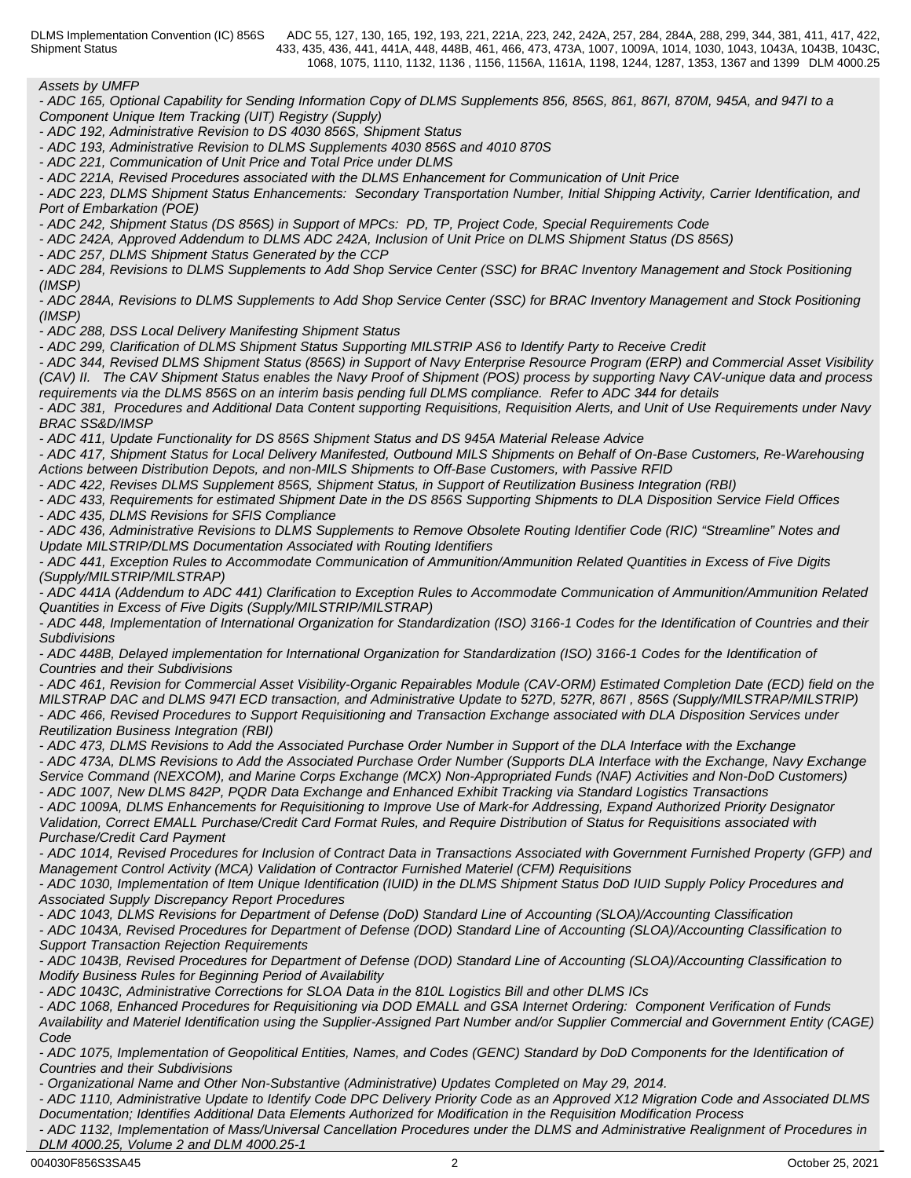*Assets by UMFP*

*- ADC 165, Optional Capability for Sending Information Copy of DLMS Supplements 856, 856S, 861, 867I, 870M, 945A, and 947I to a Component Unique Item Tracking (UIT) Registry (Supply)*

*- ADC 192, Administrative Revision to DS 4030 856S, Shipment Status*

*- ADC 193, Administrative Revision to DLMS Supplements 4030 856S and 4010 870S*

*- ADC 221, Communication of Unit Price and Total Price under DLMS*

*- ADC 221A, Revised Procedures associated with the DLMS Enhancement for Communication of Unit Price*

*- ADC 223, DLMS Shipment Status Enhancements: Secondary Transportation Number, Initial Shipping Activity, Carrier Identification, and Port of Embarkation (POE)*

*- ADC 242, Shipment Status (DS 856S) in Support of MPCs: PD, TP, Project Code, Special Requirements Code*

*- ADC 242A, Approved Addendum to DLMS ADC 242A, Inclusion of Unit Price on DLMS Shipment Status (DS 856S)*

*- ADC 257, DLMS Shipment Status Generated by the CCP*

*- ADC 284, Revisions to DLMS Supplements to Add Shop Service Center (SSC) for BRAC Inventory Management and Stock Positioning (IMSP)*

*- ADC 284A, Revisions to DLMS Supplements to Add Shop Service Center (SSC) for BRAC Inventory Management and Stock Positioning (IMSP)*

*- ADC 288, DSS Local Delivery Manifesting Shipment Status*

*- ADC 299, Clarification of DLMS Shipment Status Supporting MILSTRIP AS6 to Identify Party to Receive Credit*

*- ADC 344, Revised DLMS Shipment Status (856S) in Support of Navy Enterprise Resource Program (ERP) and Commercial Asset Visibility (CAV) II. The CAV Shipment Status enables the Navy Proof of Shipment (POS) process by supporting Navy CAV-unique data and process requirements via the DLMS 856S on an interim basis pending full DLMS compliance. Refer to ADC 344 for details*

*- ADC 381, Procedures and Additional Data Content supporting Requisitions, Requisition Alerts, and Unit of Use Requirements under Navy BRAC SS&D/IMSP*

*- ADC 411, Update Functionality for DS 856S Shipment Status and DS 945A Material Release Advice*

*- ADC 417, Shipment Status for Local Delivery Manifested, Outbound MILS Shipments on Behalf of On-Base Customers, Re-Warehousing Actions between Distribution Depots, and non-MILS Shipments to Off-Base Customers, with Passive RFID*

*- ADC 422, Revises DLMS Supplement 856S, Shipment Status, in Support of Reutilization Business Integration (RBI)*

*- ADC 433, Requirements for estimated Shipment Date in the DS 856S Supporting Shipments to DLA Disposition Service Field Offices*

*- ADC 435, DLMS Revisions for SFIS Compliance*

*- ADC 436, Administrative Revisions to DLMS Supplements to Remove Obsolete Routing Identifier Code (RIC) “Streamline” Notes and Update MILSTRIP/DLMS Documentation Associated with Routing Identifiers*

*- ADC 441, Exception Rules to Accommodate Communication of Ammunition/Ammunition Related Quantities in Excess of Five Digits (Supply/MILSTRIP/MILSTRAP)*

*- ADC 441A (Addendum to ADC 441) Clarification to Exception Rules to Accommodate Communication of Ammunition/Ammunition Related Quantities in Excess of Five Digits (Supply/MILSTRIP/MILSTRAP)*

*- ADC 448, Implementation of International Organization for Standardization (ISO) 3166-1 Codes for the Identification of Countries and their Subdivisions*

*- ADC 448B, Delayed implementation for International Organization for Standardization (ISO) 3166-1 Codes for the Identification of Countries and their Subdivisions*

*- ADC 461, Revision for Commercial Asset Visibility-Organic Repairables Module (CAV-ORM) Estimated Completion Date (ECD) field on the MILSTRAP DAC and DLMS 947I ECD transaction, and Administrative Update to 527D, 527R, 867I , 856S (Supply/MILSTRAP/MILSTRIP)*

*- ADC 466, Revised Procedures to Support Requisitioning and Transaction Exchange associated with DLA Disposition Services under Reutilization Business Integration (RBI)*

*- ADC 473, DLMS Revisions to Add the Associated Purchase Order Number in Support of the DLA Interface with the Exchange*

*- ADC 473A, DLMS Revisions to Add the Associated Purchase Order Number (Supports DLA Interface with the Exchange, Navy Exchange Service Command (NEXCOM), and Marine Corps Exchange (MCX) Non-Appropriated Funds (NAF) Activities and Non-DoD Customers)*

*- ADC 1007, New DLMS 842P, PQDR Data Exchange and Enhanced Exhibit Tracking via Standard Logistics Transactions*

*- ADC 1009A, DLMS Enhancements for Requisitioning to Improve Use of Mark-for Addressing, Expand Authorized Priority Designator Validation, Correct EMALL Purchase/Credit Card Format Rules, and Require Distribution of Status for Requisitions associated with Purchase/Credit Card Payment*

*- ADC 1014, Revised Procedures for Inclusion of Contract Data in Transactions Associated with Government Furnished Property (GFP) and Management Control Activity (MCA) Validation of Contractor Furnished Materiel (CFM) Requisitions*

*- ADC 1030, Implementation of Item Unique Identification (IUID) in the DLMS Shipment Status DoD IUID Supply Policy Procedures and Associated Supply Discrepancy Report Procedures*

*- ADC 1043, DLMS Revisions for Department of Defense (DoD) Standard Line of Accounting (SLOA)/Accounting Classification*

*- ADC 1043A, Revised Procedures for Department of Defense (DOD) Standard Line of Accounting (SLOA)/Accounting Classification to Support Transaction Rejection Requirements*

*- ADC 1043B, Revised Procedures for Department of Defense (DOD) Standard Line of Accounting (SLOA)/Accounting Classification to Modify Business Rules for Beginning Period of Availability*

*- ADC 1043C, Administrative Corrections for SLOA Data in the 810L Logistics Bill and other DLMS ICs*

*- ADC 1068, Enhanced Procedures for Requisitioning via DOD EMALL and GSA Internet Ordering: Component Verification of Funds Availability and Materiel Identification using the Supplier-Assigned Part Number and/or Supplier Commercial and Government Entity (CAGE) Code*

*- ADC 1075, Implementation of Geopolitical Entities, Names, and Codes (GENC) Standard by DoD Components for the Identification of Countries and their Subdivisions*

*- Organizational Name and Other Non-Substantive (Administrative) Updates Completed on May 29, 2014.*

*- ADC 1110, Administrative Update to Identify Code DPC Delivery Priority Code as an Approved X12 Migration Code and Associated DLMS Documentation; Identifies Additional Data Elements Authorized for Modification in the Requisition Modification Process*

*- ADC 1132, Implementation of Mass/Universal Cancellation Procedures under the DLMS and Administrative Realignment of Procedures in DLM 4000.25, Volume 2 and DLM 4000.25-1*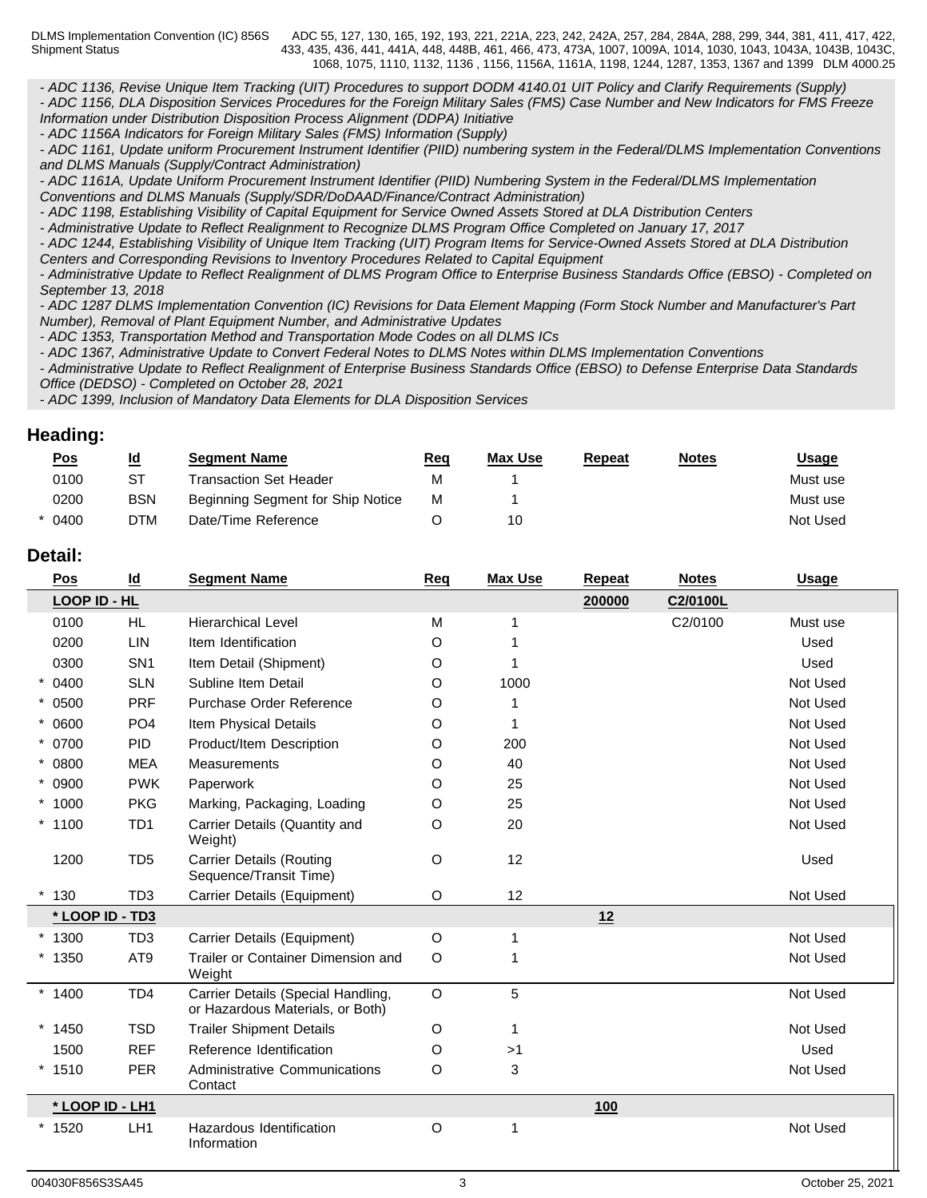- *ADC 1136, Revise Unique Item Tracking (UIT) Procedures to support DODM 4140.01 UIT Policy and Clarify Requirements (Supply)*
- *ADC 1156, DLA Disposition Services Procedures for the Foreign Military Sales (FMS) Case Number and New Indicators for FMS Freeze Information under Distribution Disposition Process Alignment (DDPA) Initiative*
- *ADC 1156A Indicators for Foreign Military Sales (FMS) Information (Supply)*
- *ADC 1161, Update uniform Procurement Instrument Identifier (PIID) numbering system in the Federal/DLMS Implementation Conventions and DLMS Manuals (Supply/Contract Administration)*
- *ADC 1161A, Update Uniform Procurement Instrument Identifier (PIID) Numbering System in the Federal/DLMS Implementation Conventions and DLMS Manuals (Supply/SDR/DoDAAD/Finance/Contract Administration)*
- *ADC 1198, Establishing Visibility of Capital Equipment for Service Owned Assets Stored at DLA Distribution Centers*
- *Administrative Update to Reflect Realignment to Recognize DLMS Program Office Completed on January 17, 2017*
- *ADC 1244, Establishing Visibility of Unique Item Tracking (UIT) Program Items for Service-Owned Assets Stored at DLA Distribution Centers and Corresponding Revisions to Inventory Procedures Related to Capital Equipment*
- *Administrative Update to Reflect Realignment of DLMS Program Office to Enterprise Business Standards Office (EBSO) - Completed on September 13, 2018*
- *ADC 1287 DLMS Implementation Convention (IC) Revisions for Data Element Mapping (Form Stock Number and Manufacturer's Part Number), Removal of Plant Equipment Number, and Administrative Updates*
- *ADC 1353, Transportation Method and Transportation Mode Codes on all DLMS ICs*
- *ADC 1367, Administrative Update to Convert Federal Notes to DLMS Notes within DLMS Implementation Conventions*
- *Administrative Update to Reflect Realignment of Enterprise Business Standards Office (EBSO) to Defense Enterprise Data Standards Office (DEDSO) - Completed on October 28, 2021*
- *ADC 1399, Inclusion of Mandatory Data Elements for DLA Disposition Services*

## Heading:

| Pos | Id | Segment Name | Req | Max Use | Repeat | Notes | Usage |
|---|---|---|---|---|---|---|---|
| 0100 | ST | Transaction Set Header | M | 1 | | | Must use |
| 0200 | BSN | Beginning Segment for Ship Notice | M | 1 | | | Must use |
| * 0400 | DTM | Date/Time Reference | O | 10 | | | Not Used |

## Detail:

| Pos | Id | Segment Name | Req | Max Use | Repeat | Notes | Usage |
|---|---|---|---|---|---|---|---|
| **LOOP ID - HL** | | | | | **200000** | **C2/0100L** | |
| 0100 | HL | Hierarchical Level | M | 1 | | C2/0100 | Must use |
| 0200 | LIN | Item Identification | O | 1 | | | Used |
| 0300 | SN1 | Item Detail (Shipment) | O | 1 | | | Used |
| * 0400 | SLN | Subline Item Detail | O | 1000 | | | Not Used |
| * 0500 | PRF | Purchase Order Reference | O | 1 | | | Not Used |
| * 0600 | PO4 | Item Physical Details | O | 1 | | | Not Used |
| * 0700 | PID | Product/Item Description | O | 200 | | | Not Used |
| * 0800 | MEA | Measurements | O | 40 | | | Not Used |
| * 0900 | PWK | Paperwork | O | 25 | | | Not Used |
| * 1000 | PKG | Marking, Packaging, Loading | O | 25 | | | Not Used |
| * 1100 | TD1 | Carrier Details (Quantity and Weight) | O | 20 | | | Not Used |
| 1200 | TD5 | Carrier Details (Routing Sequence/Transit Time) | O | 12 | | | Used |
| * 130 | TD3 | Carrier Details (Equipment) | O | 12 | | | Not Used |
| **\* LOOP ID - TD3** | | | | | **12** | | |
| * 1300 | TD3 | Carrier Details (Equipment) | O | 1 | | | Not Used |
| * 1350 | AT9 | Trailer or Container Dimension and Weight | O | 1 | | | Not Used |
| * 1400 | TD4 | Carrier Details (Special Handling, or Hazardous Materials, or Both) | O | 5 | | | Not Used |
| * 1450 | TSD | Trailer Shipment Details | O | 1 | | | Not Used |
| 1500 | REF | Reference Identification | O | >1 | | | Used |
| * 1510 | PER | Administrative Communications Contact | O | 3 | | | Not Used |
| **\* LOOP ID - LH1** | | | | | **100** | | |
| * 1520 | LH1 | Hazardous Identification Information | O | 1 | | | Not Used |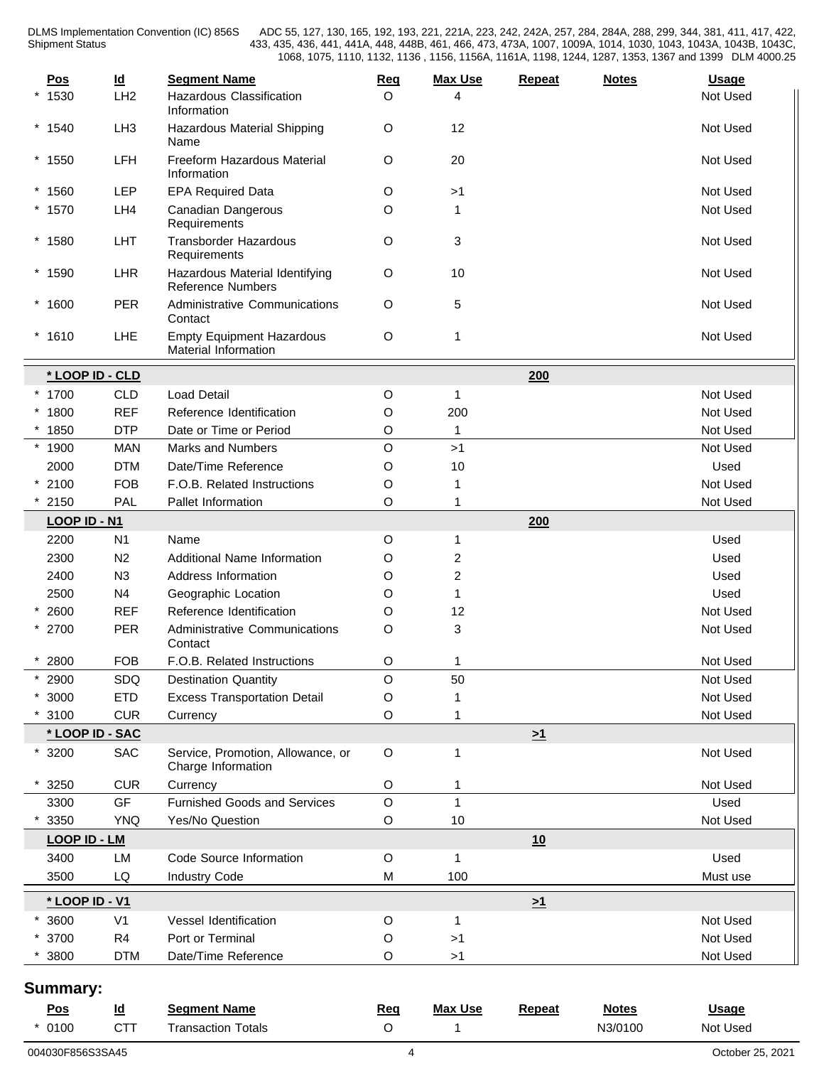| Pos | Id | Segment Name | Req | Max Use | Repeat | Notes | Usage |
|---|---|---|---|---|---|---|---|
| * 1530 | LH2 | Hazardous Classification Information | O | 4 | | | Not Used |
| * 1540 | LH3 | Hazardous Material Shipping Name | O | 12 | | | Not Used |
| * 1550 | LFH | Freeform Hazardous Material Information | O | 20 | | | Not Used |
| * 1560 | LEP | EPA Required Data | O | >1 | | | Not Used |
| * 1570 | LH4 | Canadian Dangerous Requirements | O | 1 | | | Not Used |
| * 1580 | LHT | Transborder Hazardous Requirements | O | 3 | | | Not Used |
| * 1590 | LHR | Hazardous Material Identifying Reference Numbers | O | 10 | | | Not Used |
| * 1600 | PER | Administrative Communications Contact | O | 5 | | | Not Used |
| * 1610 | LHE | Empty Equipment Hazardous Material Information | O | 1 | | | Not Used |
| **\* LOOP ID - CLD** | | | | | **200** | | |
| * 1700 | CLD | Load Detail | O | 1 | | | Not Used |
| * 1800 | REF | Reference Identification | O | 200 | | | Not Used |
| * 1850 | DTP | Date or Time or Period | O | 1 | | | Not Used |
| * 1900 | MAN | Marks and Numbers | O | >1 | | | Not Used |
| 2000 | DTM | Date/Time Reference | O | 10 | | | Used |
| * 2100 | FOB | F.O.B. Related Instructions | O | 1 | | | Not Used |
| * 2150 | PAL | Pallet Information | O | 1 | | | Not Used |
| **LOOP ID - N1** | | | | | **200** | | |
| 2200 | N1 | Name | O | 1 | | | Used |
| 2300 | N2 | Additional Name Information | O | 2 | | | Used |
| 2400 | N3 | Address Information | O | 2 | | | Used |
| 2500 | N4 | Geographic Location | O | 1 | | | Used |
| * 2600 | REF | Reference Identification | O | 12 | | | Not Used |
| * 2700 | PER | Administrative Communications Contact | O | 3 | | | Not Used |
| * 2800 | FOB | F.O.B. Related Instructions | O | 1 | | | Not Used |
| * 2900 | SDQ | Destination Quantity | O | 50 | | | Not Used |
| * 3000 | ETD | Excess Transportation Detail | O | 1 | | | Not Used |
| * 3100 | CUR | Currency | O | 1 | | | Not Used |
| **\* LOOP ID - SAC** | | | | | **>1** | | |
| * 3200 | SAC | Service, Promotion, Allowance, or Charge Information | O | 1 | | | Not Used |
| * 3250 | CUR | Currency | O | 1 | | | Not Used |
| 3300 | GF | Furnished Goods and Services | O | 1 | | | Used |
| * 3350 | YNQ | Yes/No Question | O | 10 | | | Not Used |
| **LOOP ID - LM** | | | | | **10** | | |
| 3400 | LM | Code Source Information | O | 1 | | | Used |
| 3500 | LQ | Industry Code | M | 100 | | | Must use |
| **\* LOOP ID - V1** | | | | | **>1** | | |
| * 3600 | V1 | Vessel Identification | O | 1 | | | Not Used |
| * 3700 | R4 | Port or Terminal | O | >1 | | | Not Used |
| * 3800 | DTM | Date/Time Reference | O | >1 | | | Not Used |

## Summary:

| Pos | Id | Segment Name | Req | Max Use | Repeat | Notes | Usage |
|---|---|---|---|---|---|---|---|
| * 0100 | CTT | Transaction Totals | O | 1 | | N3/0100 | Not Used |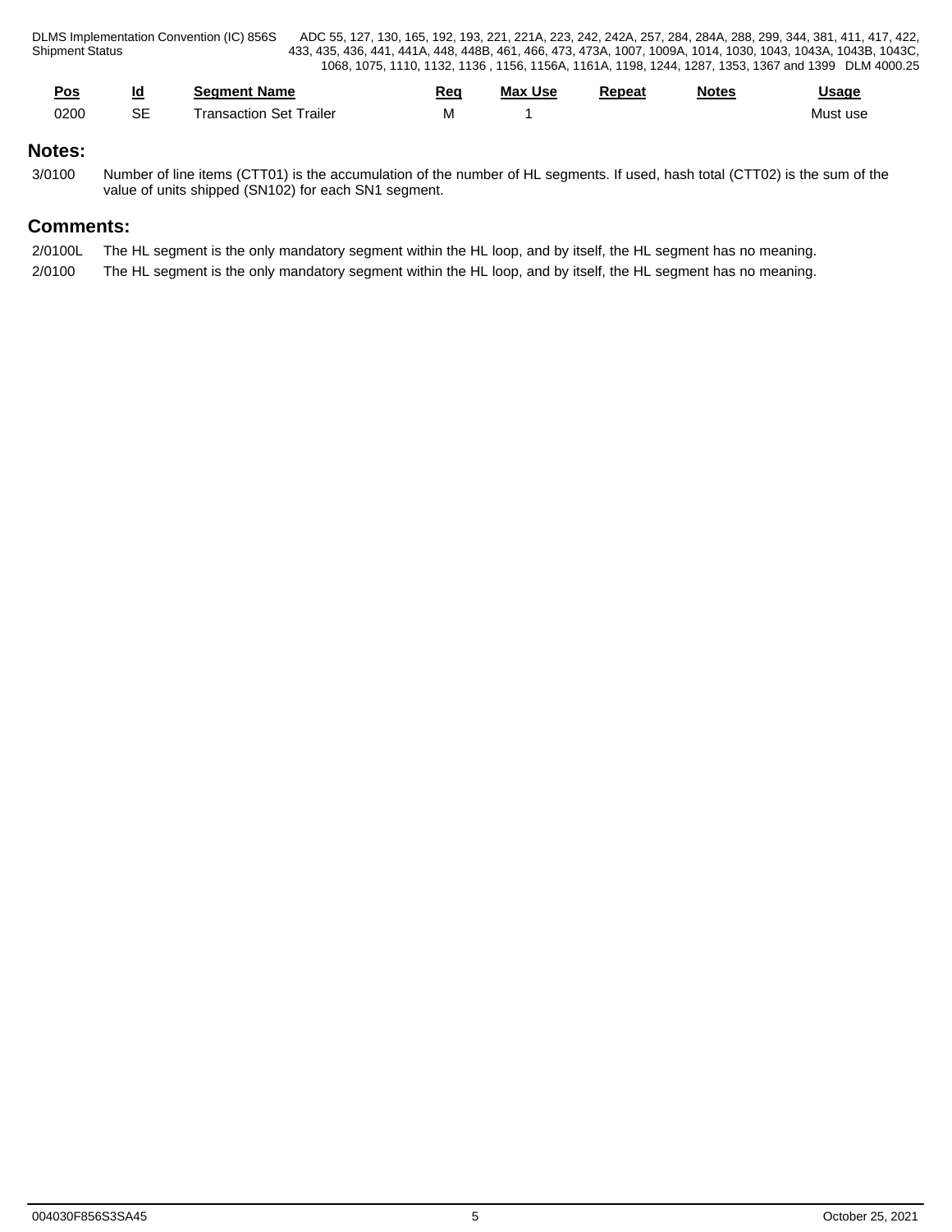| Pos | Id | Segment Name | Req | Max Use | Repeat | Notes | Usage |
|---|---|---|---|---|---|---|---|
| 0200 | SE | Transaction Set Trailer | M | 1 | | | Must use |

## Notes:

3/0100 Number of line items (CTT01) is the accumulation of the number of HL segments. If used, hash total (CTT02) is the sum of the value of units shipped (SN102) for each SN1 segment.

## Comments:

2/0100L The HL segment is the only mandatory segment within the HL loop, and by itself, the HL segment has no meaning.

2/0100 The HL segment is the only mandatory segment within the HL loop, and by itself, the HL segment has no meaning.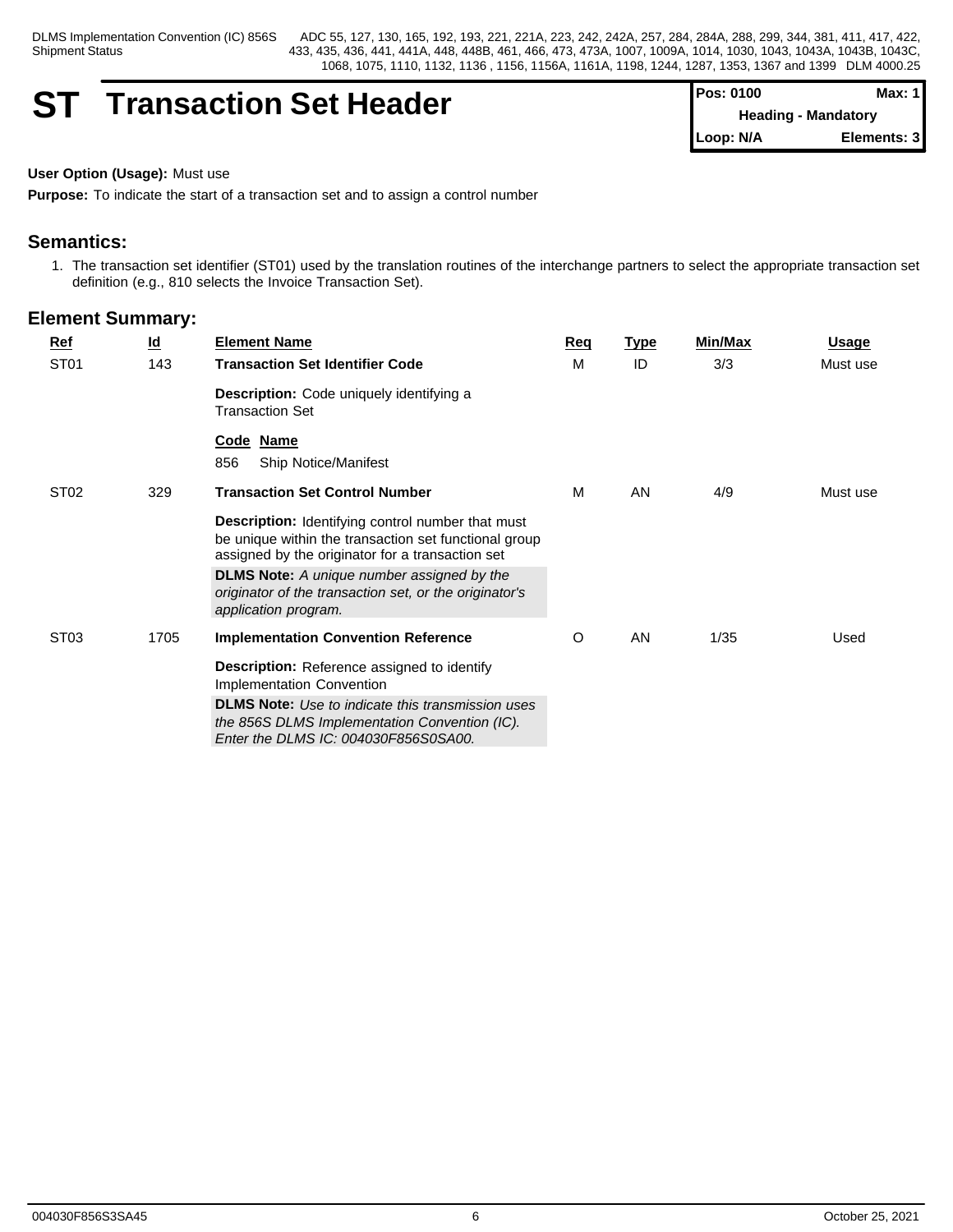# ST Transaction Set Header

| Pos: 0100 | Max: 1 |
|---|---|
| Heading - Mandatory | |
| Loop: N/A | Elements: 3 |

**User Option (Usage):** Must use

**Purpose:** To indicate the start of a transaction set and to assign a control number

## Semantics:

1. The transaction set identifier (ST01) used by the translation routines of the interchange partners to select the appropriate transaction set definition (e.g., 810 selects the Invoice Transaction Set).

## Element Summary:

| Ref | Id | Element Name | Req | Type | Min/Max | Usage |
|---|---|---|---|---|---|---|
| ST01 | 143 | **Transaction Set Identifier Code**<br><br>**Description:** Code uniquely identifying a Transaction Set<br><br>**Code Name**<br>856 Ship Notice/Manifest | M | ID | 3/3 | Must use |
| ST02 | 329 | **Transaction Set Control Number**<br><br>**Description:** Identifying control number that must be unique within the transaction set functional group assigned by the originator for a transaction set<br>**DLMS Note:** *A unique number assigned by the originator of the transaction set, or the originator's application program.* | M | AN | 4/9 | Must use |
| ST03 | 1705 | **Implementation Convention Reference**<br><br>**Description:** Reference assigned to identify Implementation Convention<br>**DLMS Note:** *Use to indicate this transmission uses the 856S DLMS Implementation Convention (IC). Enter the DLMS IC: 004030F856S0SA00.* | O | AN | 1/35 | Used |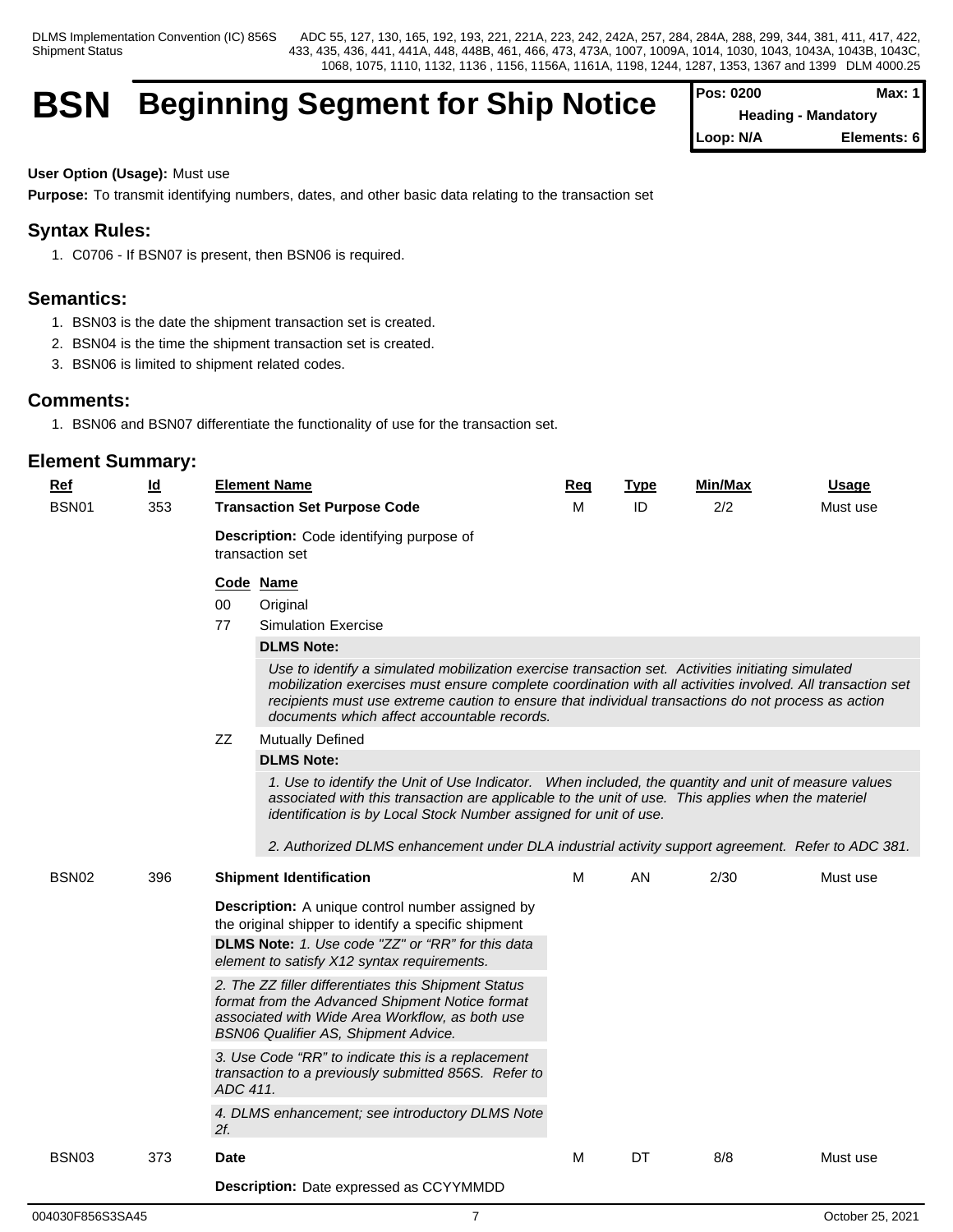# BSN Beginning Segment for Ship Notice

| Pos: 0200 | Max: 1 |
|---|---|
| Heading - Mandatory | |
| Loop: N/A | Elements: 6 |

**User Option (Usage):** Must use

**Purpose:** To transmit identifying numbers, dates, and other basic data relating to the transaction set

## Syntax Rules:

1. C0706 - If BSN07 is present, then BSN06 is required.

## Semantics:

1. BSN03 is the date the shipment transaction set is created.
2. BSN04 is the time the shipment transaction set is created.
3. BSN06 is limited to shipment related codes.

## Comments:

1. BSN06 and BSN07 differentiate the functionality of use for the transaction set.

## Element Summary:

| Ref | Id | Element Name | Req | Type | Min/Max | Usage |
|---|---|---|---|---|---|---|
| BSN01 | 353 | **Transaction Set Purpose Code** | M | ID | 2/2 | Must use |

**Description:** Code identifying purpose of transaction set

| Code | Name |
|---|---|
| 00 | Original |
| 77 | Simulation Exercise |
| ZZ | Mutually Defined |

77 — **DLMS Note:**

*Use to identify a simulated mobilization exercise transaction set. Activities initiating simulated mobilization exercises must ensure complete coordination with all activities involved. All transaction set recipients must use extreme caution to ensure that individual transactions do not process as action documents which affect accountable records.*

ZZ — **DLMS Note:**

*1. Use to identify the Unit of Use Indicator. When included, the quantity and unit of measure values associated with this transaction are applicable to the unit of use. This applies when the materiel identification is by Local Stock Number assigned for unit of use.*

*2. Authorized DLMS enhancement under DLA industrial activity support agreement. Refer to ADC 381.*

| Ref | Id | Element Name | Req | Type | Min/Max | Usage |
|---|---|---|---|---|---|---|
| BSN02 | 396 | **Shipment Identification** | M | AN | 2/30 | Must use |

**Description:** A unique control number assigned by the original shipper to identify a specific shipment

**DLMS Note:** *1. Use code "ZZ" or "RR" for this data element to satisfy X12 syntax requirements.*

*2. The ZZ filler differentiates this Shipment Status format from the Advanced Shipment Notice format associated with Wide Area Workflow, as both use BSN06 Qualifier AS, Shipment Advice.*

*3. Use Code "RR" to indicate this is a replacement transaction to a previously submitted 856S. Refer to ADC 411.*

*4. DLMS enhancement; see introductory DLMS Note 2f.*

| Ref | Id | Element Name | Req | Type | Min/Max | Usage |
|---|---|---|---|---|---|---|
| BSN03 | 373 | **Date** | M | DT | 8/8 | Must use |

**Description:** Date expressed as CCYYMMDD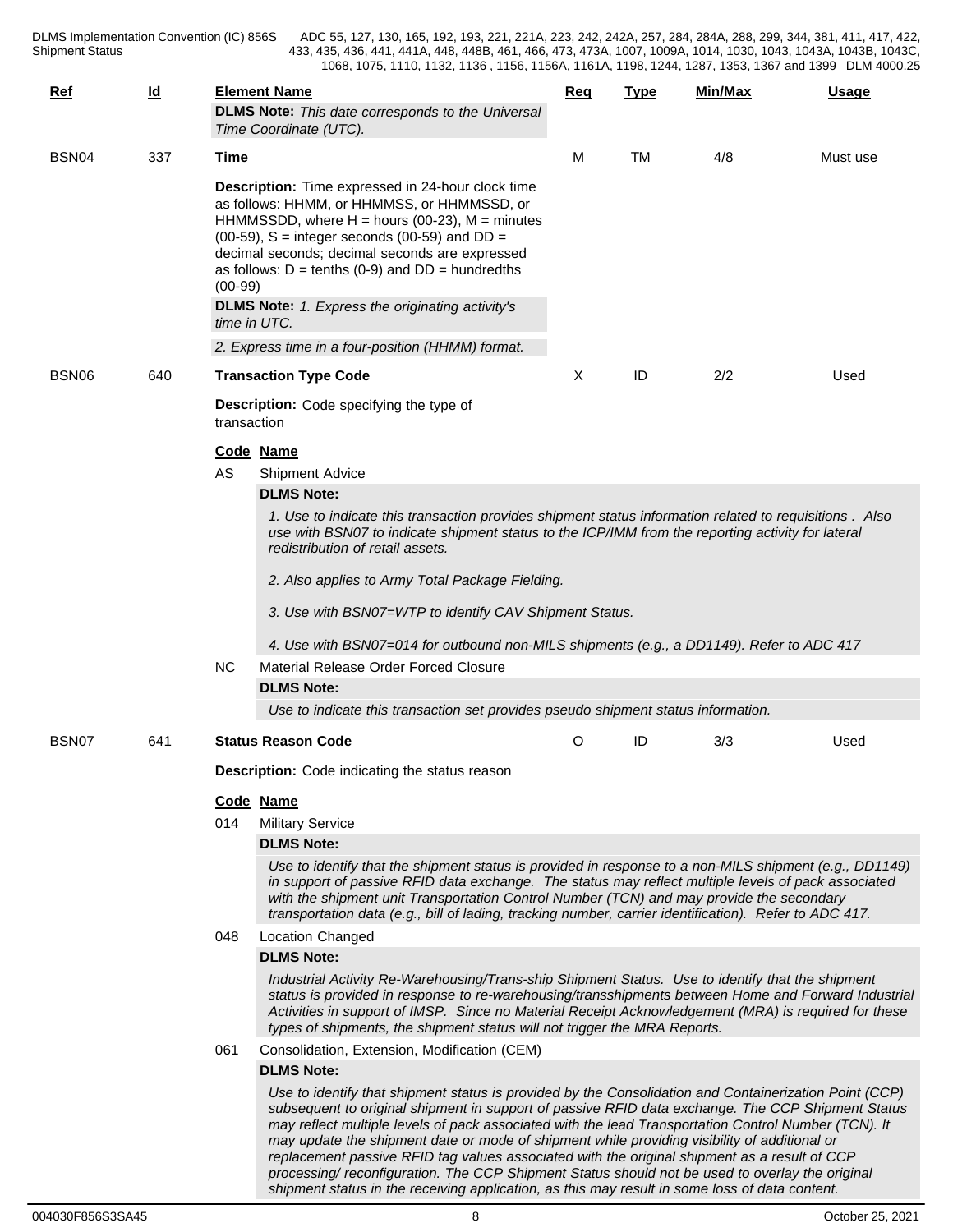| Ref | Id | Element Name | Req | Type | Min/Max | Usage |
|---|---|---|---|---|---|---|
| | | **DLMS Note:** *This date corresponds to the Universal Time Coordinate (UTC).* | | | | |
| BSN04 | 337 | **Time** | M | TM | 4/8 | Must use |

**Description:** Time expressed in 24-hour clock time as follows: HHMM, or HHMMSS, or HHMMSSD, or HHMMSSDD, where H = hours (00-23), M = minutes (00-59), S = integer seconds (00-59) and DD = decimal seconds; decimal seconds are expressed as follows: D = tenths (0-9) and DD = hundredths (00-99)

**DLMS Note:** *1. Express the originating activity's time in UTC.*

*2. Express time in a four-position (HHMM) format.*

| Ref | Id | Element Name | Req | Type | Min/Max | Usage |
|---|---|---|---|---|---|---|
| BSN06 | 640 | **Transaction Type Code** | X | ID | 2/2 | Used |

**Description:** Code specifying the type of transaction

| Code | Name |
|---|---|
| AS | Shipment Advice |

**DLMS Note:**

*1. Use to indicate this transaction provides shipment status information related to requisitions . Also use with BSN07 to indicate shipment status to the ICP/IMM from the reporting activity for lateral redistribution of retail assets.*

*2. Also applies to Army Total Package Fielding.*

*3. Use with BSN07=WTP to identify CAV Shipment Status.*

*4. Use with BSN07=014 for outbound non-MILS shipments (e.g., a DD1149). Refer to ADC 417*

| Code | Name |
|---|---|
| NC | Material Release Order Forced Closure |

**DLMS Note:**

*Use to indicate this transaction set provides pseudo shipment status information.*

| Ref | Id | Element Name | Req | Type | Min/Max | Usage |
|---|---|---|---|---|---|---|
| BSN07 | 641 | **Status Reason Code** | O | ID | 3/3 | Used |

**Description:** Code indicating the status reason

| Code | Name |
|---|---|
| 014 | Military Service |

**DLMS Note:**

*Use to identify that the shipment status is provided in response to a non-MILS shipment (e.g., DD1149) in support of passive RFID data exchange. The status may reflect multiple levels of pack associated with the shipment unit Transportation Control Number (TCN) and may provide the secondary transportation data (e.g., bill of lading, tracking number, carrier identification). Refer to ADC 417.*

| Code | Name |
|---|---|
| 048 | Location Changed |

**DLMS Note:**

*Industrial Activity Re-Warehousing/Trans-ship Shipment Status. Use to identify that the shipment status is provided in response to re-warehousing/transshipments between Home and Forward Industrial Activities in support of IMSP. Since no Material Receipt Acknowledgement (MRA) is required for these types of shipments, the shipment status will not trigger the MRA Reports.*

| Code | Name |
|---|---|
| 061 | Consolidation, Extension, Modification (CEM) |

**DLMS Note:**

*Use to identify that shipment status is provided by the Consolidation and Containerization Point (CCP) subsequent to original shipment in support of passive RFID data exchange. The CCP Shipment Status may reflect multiple levels of pack associated with the lead Transportation Control Number (TCN). It may update the shipment date or mode of shipment while providing visibility of additional or replacement passive RFID tag values associated with the original shipment as a result of CCP processing/ reconfiguration. The CCP Shipment Status should not be used to overlay the original shipment status in the receiving application, as this may result in some loss of data content.*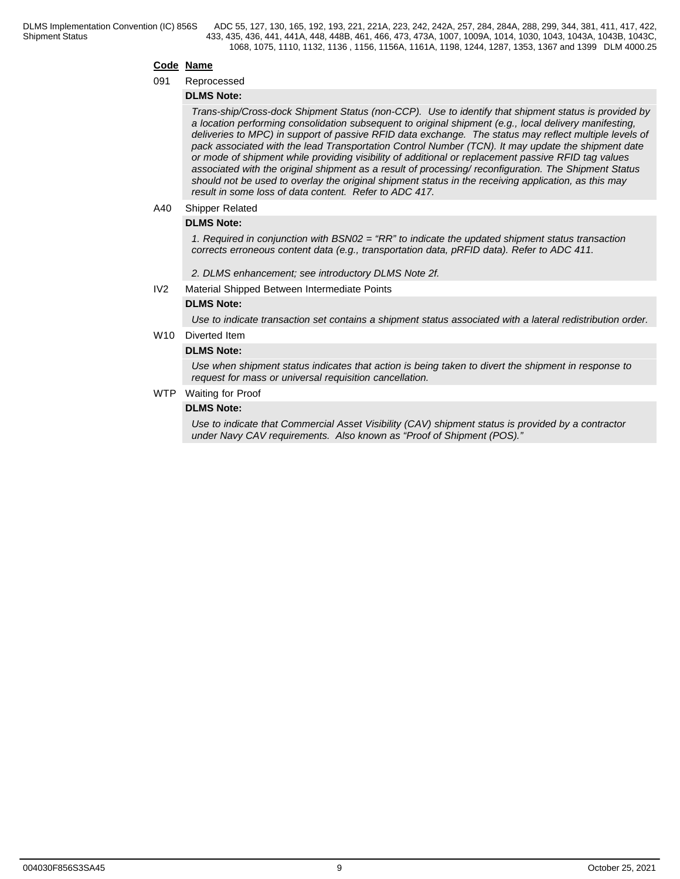**Code** **Name**

091 Reprocessed

**DLMS Note:**

*Trans-ship/Cross-dock Shipment Status (non-CCP). Use to identify that shipment status is provided by a location performing consolidation subsequent to original shipment (e.g., local delivery manifesting, deliveries to MPC) in support of passive RFID data exchange. The status may reflect multiple levels of pack associated with the lead Transportation Control Number (TCN). It may update the shipment date or mode of shipment while providing visibility of additional or replacement passive RFID tag values associated with the original shipment as a result of processing/ reconfiguration. The Shipment Status should not be used to overlay the original shipment status in the receiving application, as this may result in some loss of data content. Refer to ADC 417.*

A40 Shipper Related

**DLMS Note:**

*1. Required in conjunction with BSN02 = "RR" to indicate the updated shipment status transaction corrects erroneous content data (e.g., transportation data, pRFID data). Refer to ADC 411.*

*2. DLMS enhancement; see introductory DLMS Note 2f.*

IV2 Material Shipped Between Intermediate Points

**DLMS Note:**

*Use to indicate transaction set contains a shipment status associated with a lateral redistribution order.*

W10 Diverted Item

**DLMS Note:**

*Use when shipment status indicates that action is being taken to divert the shipment in response to request for mass or universal requisition cancellation.*

WTP Waiting for Proof

**DLMS Note:**

*Use to indicate that Commercial Asset Visibility (CAV) shipment status is provided by a contractor under Navy CAV requirements. Also known as "Proof of Shipment (POS)."*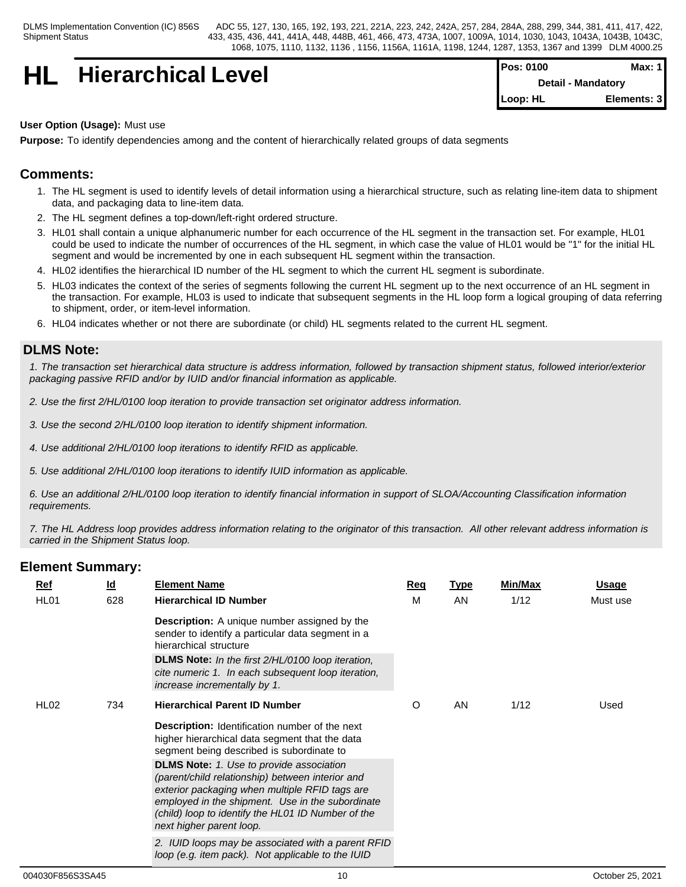# HL Hierarchical Level

| Pos: 0100 | Max: 1 |
|---|---|
| Detail - Mandatory | |
| Loop: HL | Elements: 3 |

**User Option (Usage):** Must use

**Purpose:** To identify dependencies among and the content of hierarchically related groups of data segments

## Comments:

1. The HL segment is used to identify levels of detail information using a hierarchical structure, such as relating line-item data to shipment data, and packaging data to line-item data.
2. The HL segment defines a top-down/left-right ordered structure.
3. HL01 shall contain a unique alphanumeric number for each occurrence of the HL segment in the transaction set. For example, HL01 could be used to indicate the number of occurrences of the HL segment, in which case the value of HL01 would be "1" for the initial HL segment and would be incremented by one in each subsequent HL segment within the transaction.
4. HL02 identifies the hierarchical ID number of the HL segment to which the current HL segment is subordinate.
5. HL03 indicates the context of the series of segments following the current HL segment up to the next occurrence of an HL segment in the transaction. For example, HL03 is used to indicate that subsequent segments in the HL loop form a logical grouping of data referring to shipment, order, or item-level information.
6. HL04 indicates whether or not there are subordinate (or child) HL segments related to the current HL segment.

## DLMS Note:

*1. The transaction set hierarchical data structure is address information, followed by transaction shipment status, followed interior/exterior packaging passive RFID and/or by IUID and/or financial information as applicable.*

*2. Use the first 2/HL/0100 loop iteration to provide transaction set originator address information.*

*3. Use the second 2/HL/0100 loop iteration to identify shipment information.*

*4. Use additional 2/HL/0100 loop iterations to identify RFID as applicable.*

*5. Use additional 2/HL/0100 loop iterations to identify IUID information as applicable.*

*6. Use an additional 2/HL/0100 loop iteration to identify financial information in support of SLOA/Accounting Classification information requirements.*

*7. The HL Address loop provides address information relating to the originator of this transaction. All other relevant address information is carried in the Shipment Status loop.*

## Element Summary:

| Ref | Id | Element Name | Req | Type | Min/Max | Usage |
|---|---|---|---|---|---|---|
| HL01 | 628 | **Hierarchical ID Number**<br><br>**Description:** A unique number assigned by the sender to identify a particular data segment in a hierarchical structure<br><br>**DLMS Note:** *In the first 2/HL/0100 loop iteration, cite numeric 1. In each subsequent loop iteration, increase incrementally by 1.* | M | AN | 1/12 | Must use |
| HL02 | 734 | **Hierarchical Parent ID Number**<br><br>**Description:** Identification number of the next higher hierarchical data segment that the data segment being described is subordinate to<br><br>**DLMS Note:** *1. Use to provide association (parent/child relationship) between interior and exterior packaging when multiple RFID tags are employed in the shipment. Use in the subordinate (child) loop to identify the HL01 ID Number of the next higher parent loop.*<br><br>*2. IUID loops may be associated with a parent RFID loop (e.g. item pack). Not applicable to the IUID* | O | AN | 1/12 | Used |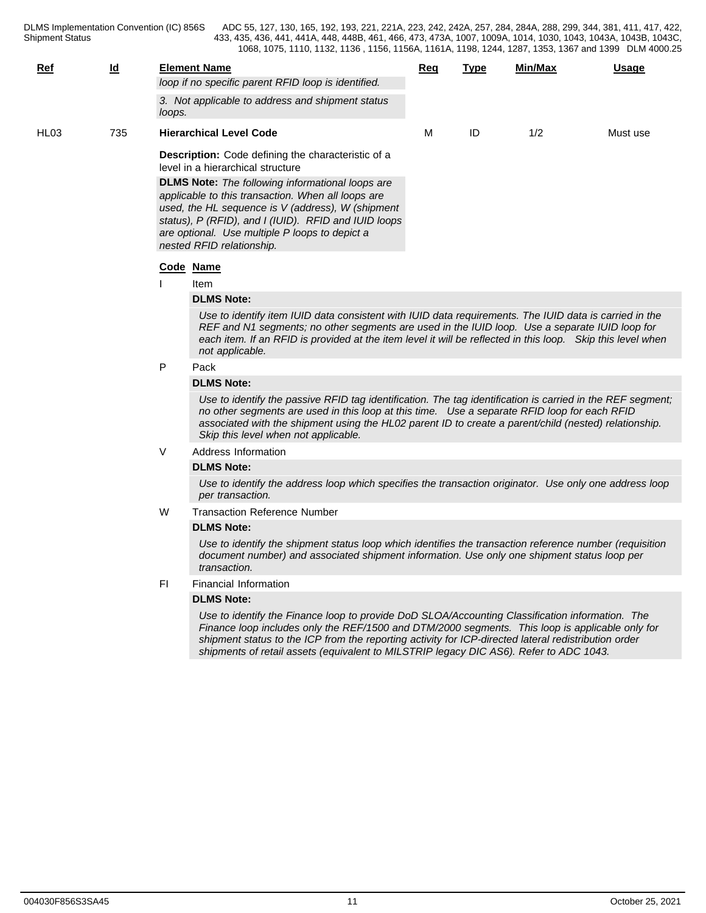| Ref | Id | Element Name | Req | Type | Min/Max | Usage |
|---|---|---|---|---|---|---|
| | | *loop if no specific parent RFID loop is identified.* | | | | |
| | | *3. Not applicable to address and shipment status loops.* | | | | |
| HL03 | 735 | **Hierarchical Level Code** | M | ID | 1/2 | Must use |

**Description:** Code defining the characteristic of a level in a hierarchical structure

**DLMS Note:** *The following informational loops are applicable to this transaction. When all loops are used, the HL sequence is V (address), W (shipment status), P (RFID), and I (IUID). RFID and IUID loops are optional. Use multiple P loops to depict a nested RFID relationship.*

| Code | Name |
|---|---|
| I | Item |

**DLMS Note:**

*Use to identify item IUID data consistent with IUID data requirements. The IUID data is carried in the REF and N1 segments; no other segments are used in the IUID loop. Use a separate IUID loop for each item. If an RFID is provided at the item level it will be reflected in this loop. Skip this level when not applicable.*

| Code | Name |
|---|---|
| P | Pack |

**DLMS Note:**

*Use to identify the passive RFID tag identification. The tag identification is carried in the REF segment; no other segments are used in this loop at this time. Use a separate RFID loop for each RFID associated with the shipment using the HL02 parent ID to create a parent/child (nested) relationship. Skip this level when not applicable.*

| Code | Name |
|---|---|
| V | Address Information |

**DLMS Note:**

*Use to identify the address loop which specifies the transaction originator. Use only one address loop per transaction.*

| Code | Name |
|---|---|
| W | Transaction Reference Number |

**DLMS Note:**

*Use to identify the shipment status loop which identifies the transaction reference number (requisition document number) and associated shipment information. Use only one shipment status loop per transaction.*

| Code | Name |
|---|---|
| FI | Financial Information |

**DLMS Note:**

*Use to identify the Finance loop to provide DoD SLOA/Accounting Classification information. The Finance loop includes only the REF/1500 and DTM/2000 segments. This loop is applicable only for shipment status to the ICP from the reporting activity for ICP-directed lateral redistribution order shipments of retail assets (equivalent to MILSTRIP legacy DIC AS6). Refer to ADC 1043.*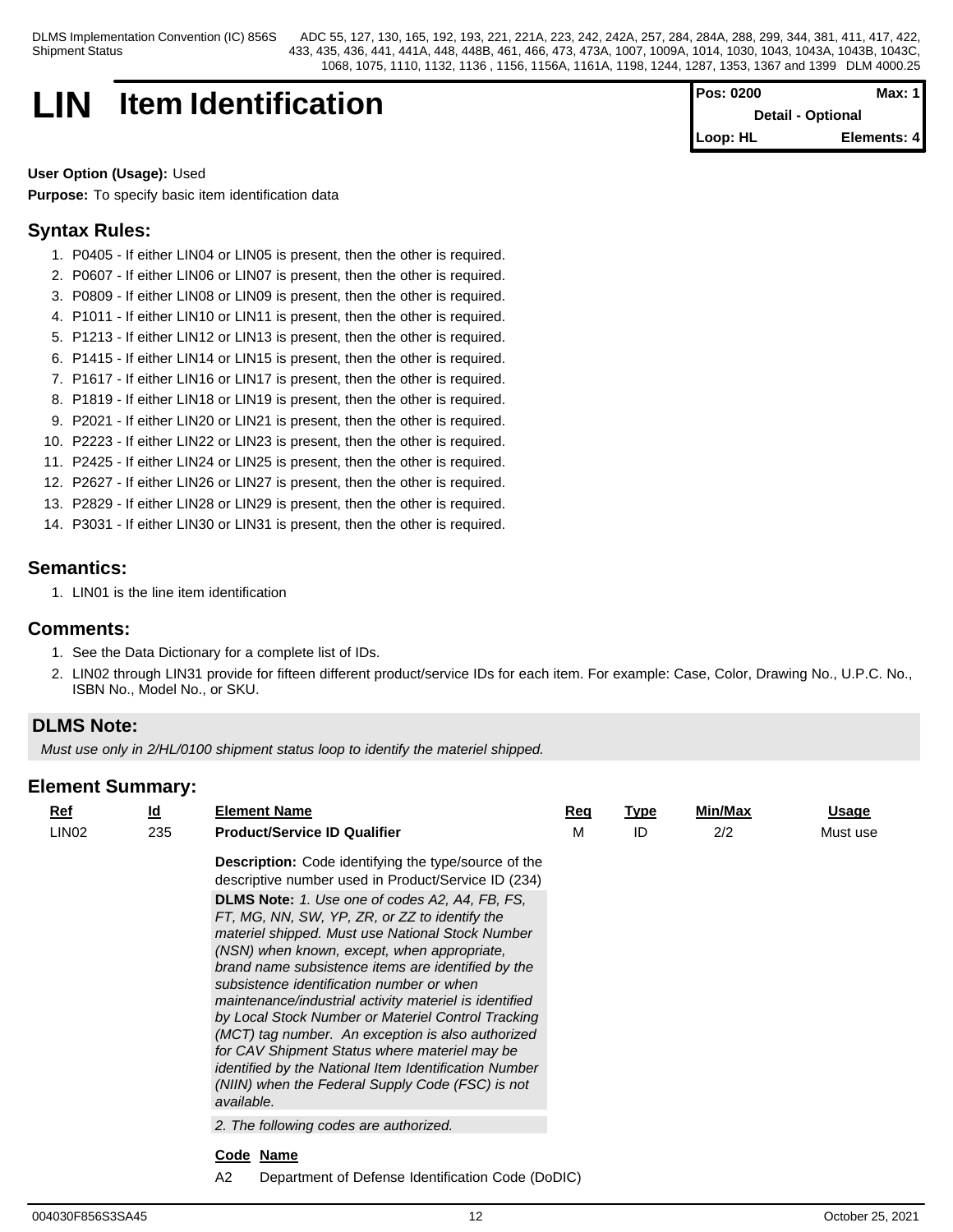# LIN Item Identification

| Pos: 0200 | Max: 1 |
|---|---|
| Detail - Optional | |
| Loop: HL | Elements: 4 |

**User Option (Usage):** Used

**Purpose:** To specify basic item identification data

## Syntax Rules:

1. P0405 - If either LIN04 or LIN05 is present, then the other is required.
2. P0607 - If either LIN06 or LIN07 is present, then the other is required.
3. P0809 - If either LIN08 or LIN09 is present, then the other is required.
4. P1011 - If either LIN10 or LIN11 is present, then the other is required.
5. P1213 - If either LIN12 or LIN13 is present, then the other is required.
6. P1415 - If either LIN14 or LIN15 is present, then the other is required.
7. P1617 - If either LIN16 or LIN17 is present, then the other is required.
8. P1819 - If either LIN18 or LIN19 is present, then the other is required.
9. P2021 - If either LIN20 or LIN21 is present, then the other is required.
10. P2223 - If either LIN22 or LIN23 is present, then the other is required.
11. P2425 - If either LIN24 or LIN25 is present, then the other is required.
12. P2627 - If either LIN26 or LIN27 is present, then the other is required.
13. P2829 - If either LIN28 or LIN29 is present, then the other is required.
14. P3031 - If either LIN30 or LIN31 is present, then the other is required.

## Semantics:

1. LIN01 is the line item identification

## Comments:

1. See the Data Dictionary for a complete list of IDs.
2. LIN02 through LIN31 provide for fifteen different product/service IDs for each item. For example: Case, Color, Drawing No., U.P.C. No., ISBN No., Model No., or SKU.

## DLMS Note:

*Must use only in 2/HL/0100 shipment status loop to identify the materiel shipped.*

## Element Summary:

| Ref | Id | Element Name | Req | Type | Min/Max | Usage |
|---|---|---|---|---|---|---|
| LIN02 | 235 | **Product/Service ID Qualifier** | M | ID | 2/2 | Must use |

**Description:** Code identifying the type/source of the descriptive number used in Product/Service ID (234)

**DLMS Note:** *1. Use one of codes A2, A4, FB, FS, FT, MG, NN, SW, YP, ZR, or ZZ to identify the materiel shipped. Must use National Stock Number (NSN) when known, except, when appropriate, brand name subsistence items are identified by the subsistence identification number or when maintenance/industrial activity materiel is identified by Local Stock Number or Materiel Control Tracking (MCT) tag number. An exception is also authorized for CAV Shipment Status where materiel may be identified by the National Item Identification Number (NIIN) when the Federal Supply Code (FSC) is not available.*

*2. The following codes are authorized.*

| Code | Name |
|---|---|
| A2 | Department of Defense Identification Code (DoDIC) |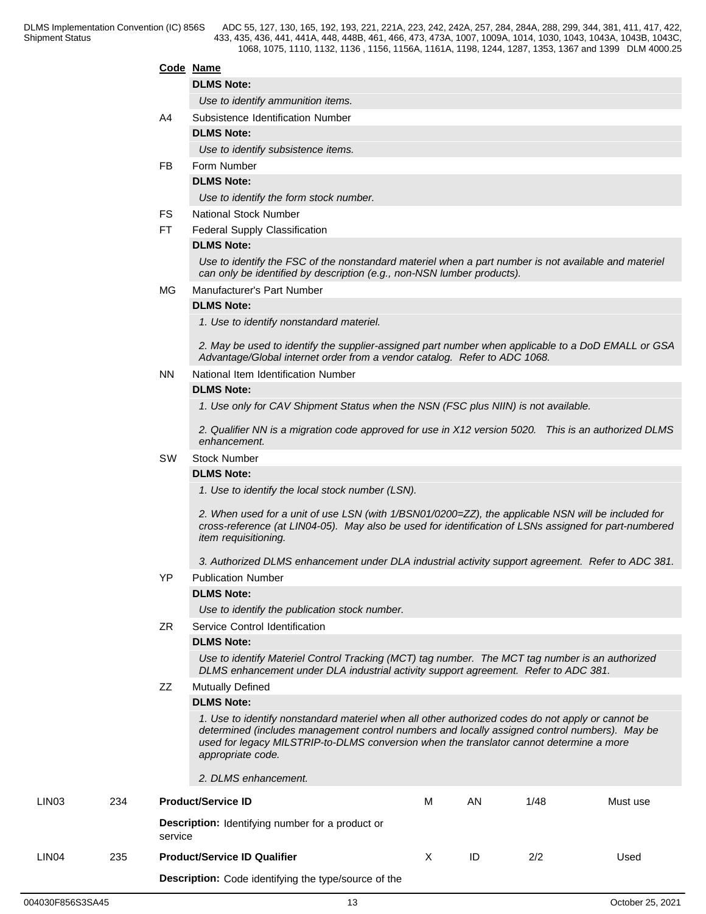| Code | Name |
|---|---|
| | **DLMS Note:** |
| | *Use to identify ammunition items.* |
| A4 | Subsistence Identification Number |
| | **DLMS Note:** |
| | *Use to identify subsistence items.* |
| FB | Form Number |
| | **DLMS Note:** |
| | *Use to identify the form stock number.* |
| FS | National Stock Number |
| FT | Federal Supply Classification |
| | **DLMS Note:** |
| | *Use to identify the FSC of the nonstandard materiel when a part number is not available and materiel can only be identified by description (e.g., non-NSN lumber products).* |
| MG | Manufacturer's Part Number |
| | **DLMS Note:** |
| | *1. Use to identify nonstandard materiel.*<br><br>*2. May be used to identify the supplier-assigned part number when applicable to a DoD EMALL or GSA Advantage/Global internet order from a vendor catalog. Refer to ADC 1068.* |
| NN | National Item Identification Number |
| | **DLMS Note:** |
| | *1. Use only for CAV Shipment Status when the NSN (FSC plus NIIN) is not available.*<br><br>*2. Qualifier NN is a migration code approved for use in X12 version 5020. This is an authorized DLMS enhancement.* |
| SW | Stock Number |
| | **DLMS Note:** |
| | *1. Use to identify the local stock number (LSN).*<br><br>*2. When used for a unit of use LSN (with 1/BSN01/0200=ZZ), the applicable NSN will be included for cross-reference (at LIN04-05). May also be used for identification of LSNs assigned for part-numbered item requisitioning.*<br><br>*3. Authorized DLMS enhancement under DLA industrial activity support agreement. Refer to ADC 381.* |
| YP | Publication Number |
| | **DLMS Note:** |
| | *Use to identify the publication stock number.* |
| ZR | Service Control Identification |
| | **DLMS Note:** |
| | *Use to identify Materiel Control Tracking (MCT) tag number. The MCT tag number is an authorized DLMS enhancement under DLA industrial activity support agreement. Refer to ADC 381.* |
| ZZ | Mutually Defined |
| | **DLMS Note:** |
| | *1. Use to identify nonstandard materiel when all other authorized codes do not apply or cannot be determined (includes management control numbers and locally assigned control numbers). May be used for legacy MILSTRIP-to-DLMS conversion when the translator cannot determine a more appropriate code.*<br><br>*2. DLMS enhancement.* |

| Ref | ID | Element | Req | Type | Min/Max | Usage |
|---|---|---|---|---|---|---|
| LIN03 | 234 | **Product/Service ID**<br><br>**Description:** Identifying number for a product or service | M | AN | 1/48 | Must use |
| LIN04 | 235 | **Product/Service ID Qualifier**<br><br>**Description:** Code identifying the type/source of the | X | ID | 2/2 | Used |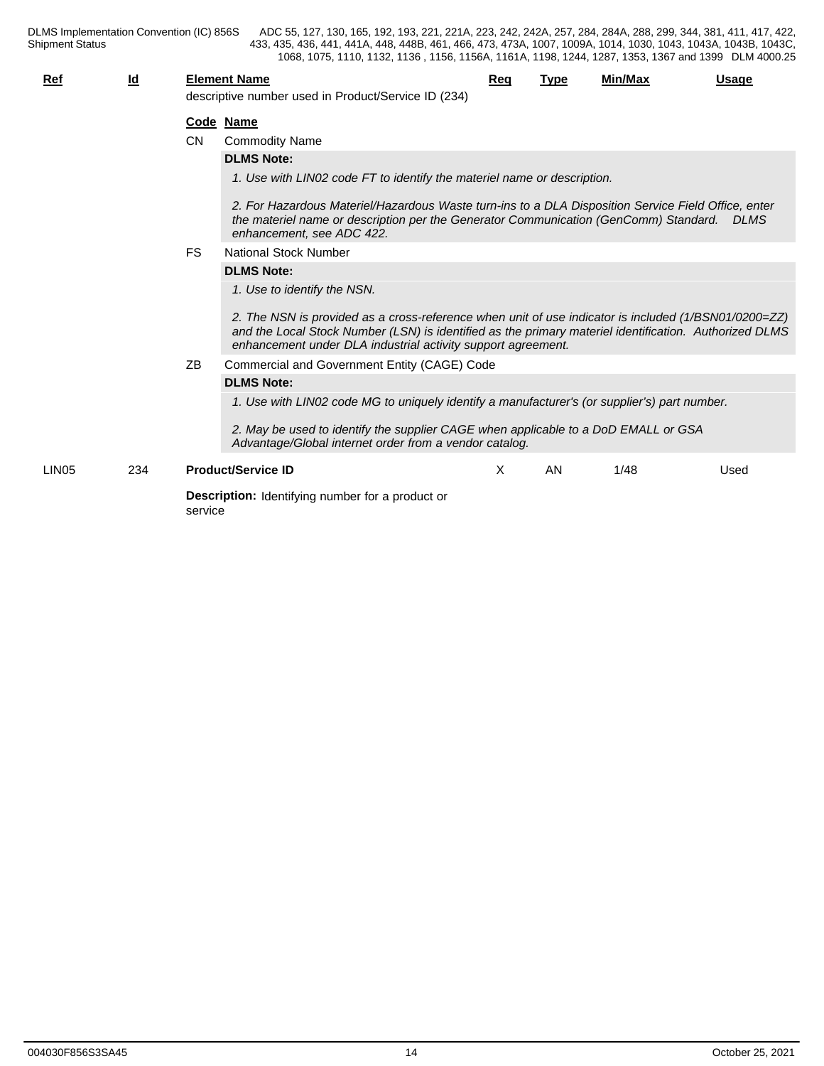| Ref | Id | Element Name | Req | Type | Min/Max | Usage |
|---|---|---|---|---|---|---|
| | | descriptive number used in Product/Service ID (234) | | | | |

**Code Name**

CN Commodity Name

**DLMS Note:**

*1. Use with LIN02 code FT to identify the materiel name or description.*

*2. For Hazardous Materiel/Hazardous Waste turn-ins to a DLA Disposition Service Field Office, enter the materiel name or description per the Generator Communication (GenComm) Standard. DLMS enhancement, see ADC 422.*

FS National Stock Number

**DLMS Note:**

*1. Use to identify the NSN.*

*2. The NSN is provided as a cross-reference when unit of use indicator is included (1/BSN01/0200=ZZ) and the Local Stock Number (LSN) is identified as the primary materiel identification. Authorized DLMS enhancement under DLA industrial activity support agreement.*

ZB Commercial and Government Entity (CAGE) Code

**DLMS Note:**

*1. Use with LIN02 code MG to uniquely identify a manufacturer's (or supplier's) part number.*

*2. May be used to identify the supplier CAGE when applicable to a DoD EMALL or GSA Advantage/Global internet order from a vendor catalog.*

| Ref | Id | Element Name | Req | Type | Min/Max | Usage |
|---|---|---|---|---|---|---|
| LIN05 | 234 | **Product/Service ID** | X | AN | 1/48 | Used |

**Description:** Identifying number for a product or service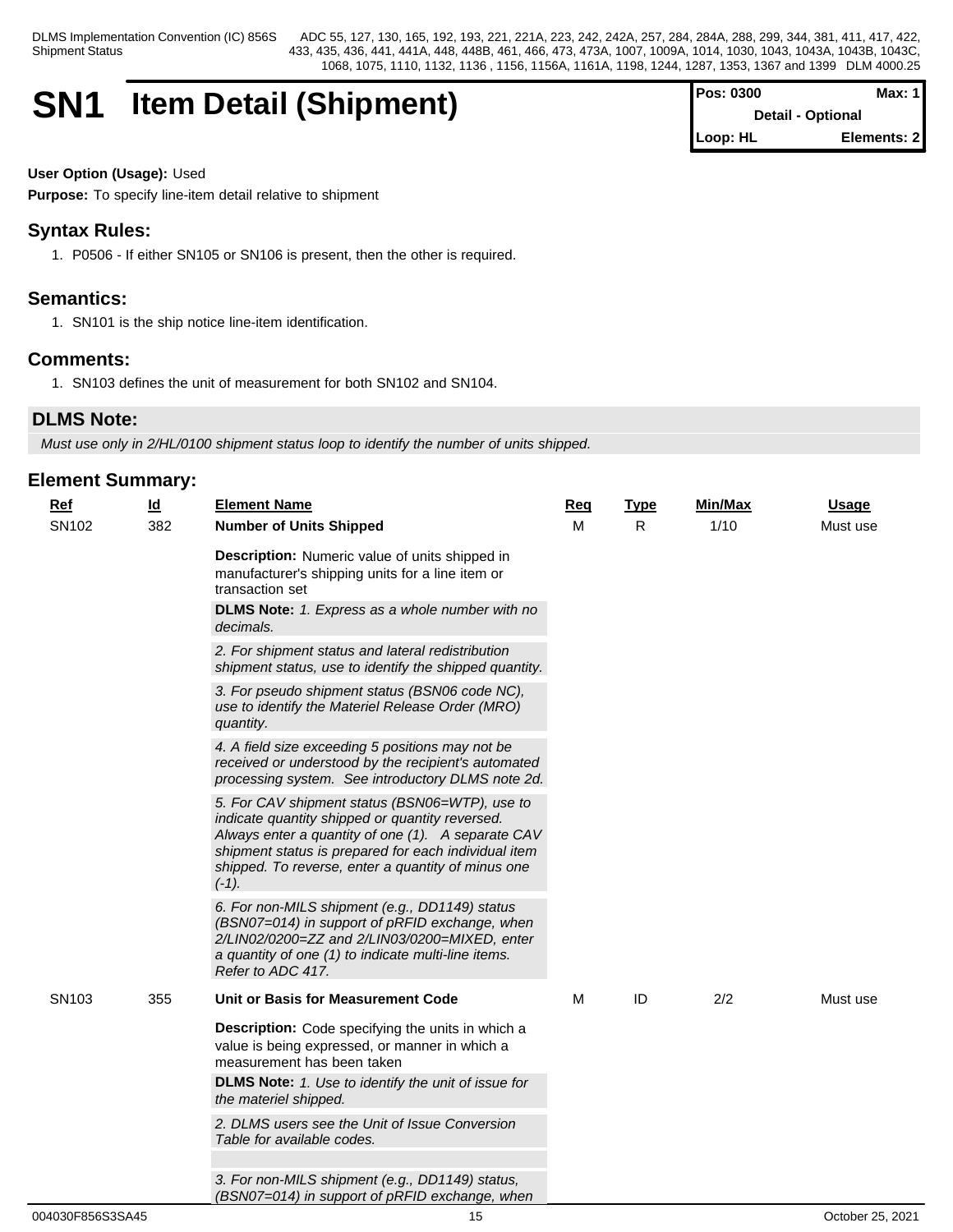# SN1 Item Detail (Shipment)

| Pos: 0300 | Max: 1 |
|---|---|
| Detail - Optional | |
| Loop: HL | Elements: 2 |

**User Option (Usage):** Used

**Purpose:** To specify line-item detail relative to shipment

## Syntax Rules:

1. P0506 - If either SN105 or SN106 is present, then the other is required.

## Semantics:

1. SN101 is the ship notice line-item identification.

## Comments:

1. SN103 defines the unit of measurement for both SN102 and SN104.

## DLMS Note:

*Must use only in 2/HL/0100 shipment status loop to identify the number of units shipped.*

## Element Summary:

| Ref | Id | Element Name | Req | Type | Min/Max | Usage |
|---|---|---|---|---|---|---|
| SN102 | 382 | **Number of Units Shipped** | M | R | 1/10 | Must use |
| | | **Description:** Numeric value of units shipped in manufacturer's shipping units for a line item or transaction set | | | | |
| | | **DLMS Note:** *1. Express as a whole number with no decimals.* | | | | |
| | | *2. For shipment status and lateral redistribution shipment status, use to identify the shipped quantity.* | | | | |
| | | *3. For pseudo shipment status (BSN06 code NC), use to identify the Materiel Release Order (MRO) quantity.* | | | | |
| | | *4. A field size exceeding 5 positions may not be received or understood by the recipient's automated processing system. See introductory DLMS note 2d.* | | | | |
| | | *5. For CAV shipment status (BSN06=WTP), use to indicate quantity shipped or quantity reversed. Always enter a quantity of one (1). A separate CAV shipment status is prepared for each individual item shipped. To reverse, enter a quantity of minus one (-1).* | | | | |
| | | *6. For non-MILS shipment (e.g., DD1149) status (BSN07=014) in support of pRFID exchange, when 2/LIN02/0200=ZZ and 2/LIN03/0200=MIXED, enter a quantity of one (1) to indicate multi-line items. Refer to ADC 417.* | | | | |
| SN103 | 355 | **Unit or Basis for Measurement Code** | M | ID | 2/2 | Must use |
| | | **Description:** Code specifying the units in which a value is being expressed, or manner in which a measurement has been taken | | | | |
| | | **DLMS Note:** *1. Use to identify the unit of issue for the materiel shipped.* | | | | |
| | | *2. DLMS users see the Unit of Issue Conversion Table for available codes.* | | | | |
| | | *3. For non-MILS shipment (e.g., DD1149) status, (BSN07=014) in support of pRFID exchange, when* | | | | |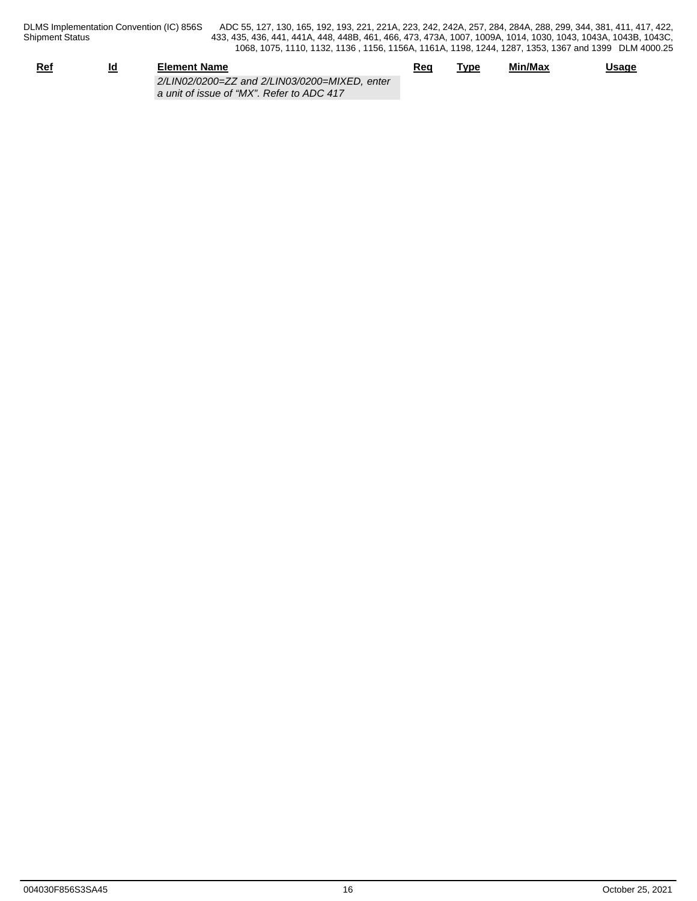| Ref | Id | Element Name | Req | Type | Min/Max | Usage |
|---|---|---|---|---|---|---|
| | | *2/LIN02/0200=ZZ and 2/LIN03/0200=MIXED, enter a unit of issue of "MX". Refer to ADC 417* | | | | |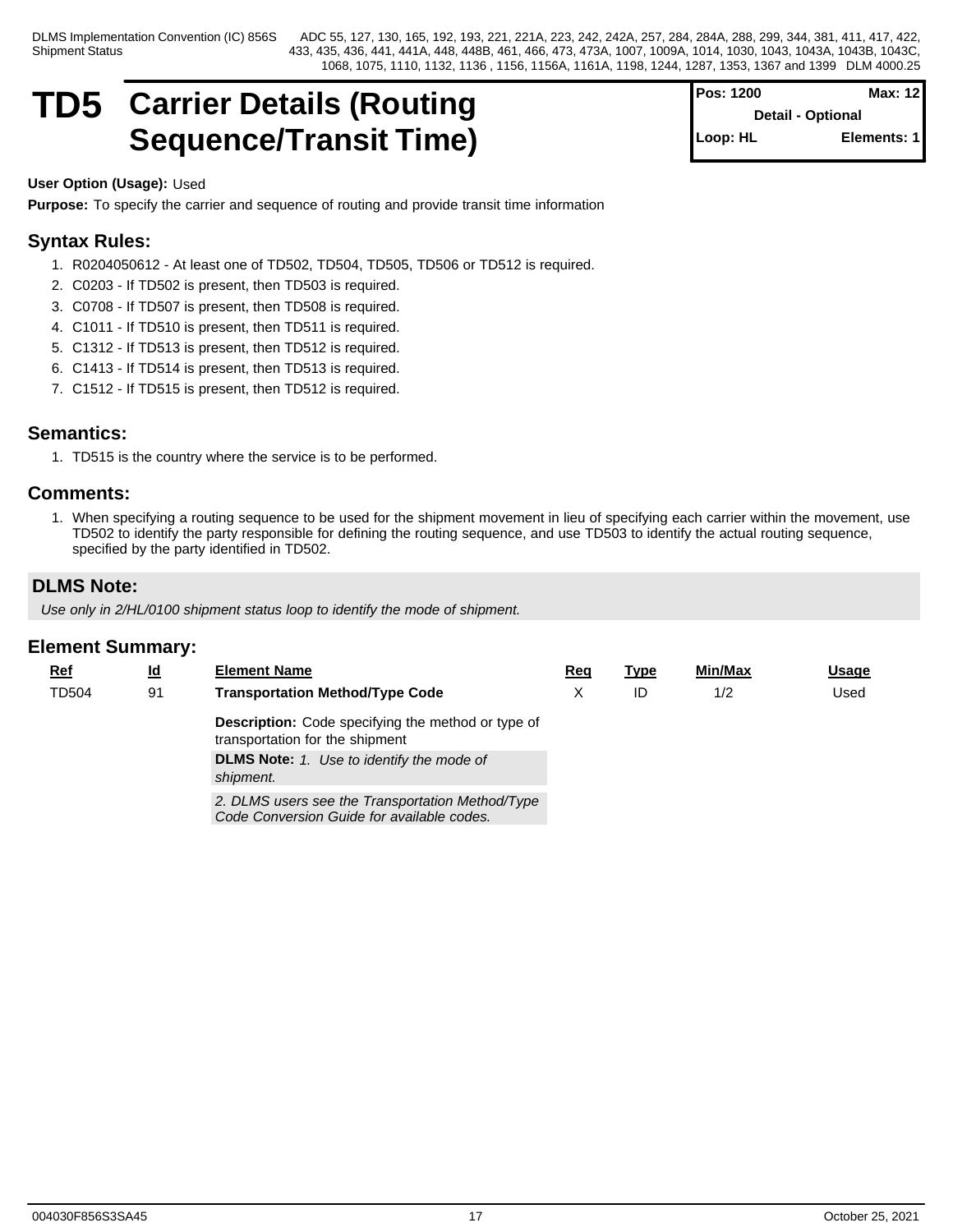# TD5 Carrier Details (Routing Sequence/Transit Time)

**Pos: 1200** | **Max: 12**
**Detail - Optional**
**Loop: HL** | **Elements: 1**

**User Option (Usage):** Used

**Purpose:** To specify the carrier and sequence of routing and provide transit time information

## Syntax Rules:

1. R0204050612 - At least one of TD502, TD504, TD505, TD506 or TD512 is required.
2. C0203 - If TD502 is present, then TD503 is required.
3. C0708 - If TD507 is present, then TD508 is required.
4. C1011 - If TD510 is present, then TD511 is required.
5. C1312 - If TD513 is present, then TD512 is required.
6. C1413 - If TD514 is present, then TD513 is required.
7. C1512 - If TD515 is present, then TD512 is required.

## Semantics:

1. TD515 is the country where the service is to be performed.

## Comments:

1. When specifying a routing sequence to be used for the shipment movement in lieu of specifying each carrier within the movement, use TD502 to identify the party responsible for defining the routing sequence, and use TD503 to identify the actual routing sequence, specified by the party identified in TD502.

## DLMS Note:

*Use only in 2/HL/0100 shipment status loop to identify the mode of shipment.*

## Element Summary:

| Ref | Id | Element Name | Req | Type | Min/Max | Usage |
|---|---|---|---|---|---|---|
| TD504 | 91 | **Transportation Method/Type Code**<br>**Description:** Code specifying the method or type of transportation for the shipment<br>**DLMS Note:** *1. Use to identify the mode of shipment.*<br>*2. DLMS users see the Transportation Method/Type Code Conversion Guide for available codes.* | X | ID | 1/2 | Used |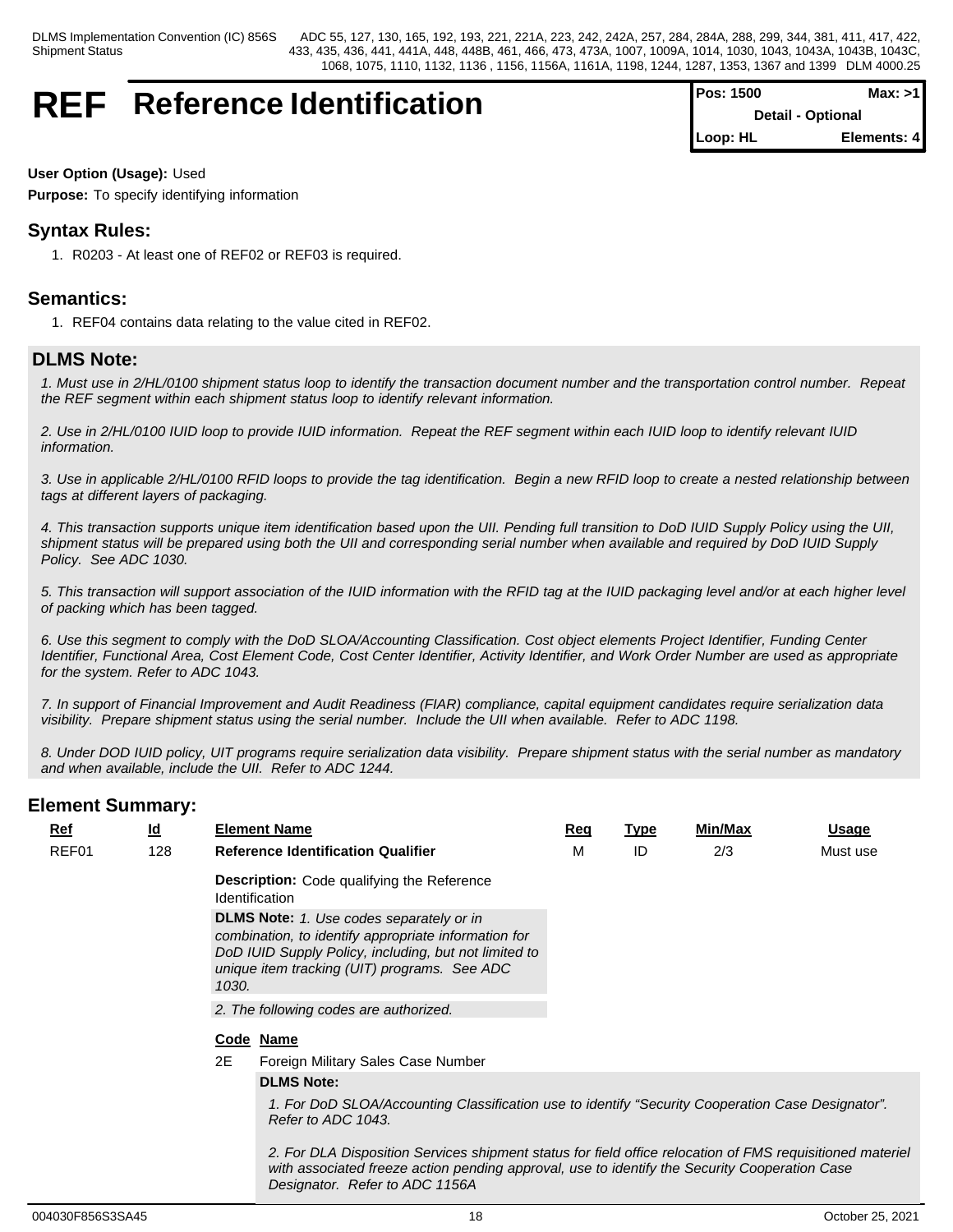# REF Reference Identification

| Pos: 1500 | Max: >1 |
|---|---|
| Detail - Optional | |
| Loop: HL | Elements: 4 |

**User Option (Usage):** Used

**Purpose:** To specify identifying information

## Syntax Rules:

1. R0203 - At least one of REF02 or REF03 is required.

## Semantics:

1. REF04 contains data relating to the value cited in REF02.

## DLMS Note:

*1. Must use in 2/HL/0100 shipment status loop to identify the transaction document number and the transportation control number. Repeat the REF segment within each shipment status loop to identify relevant information.*

*2. Use in 2/HL/0100 IUID loop to provide IUID information. Repeat the REF segment within each IUID loop to identify relevant IUID information.*

*3. Use in applicable 2/HL/0100 RFID loops to provide the tag identification. Begin a new RFID loop to create a nested relationship between tags at different layers of packaging.*

*4. This transaction supports unique item identification based upon the UII. Pending full transition to DoD IUID Supply Policy using the UII, shipment status will be prepared using both the UII and corresponding serial number when available and required by DoD IUID Supply Policy. See ADC 1030.*

*5. This transaction will support association of the IUID information with the RFID tag at the IUID packaging level and/or at each higher level of packing which has been tagged.*

*6. Use this segment to comply with the DoD SLOA/Accounting Classification. Cost object elements Project Identifier, Funding Center Identifier, Functional Area, Cost Element Code, Cost Center Identifier, Activity Identifier, and Work Order Number are used as appropriate for the system. Refer to ADC 1043.*

*7. In support of Financial Improvement and Audit Readiness (FIAR) compliance, capital equipment candidates require serialization data visibility. Prepare shipment status using the serial number. Include the UII when available. Refer to ADC 1198.*

*8. Under DOD IUID policy, UIT programs require serialization data visibility. Prepare shipment status with the serial number as mandatory and when available, include the UII. Refer to ADC 1244.*

## Element Summary:

| Ref | Id | Element Name | Req | Type | Min/Max | Usage |
|---|---|---|---|---|---|---|
| REF01 | 128 | **Reference Identification Qualifier** | M | ID | 2/3 | Must use |

**Description:** Code qualifying the Reference Identification

**DLMS Note:** *1. Use codes separately or in combination, to identify appropriate information for DoD IUID Supply Policy, including, but not limited to unique item tracking (UIT) programs. See ADC 1030.*

*2. The following codes are authorized.*

| Code | Name |
|---|---|
| 2E | Foreign Military Sales Case Number |

**DLMS Note:**

*1. For DoD SLOA/Accounting Classification use to identify “Security Cooperation Case Designator”. Refer to ADC 1043.*

*2. For DLA Disposition Services shipment status for field office relocation of FMS requisitioned materiel with associated freeze action pending approval, use to identify the Security Cooperation Case Designator. Refer to ADC 1156A*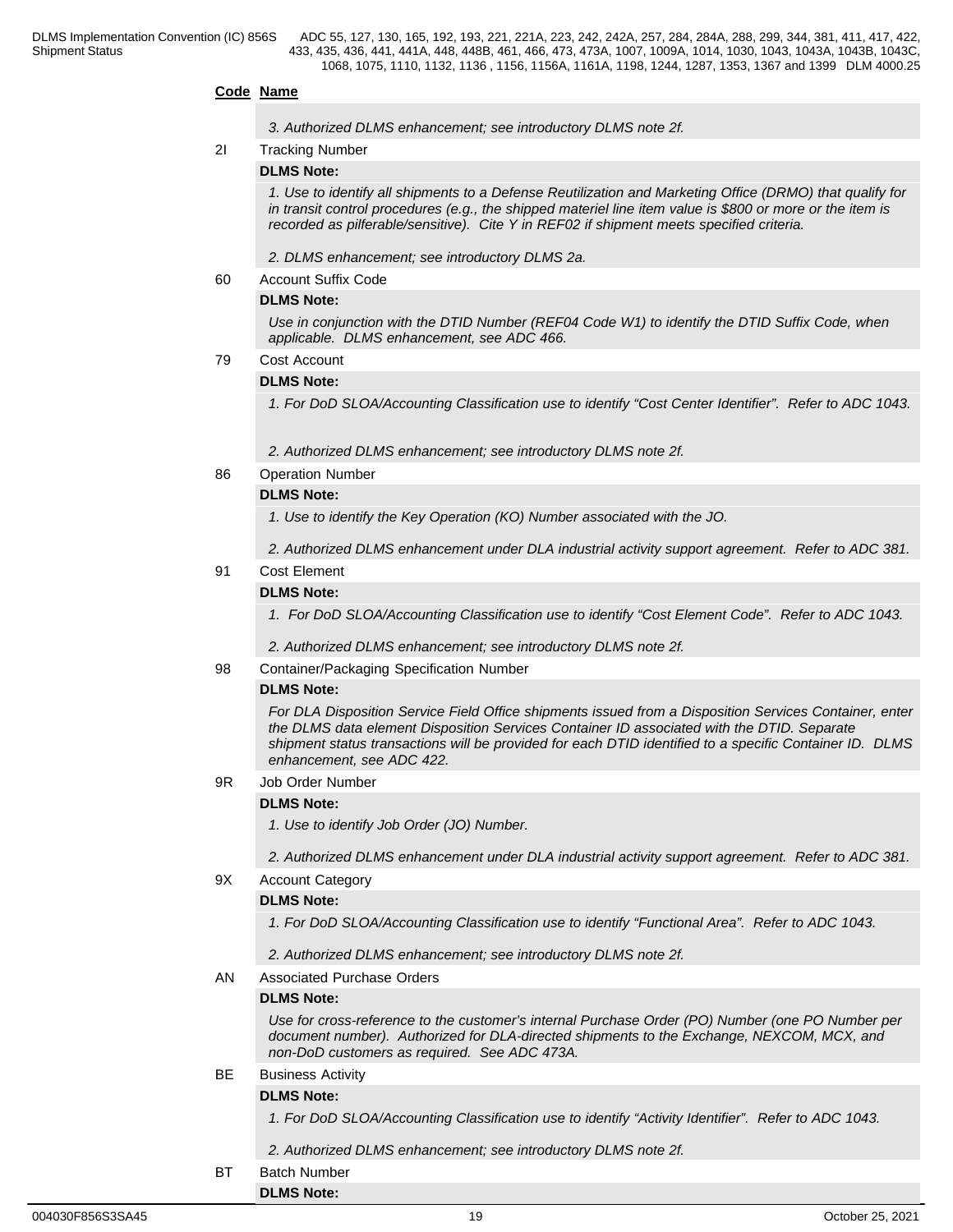**Code Name**

*3. Authorized DLMS enhancement; see introductory DLMS note 2f.*

2I Tracking Number

**DLMS Note:**

*1. Use to identify all shipments to a Defense Reutilization and Marketing Office (DRMO) that qualify for in transit control procedures (e.g., the shipped materiel line item value is $800 or more or the item is recorded as pilferable/sensitive). Cite Y in REF02 if shipment meets specified criteria.*

*2. DLMS enhancement; see introductory DLMS 2a.*

60 Account Suffix Code

**DLMS Note:**

*Use in conjunction with the DTID Number (REF04 Code W1) to identify the DTID Suffix Code, when applicable. DLMS enhancement, see ADC 466.*

79 Cost Account

**DLMS Note:**

*1. For DoD SLOA/Accounting Classification use to identify "Cost Center Identifier". Refer to ADC 1043.*

*2. Authorized DLMS enhancement; see introductory DLMS note 2f.*

86 Operation Number

**DLMS Note:**

*1. Use to identify the Key Operation (KO) Number associated with the JO.*

*2. Authorized DLMS enhancement under DLA industrial activity support agreement. Refer to ADC 381.*

91 Cost Element

**DLMS Note:**

*1. For DoD SLOA/Accounting Classification use to identify "Cost Element Code". Refer to ADC 1043.*

*2. Authorized DLMS enhancement; see introductory DLMS note 2f.*

98 Container/Packaging Specification Number

**DLMS Note:**

*For DLA Disposition Service Field Office shipments issued from a Disposition Services Container, enter the DLMS data element Disposition Services Container ID associated with the DTID. Separate shipment status transactions will be provided for each DTID identified to a specific Container ID. DLMS enhancement, see ADC 422.*

9R Job Order Number

**DLMS Note:**

*1. Use to identify Job Order (JO) Number.*

*2. Authorized DLMS enhancement under DLA industrial activity support agreement. Refer to ADC 381.*

9X Account Category

**DLMS Note:**

*1. For DoD SLOA/Accounting Classification use to identify "Functional Area". Refer to ADC 1043.*

*2. Authorized DLMS enhancement; see introductory DLMS note 2f.*

AN Associated Purchase Orders

**DLMS Note:**

*Use for cross-reference to the customer's internal Purchase Order (PO) Number (one PO Number per document number). Authorized for DLA-directed shipments to the Exchange, NEXCOM, MCX, and non-DoD customers as required. See ADC 473A.*

BE Business Activity

**DLMS Note:**

*1. For DoD SLOA/Accounting Classification use to identify "Activity Identifier". Refer to ADC 1043.*

*2. Authorized DLMS enhancement; see introductory DLMS note 2f.*

BT Batch Number

**DLMS Note:**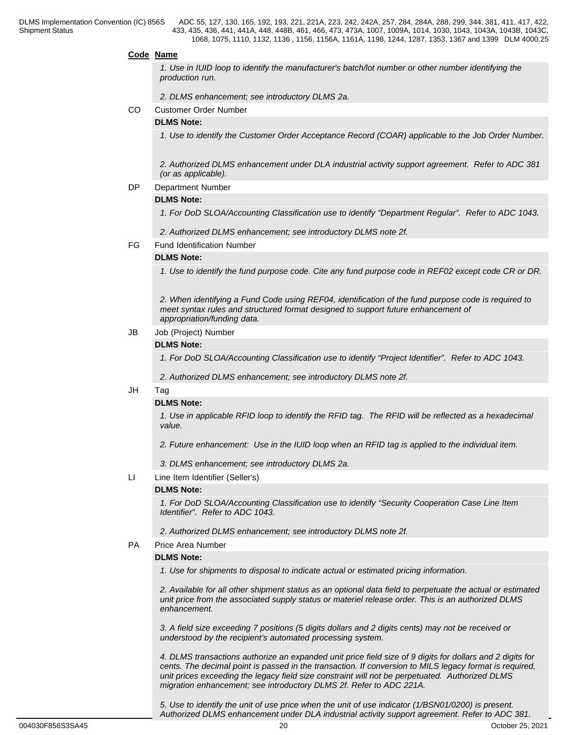**Code** **Name**

*1. Use in IUID loop to identify the manufacturer's batch/lot number or other number identifying the production run.*

*2. DLMS enhancement; see introductory DLMS 2a.*

CO Customer Order Number

**DLMS Note:**

*1. Use to identify the Customer Order Acceptance Record (COAR) applicable to the Job Order Number.*

*2. Authorized DLMS enhancement under DLA industrial activity support agreement. Refer to ADC 381 (or as applicable).*

DP Department Number

**DLMS Note:**

*1. For DoD SLOA/Accounting Classification use to identify "Department Regular". Refer to ADC 1043.*

*2. Authorized DLMS enhancement; see introductory DLMS note 2f.*

FG Fund Identification Number

**DLMS Note:**

*1. Use to identify the fund purpose code. Cite any fund purpose code in REF02 except code CR or DR.*

*2. When identifying a Fund Code using REF04, identification of the fund purpose code is required to meet syntax rules and structured format designed to support future enhancement of appropriation/funding data.*

JB Job (Project) Number

**DLMS Note:**

*1. For DoD SLOA/Accounting Classification use to identify "Project Identifier". Refer to ADC 1043.*

*2. Authorized DLMS enhancement; see introductory DLMS note 2f.*

JH Tag

**DLMS Note:**

*1. Use in applicable RFID loop to identify the RFID tag. The RFID will be reflected as a hexadecimal value.*

*2. Future enhancement: Use in the IUID loop when an RFID tag is applied to the individual item.*

*3. DLMS enhancement; see introductory DLMS 2a.*

LI Line Item Identifier (Seller's)

**DLMS Note:**

*1. For DoD SLOA/Accounting Classification use to identify "Security Cooperation Case Line Item Identifier". Refer to ADC 1043.*

*2. Authorized DLMS enhancement; see introductory DLMS note 2f.*

PA Price Area Number

**DLMS Note:**

*1. Use for shipments to disposal to indicate actual or estimated pricing information.*

*2. Available for all other shipment status as an optional data field to perpetuate the actual or estimated unit price from the associated supply status or materiel release order. This is an authorized DLMS enhancement.*

*3. A field size exceeding 7 positions (5 digits dollars and 2 digits cents) may not be received or understood by the recipient's automated processing system.*

*4. DLMS transactions authorize an expanded unit price field size of 9 digits for dollars and 2 digits for cents. The decimal point is passed in the transaction. If conversion to MILS legacy format is required, unit prices exceeding the legacy field size constraint will not be perpetuated. Authorized DLMS migration enhancement; see introductory DLMS 2f. Refer to ADC 221A.*

*5. Use to identify the unit of use price when the unit of use indicator (1/BSN01/0200) is present. Authorized DLMS enhancement under DLA industrial activity support agreement. Refer to ADC 381.*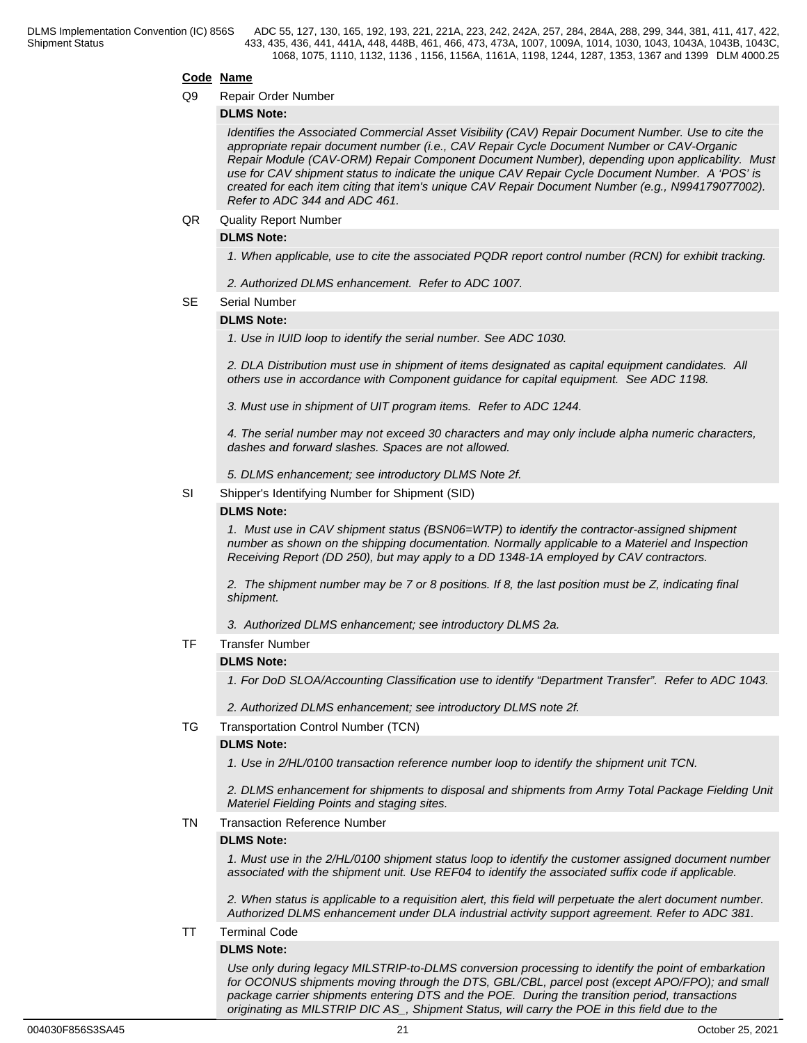**Code** **Name**

Q9 Repair Order Number

**DLMS Note:**

*Identifies the Associated Commercial Asset Visibility (CAV) Repair Document Number. Use to cite the appropriate repair document number (i.e., CAV Repair Cycle Document Number or CAV-Organic Repair Module (CAV-ORM) Repair Component Document Number), depending upon applicability. Must use for CAV shipment status to indicate the unique CAV Repair Cycle Document Number. A 'POS' is created for each item citing that item's unique CAV Repair Document Number (e.g., N994179077002). Refer to ADC 344 and ADC 461.*

QR Quality Report Number

**DLMS Note:**

*1. When applicable, use to cite the associated PQDR report control number (RCN) for exhibit tracking.*

*2. Authorized DLMS enhancement. Refer to ADC 1007.*

SE Serial Number

**DLMS Note:**

*1. Use in IUID loop to identify the serial number. See ADC 1030.*

*2. DLA Distribution must use in shipment of items designated as capital equipment candidates. All others use in accordance with Component guidance for capital equipment. See ADC 1198.*

*3. Must use in shipment of UIT program items. Refer to ADC 1244.*

*4. The serial number may not exceed 30 characters and may only include alpha numeric characters, dashes and forward slashes. Spaces are not allowed.*

*5. DLMS enhancement; see introductory DLMS Note 2f.*

SI Shipper's Identifying Number for Shipment (SID)

**DLMS Note:**

*1. Must use in CAV shipment status (BSN06=WTP) to identify the contractor-assigned shipment number as shown on the shipping documentation. Normally applicable to a Materiel and Inspection Receiving Report (DD 250), but may apply to a DD 1348-1A employed by CAV contractors.*

*2. The shipment number may be 7 or 8 positions. If 8, the last position must be Z, indicating final shipment.*

*3. Authorized DLMS enhancement; see introductory DLMS 2a.*

TF Transfer Number

**DLMS Note:**

*1. For DoD SLOA/Accounting Classification use to identify "Department Transfer". Refer to ADC 1043.*

*2. Authorized DLMS enhancement; see introductory DLMS note 2f.*

TG Transportation Control Number (TCN)

**DLMS Note:**

*1. Use in 2/HL/0100 transaction reference number loop to identify the shipment unit TCN.*

*2. DLMS enhancement for shipments to disposal and shipments from Army Total Package Fielding Unit Materiel Fielding Points and staging sites.*

TN Transaction Reference Number

**DLMS Note:**

*1. Must use in the 2/HL/0100 shipment status loop to identify the customer assigned document number associated with the shipment unit. Use REF04 to identify the associated suffix code if applicable.*

*2. When status is applicable to a requisition alert, this field will perpetuate the alert document number. Authorized DLMS enhancement under DLA industrial activity support agreement. Refer to ADC 381.*

TT Terminal Code

**DLMS Note:**

*Use only during legacy MILSTRIP-to-DLMS conversion processing to identify the point of embarkation for OCONUS shipments moving through the DTS, GBL/CBL, parcel post (except APO/FPO); and small package carrier shipments entering DTS and the POE. During the transition period, transactions originating as MILSTRIP DIC AS_, Shipment Status, will carry the POE in this field due to the*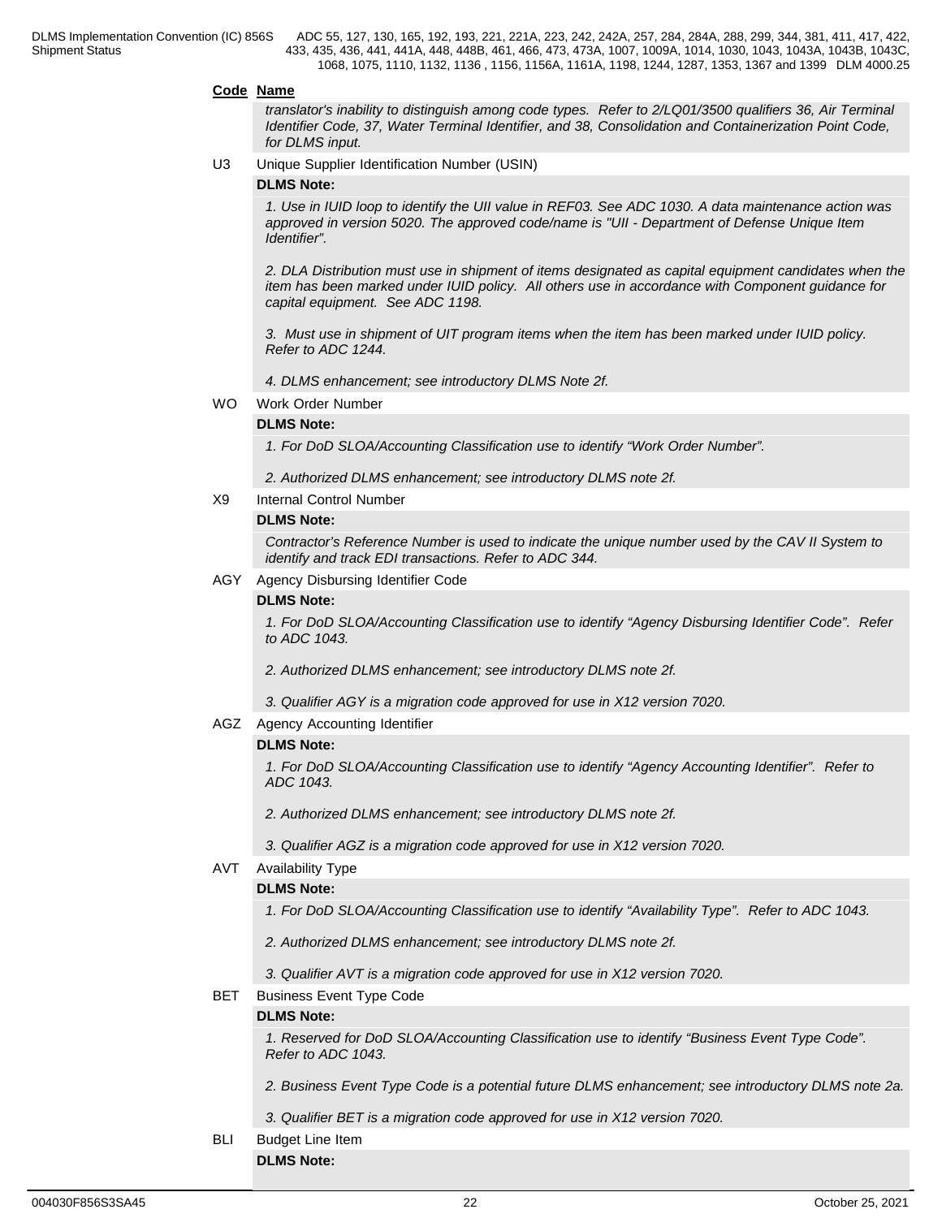**Code** **Name**

*translator's inability to distinguish among code types. Refer to 2/LQ01/3500 qualifiers 36, Air Terminal Identifier Code, 37, Water Terminal Identifier, and 38, Consolidation and Containerization Point Code, for DLMS input.*

U3 Unique Supplier Identification Number (USIN)

**DLMS Note:**

*1. Use in IUID loop to identify the UII value in REF03. See ADC 1030. A data maintenance action was approved in version 5020. The approved code/name is "UII - Department of Defense Unique Item Identifier".*

*2. DLA Distribution must use in shipment of items designated as capital equipment candidates when the item has been marked under IUID policy. All others use in accordance with Component guidance for capital equipment. See ADC 1198.*

*3. Must use in shipment of UIT program items when the item has been marked under IUID policy. Refer to ADC 1244.*

*4. DLMS enhancement; see introductory DLMS Note 2f.*

WO Work Order Number

**DLMS Note:**

*1. For DoD SLOA/Accounting Classification use to identify "Work Order Number".*

*2. Authorized DLMS enhancement; see introductory DLMS note 2f.*

X9 Internal Control Number

**DLMS Note:**

*Contractor's Reference Number is used to indicate the unique number used by the CAV II System to identify and track EDI transactions. Refer to ADC 344.*

AGY Agency Disbursing Identifier Code

**DLMS Note:**

*1. For DoD SLOA/Accounting Classification use to identify "Agency Disbursing Identifier Code". Refer to ADC 1043.*

*2. Authorized DLMS enhancement; see introductory DLMS note 2f.*

*3. Qualifier AGY is a migration code approved for use in X12 version 7020.*

AGZ Agency Accounting Identifier

**DLMS Note:**

*1. For DoD SLOA/Accounting Classification use to identify "Agency Accounting Identifier". Refer to ADC 1043.*

*2. Authorized DLMS enhancement; see introductory DLMS note 2f.*

*3. Qualifier AGZ is a migration code approved for use in X12 version 7020.*

AVT Availability Type

**DLMS Note:**

*1. For DoD SLOA/Accounting Classification use to identify "Availability Type". Refer to ADC 1043.*

*2. Authorized DLMS enhancement; see introductory DLMS note 2f.*

*3. Qualifier AVT is a migration code approved for use in X12 version 7020.*

BET Business Event Type Code

**DLMS Note:**

*1. Reserved for DoD SLOA/Accounting Classification use to identify "Business Event Type Code". Refer to ADC 1043.*

*2. Business Event Type Code is a potential future DLMS enhancement; see introductory DLMS note 2a.*

*3. Qualifier BET is a migration code approved for use in X12 version 7020.*

BLI Budget Line Item

**DLMS Note:**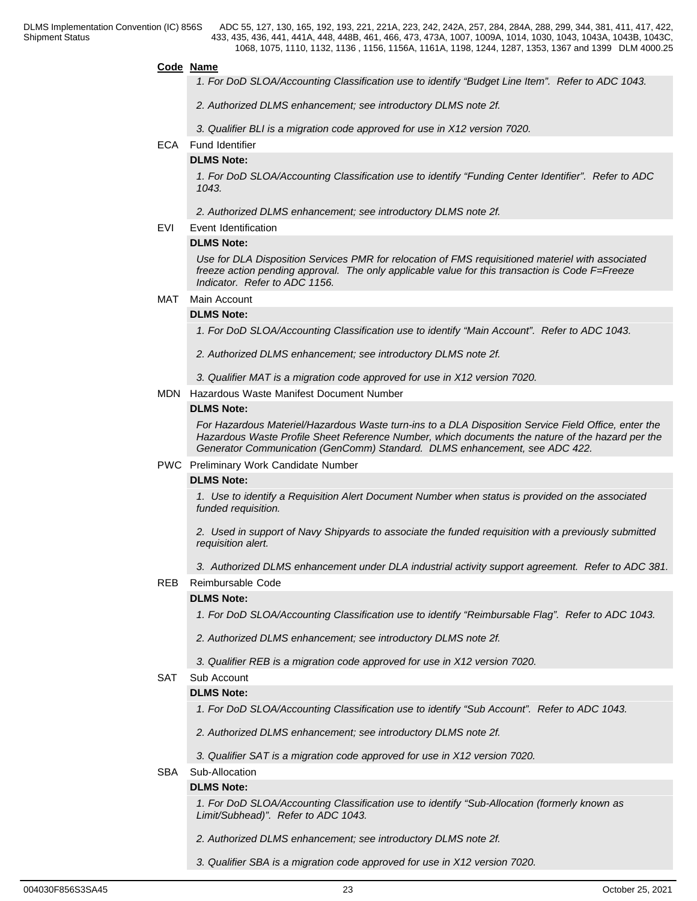**Code** **Name**

*1. For DoD SLOA/Accounting Classification use to identify "Budget Line Item". Refer to ADC 1043.*

*2. Authorized DLMS enhancement; see introductory DLMS note 2f.*

*3. Qualifier BLI is a migration code approved for use in X12 version 7020.*

ECA Fund Identifier

**DLMS Note:**

*1. For DoD SLOA/Accounting Classification use to identify "Funding Center Identifier". Refer to ADC 1043.*

*2. Authorized DLMS enhancement; see introductory DLMS note 2f.*

EVI Event Identification

**DLMS Note:**

*Use for DLA Disposition Services PMR for relocation of FMS requisitioned materiel with associated freeze action pending approval. The only applicable value for this transaction is Code F=Freeze Indicator. Refer to ADC 1156.*

MAT Main Account

**DLMS Note:**

*1. For DoD SLOA/Accounting Classification use to identify "Main Account". Refer to ADC 1043.*

*2. Authorized DLMS enhancement; see introductory DLMS note 2f.*

*3. Qualifier MAT is a migration code approved for use in X12 version 7020.*

MDN Hazardous Waste Manifest Document Number

**DLMS Note:**

*For Hazardous Materiel/Hazardous Waste turn-ins to a DLA Disposition Service Field Office, enter the Hazardous Waste Profile Sheet Reference Number, which documents the nature of the hazard per the Generator Communication (GenComm) Standard. DLMS enhancement, see ADC 422.*

PWC Preliminary Work Candidate Number

**DLMS Note:**

*1. Use to identify a Requisition Alert Document Number when status is provided on the associated funded requisition.*

*2. Used in support of Navy Shipyards to associate the funded requisition with a previously submitted requisition alert.*

*3. Authorized DLMS enhancement under DLA industrial activity support agreement. Refer to ADC 381.*

REB Reimbursable Code

**DLMS Note:**

*1. For DoD SLOA/Accounting Classification use to identify "Reimbursable Flag". Refer to ADC 1043.*

*2. Authorized DLMS enhancement; see introductory DLMS note 2f.*

*3. Qualifier REB is a migration code approved for use in X12 version 7020.*

SAT Sub Account

**DLMS Note:**

*1. For DoD SLOA/Accounting Classification use to identify "Sub Account". Refer to ADC 1043.*

*2. Authorized DLMS enhancement; see introductory DLMS note 2f.*

*3. Qualifier SAT is a migration code approved for use in X12 version 7020.*

SBA Sub-Allocation

**DLMS Note:**

*1. For DoD SLOA/Accounting Classification use to identify "Sub-Allocation (formerly known as Limit/Subhead)". Refer to ADC 1043.*

*2. Authorized DLMS enhancement; see introductory DLMS note 2f.*

*3. Qualifier SBA is a migration code approved for use in X12 version 7020.*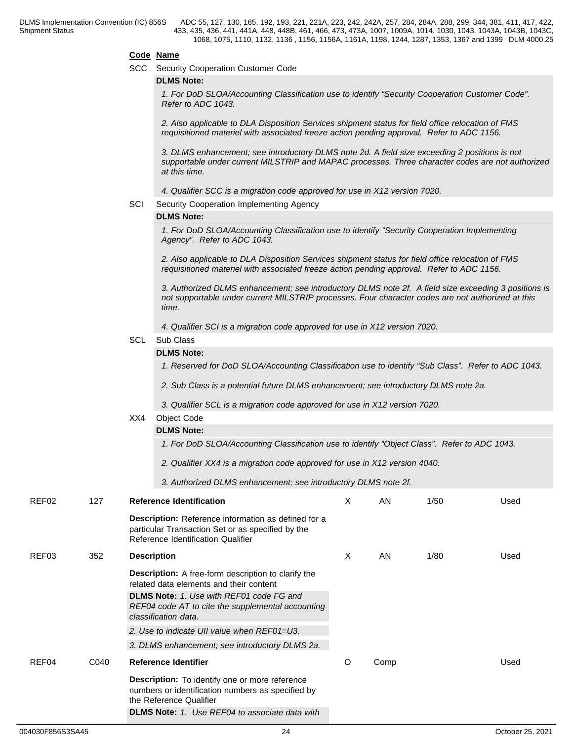**Code Name**

SCC Security Cooperation Customer Code

**DLMS Note:**

*1. For DoD SLOA/Accounting Classification use to identify "Security Cooperation Customer Code". Refer to ADC 1043.*

*2. Also applicable to DLA Disposition Services shipment status for field office relocation of FMS requisitioned materiel with associated freeze action pending approval. Refer to ADC 1156.*

*3. DLMS enhancement; see introductory DLMS note 2d. A field size exceeding 2 positions is not supportable under current MILSTRIP and MAPAC processes. Three character codes are not authorized at this time.*

*4. Qualifier SCC is a migration code approved for use in X12 version 7020.*

SCI Security Cooperation Implementing Agency

**DLMS Note:**

*1. For DoD SLOA/Accounting Classification use to identify "Security Cooperation Implementing Agency". Refer to ADC 1043.*

*2. Also applicable to DLA Disposition Services shipment status for field office relocation of FMS requisitioned materiel with associated freeze action pending approval. Refer to ADC 1156.*

*3. Authorized DLMS enhancement; see introductory DLMS note 2f. A field size exceeding 3 positions is not supportable under current MILSTRIP processes. Four character codes are not authorized at this time.*

*4. Qualifier SCI is a migration code approved for use in X12 version 7020.*

SCL Sub Class

**DLMS Note:**

*1. Reserved for DoD SLOA/Accounting Classification use to identify "Sub Class". Refer to ADC 1043.*

*2. Sub Class is a potential future DLMS enhancement; see introductory DLMS note 2a.*

*3. Qualifier SCL is a migration code approved for use in X12 version 7020.*

XX4 Object Code

**DLMS Note:**

*1. For DoD SLOA/Accounting Classification use to identify "Object Class". Refer to ADC 1043.*

*2. Qualifier XX4 is a migration code approved for use in X12 version 4040.*

*3. Authorized DLMS enhancement; see introductory DLMS note 2f.*

| | | | | | | |
|---|---|---|---|---|---|---|
| REF02 | 127 | **Reference Identification** | X | AN | 1/50 | Used |
| | | **Description:** Reference information as defined for a particular Transaction Set or as specified by the Reference Identification Qualifier | | | | |
| REF03 | 352 | **Description** | X | AN | 1/80 | Used |
| | | **Description:** A free-form description to clarify the related data elements and their content<br>**DLMS Note:** *1. Use with REF01 code FG and REF04 code AT to cite the supplemental accounting classification data.*<br>*2. Use to indicate UII value when REF01=U3.*<br>*3. DLMS enhancement; see introductory DLMS 2a.* | | | | |
| REF04 | C040 | **Reference Identifier** | O | Comp | | Used |
| | | **Description:** To identify one or more reference numbers or identification numbers as specified by the Reference Qualifier<br>**DLMS Note:** *1. Use REF04 to associate data with* | | | | |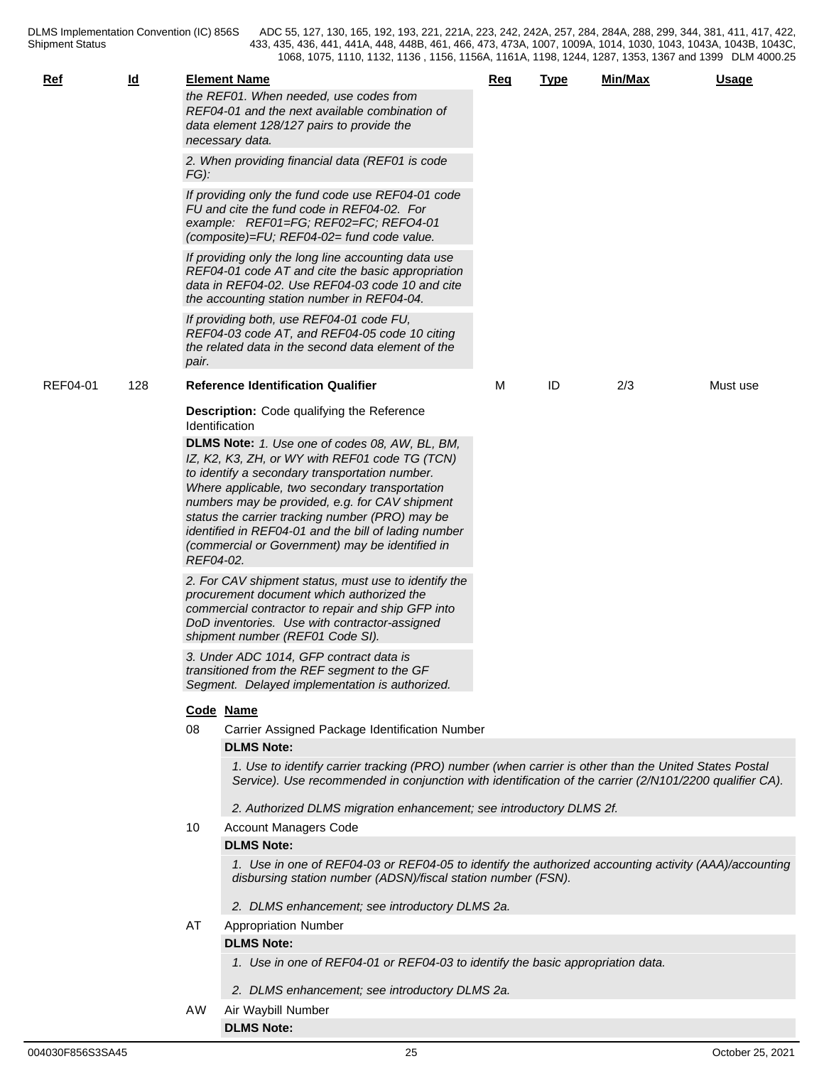| Ref | Id | Element Name | Req | Type | Min/Max | Usage |
|---|---|---|---|---|---|---|

*the REF01. When needed, use codes from REF04-01 and the next available combination of data element 128/127 pairs to provide the necessary data.*

*2. When providing financial data (REF01 is code FG):*

*If providing only the fund code use REF04-01 code FU and cite the fund code in REF04-02. For example: REF01=FG; REF02=FC; REFO4-01 (composite)=FU; REF04-02= fund code value.*

*If providing only the long line accounting data use REF04-01 code AT and cite the basic appropriation data in REF04-02. Use REF04-03 code 10 and cite the accounting station number in REF04-04.*

*If providing both, use REF04-01 code FU, REF04-03 code AT, and REF04-05 code 10 citing the related data in the second data element of the pair.*

| Ref | Id | Element Name | Req | Type | Min/Max | Usage |
|---|---|---|---|---|---|---|
| REF04-01 | 128 | **Reference Identification Qualifier** | M | ID | 2/3 | Must use |

**Description:** Code qualifying the Reference Identification

**DLMS Note:** *1. Use one of codes 08, AW, BL, BM, IZ, K2, K3, ZH, or WY with REF01 code TG (TCN) to identify a secondary transportation number. Where applicable, two secondary transportation numbers may be provided, e.g. for CAV shipment status the carrier tracking number (PRO) may be identified in REF04-01 and the bill of lading number (commercial or Government) may be identified in REF04-02.*

*2. For CAV shipment status, must use to identify the procurement document which authorized the commercial contractor to repair and ship GFP into DoD inventories. Use with contractor-assigned shipment number (REF01 Code SI).*

*3. Under ADC 1014, GFP contract data is transitioned from the REF segment to the GF Segment. Delayed implementation is authorized.*

**Code Name**

08 Carrier Assigned Package Identification Number

**DLMS Note:**

*1. Use to identify carrier tracking (PRO) number (when carrier is other than the United States Postal Service). Use recommended in conjunction with identification of the carrier (2/N101/2200 qualifier CA).*

*2. Authorized DLMS migration enhancement; see introductory DLMS 2f.*

10 Account Managers Code

**DLMS Note:**

*1. Use in one of REF04-03 or REF04-05 to identify the authorized accounting activity (AAA)/accounting disbursing station number (ADSN)/fiscal station number (FSN).*

*2. DLMS enhancement; see introductory DLMS 2a.*

AT Appropriation Number

**DLMS Note:**

*1. Use in one of REF04-01 or REF04-03 to identify the basic appropriation data.*

*2. DLMS enhancement; see introductory DLMS 2a.*

AW Air Waybill Number

**DLMS Note:**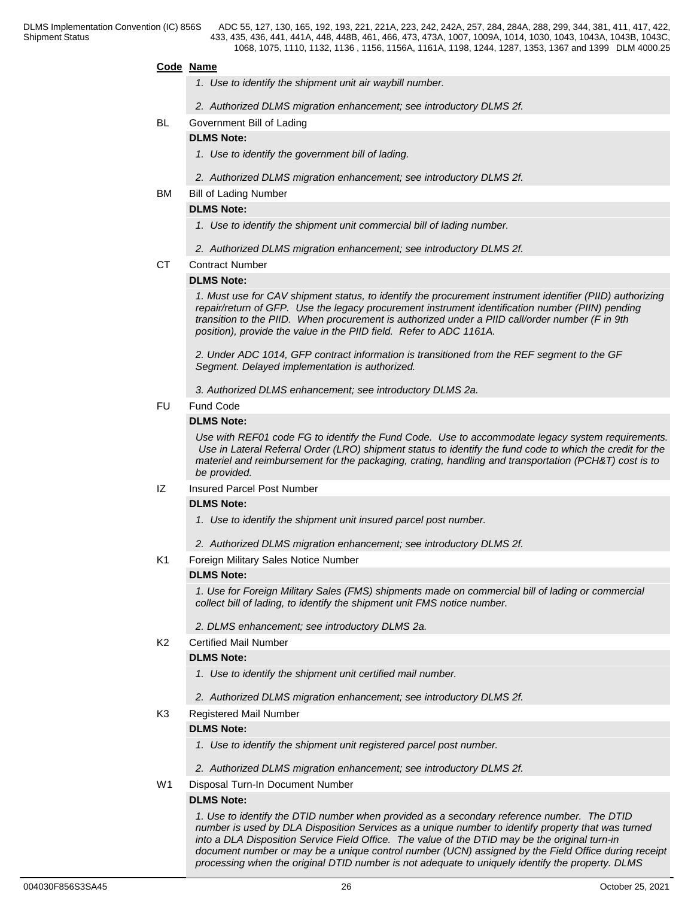**Code Name**

*1. Use to identify the shipment unit air waybill number.*

*2. Authorized DLMS migration enhancement; see introductory DLMS 2f.*

BL Government Bill of Lading

**DLMS Note:**

*1. Use to identify the government bill of lading.*

*2. Authorized DLMS migration enhancement; see introductory DLMS 2f.*

BM Bill of Lading Number

**DLMS Note:**

*1. Use to identify the shipment unit commercial bill of lading number.*

*2. Authorized DLMS migration enhancement; see introductory DLMS 2f.*

CT Contract Number

**DLMS Note:**

*1. Must use for CAV shipment status, to identify the procurement instrument identifier (PIID) authorizing repair/return of GFP. Use the legacy procurement instrument identification number (PIIN) pending transition to the PIID. When procurement is authorized under a PIID call/order number (F in 9th position), provide the value in the PIID field. Refer to ADC 1161A.*

*2. Under ADC 1014, GFP contract information is transitioned from the REF segment to the GF Segment. Delayed implementation is authorized.*

*3. Authorized DLMS enhancement; see introductory DLMS 2a.*

FU Fund Code

**DLMS Note:**

*Use with REF01 code FG to identify the Fund Code. Use to accommodate legacy system requirements. Use in Lateral Referral Order (LRO) shipment status to identify the fund code to which the credit for the materiel and reimbursement for the packaging, crating, handling and transportation (PCH&T) cost is to be provided.*

IZ Insured Parcel Post Number

**DLMS Note:**

*1. Use to identify the shipment unit insured parcel post number.*

*2. Authorized DLMS migration enhancement; see introductory DLMS 2f.*

K1 Foreign Military Sales Notice Number

**DLMS Note:**

*1. Use for Foreign Military Sales (FMS) shipments made on commercial bill of lading or commercial collect bill of lading, to identify the shipment unit FMS notice number.*

*2. DLMS enhancement; see introductory DLMS 2a.*

K2 Certified Mail Number

**DLMS Note:**

*1. Use to identify the shipment unit certified mail number.*

*2. Authorized DLMS migration enhancement; see introductory DLMS 2f.*

K3 Registered Mail Number

**DLMS Note:**

*1. Use to identify the shipment unit registered parcel post number.*

*2. Authorized DLMS migration enhancement; see introductory DLMS 2f.*

W1 Disposal Turn-In Document Number

**DLMS Note:**

*1. Use to identify the DTID number when provided as a secondary reference number. The DTID number is used by DLA Disposition Services as a unique number to identify property that was turned into a DLA Disposition Service Field Office. The value of the DTID may be the original turn-in document number or may be a unique control number (UCN) assigned by the Field Office during receipt processing when the original DTID number is not adequate to uniquely identify the property. DLMS*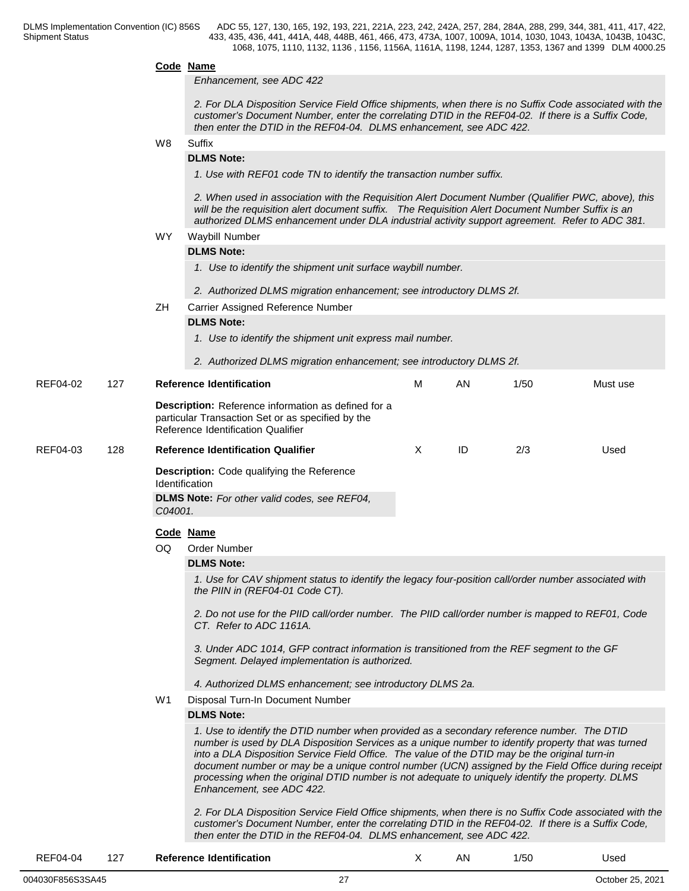**Code** **Name**

*Enhancement, see ADC 422*

*2. For DLA Disposition Service Field Office shipments, when there is no Suffix Code associated with the customer's Document Number, enter the correlating DTID in the REF04-02. If there is a Suffix Code, then enter the DTID in the REF04-04. DLMS enhancement, see ADC 422.*

W8 Suffix

**DLMS Note:**

*1. Use with REF01 code TN to identify the transaction number suffix.*

*2. When used in association with the Requisition Alert Document Number (Qualifier PWC, above), this will be the requisition alert document suffix. The Requisition Alert Document Number Suffix is an authorized DLMS enhancement under DLA industrial activity support agreement. Refer to ADC 381.*

WY Waybill Number

**DLMS Note:**

*1. Use to identify the shipment unit surface waybill number.*

*2. Authorized DLMS migration enhancement; see introductory DLMS 2f.*

ZH Carrier Assigned Reference Number

**DLMS Note:**

*1. Use to identify the shipment unit express mail number.*

*2. Authorized DLMS migration enhancement; see introductory DLMS 2f.*

| | | | | | | |
|---|---|---|---|---|---|---|
| REF04-02 | 127 | **Reference Identification** | M | AN | 1/50 | Must use |

**Description:** Reference information as defined for a particular Transaction Set or as specified by the Reference Identification Qualifier

| | | | | | | |
|---|---|---|---|---|---|---|
| REF04-03 | 128 | **Reference Identification Qualifier** | X | ID | 2/3 | Used |

**Description:** Code qualifying the Reference Identification

**DLMS Note:** *For other valid codes, see REF04, C04001.*

**Code** **Name**

OQ Order Number

**DLMS Note:**

*1. Use for CAV shipment status to identify the legacy four-position call/order number associated with the PIIN in (REF04-01 Code CT).*

*2. Do not use for the PIID call/order number. The PIID call/order number is mapped to REF01, Code CT. Refer to ADC 1161A.*

*3. Under ADC 1014, GFP contract information is transitioned from the REF segment to the GF Segment. Delayed implementation is authorized.*

*4. Authorized DLMS enhancement; see introductory DLMS 2a.*

W1 Disposal Turn-In Document Number

**DLMS Note:**

*1. Use to identify the DTID number when provided as a secondary reference number. The DTID number is used by DLA Disposition Services as a unique number to identify property that was turned into a DLA Disposition Service Field Office. The value of the DTID may be the original turn-in document number or may be a unique control number (UCN) assigned by the Field Office during receipt processing when the original DTID number is not adequate to uniquely identify the property. DLMS Enhancement, see ADC 422.*

*2. For DLA Disposition Service Field Office shipments, when there is no Suffix Code associated with the customer's Document Number, enter the correlating DTID in the REF04-02. If there is a Suffix Code, then enter the DTID in the REF04-04. DLMS enhancement, see ADC 422.*

| | | | | | | |
|---|---|---|---|---|---|---|
| REF04-04 | 127 | **Reference Identification** | X | AN | 1/50 | Used |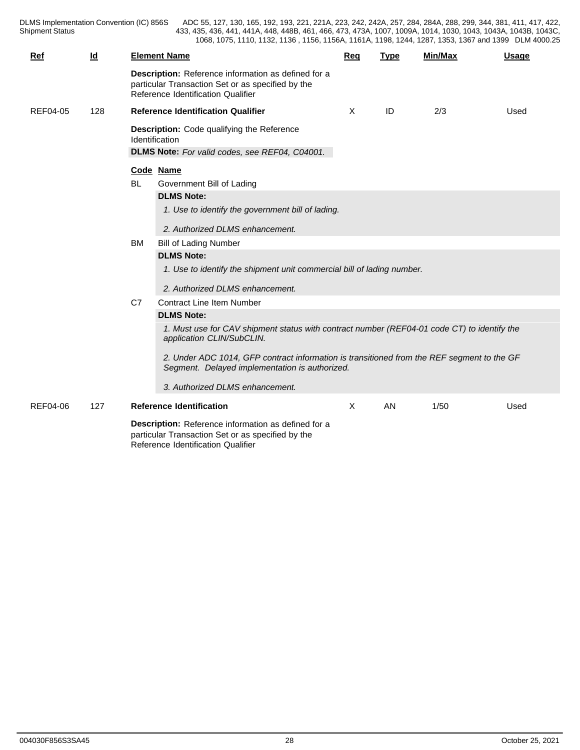| Ref | Id | Element Name | Req | Type | Min/Max | Usage |
|---|---|---|---|---|---|---|
| | | **Description:** Reference information as defined for a particular Transaction Set or as specified by the Reference Identification Qualifier | | | | |
| REF04-05 | 128 | **Reference Identification Qualifier** | X | ID | 2/3 | Used |

**Description:** Code qualifying the Reference Identification

**DLMS Note:** *For valid codes, see REF04, C04001.*

| Code | Name |
|---|---|
| BL | Government Bill of Lading |
| BM | Bill of Lading Number |
| C7 | Contract Line Item Number |

**BL** Government Bill of Lading

**DLMS Note:**

*1. Use to identify the government bill of lading.*

*2. Authorized DLMS enhancement.*

**BM** Bill of Lading Number

**DLMS Note:**

*1. Use to identify the shipment unit commercial bill of lading number.*

*2. Authorized DLMS enhancement.*

**C7** Contract Line Item Number

**DLMS Note:**

*1. Must use for CAV shipment status with contract number (REF04-01 code CT) to identify the application CLIN/SubCLIN.*

*2. Under ADC 1014, GFP contract information is transitioned from the REF segment to the GF Segment. Delayed implementation is authorized.*

*3. Authorized DLMS enhancement.*

| Ref | Id | Element Name | Req | Type | Min/Max | Usage |
|---|---|---|---|---|---|---|
| REF04-06 | 127 | **Reference Identification** | X | AN | 1/50 | Used |

**Description:** Reference information as defined for a particular Transaction Set or as specified by the Reference Identification Qualifier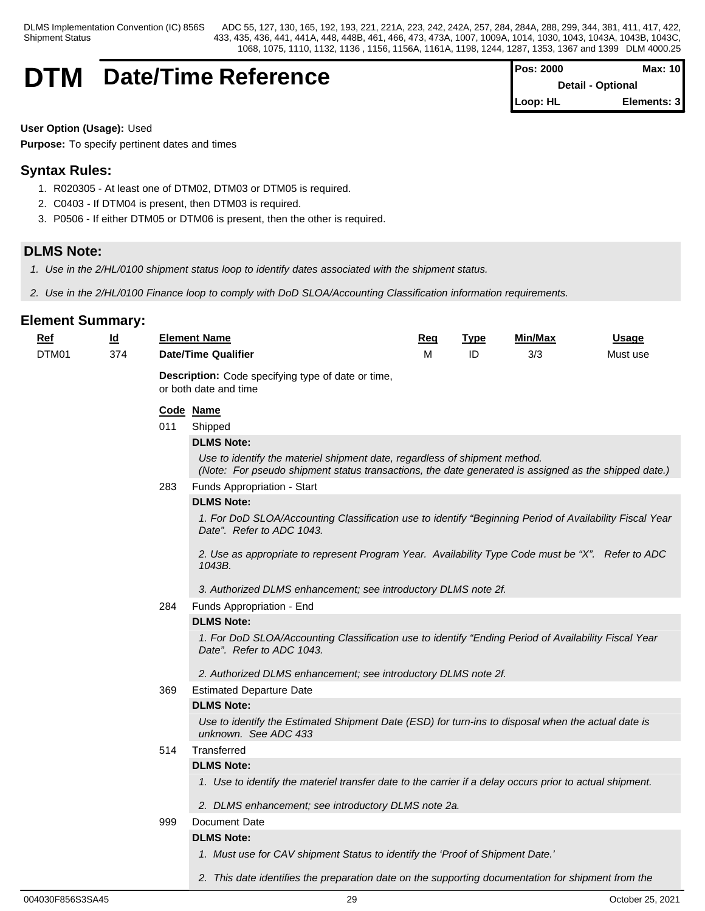# DTM Date/Time Reference

| Pos: 2000 | Max: 10 |
|---|---|
| Detail - Optional | |
| Loop: HL | Elements: 3 |

**User Option (Usage):** Used

**Purpose:** To specify pertinent dates and times

## Syntax Rules:

1. R020305 - At least one of DTM02, DTM03 or DTM05 is required.
2. C0403 - If DTM04 is present, then DTM03 is required.
3. P0506 - If either DTM05 or DTM06 is present, then the other is required.

## DLMS Note:

1. *Use in the 2/HL/0100 shipment status loop to identify dates associated with the shipment status.*
2. *Use in the 2/HL/0100 Finance loop to comply with DoD SLOA/Accounting Classification information requirements.*

## Element Summary:

| Ref | Id | Element Name | Req | Type | Min/Max | Usage |
|---|---|---|---|---|---|---|
| DTM01 | 374 | **Date/Time Qualifier** | M | ID | 3/3 | Must use |

**Description:** Code specifying type of date or time, or both date and time

| Code | Name |
|---|---|
| 011 | Shipped |
| 283 | Funds Appropriation - Start |
| 284 | Funds Appropriation - End |
| 369 | Estimated Departure Date |
| 514 | Transferred |
| 999 | Document Date |

**011 Shipped**

**DLMS Note:**

*Use to identify the materiel shipment date, regardless of shipment method.*
*(Note: For pseudo shipment status transactions, the date generated is assigned as the shipped date.)*

**283 Funds Appropriation - Start**

**DLMS Note:**

*1. For DoD SLOA/Accounting Classification use to identify "Beginning Period of Availability Fiscal Year Date". Refer to ADC 1043.*

*2. Use as appropriate to represent Program Year. Availability Type Code must be "X". Refer to ADC 1043B.*

*3. Authorized DLMS enhancement; see introductory DLMS note 2f.*

**284 Funds Appropriation - End**

**DLMS Note:**

*1. For DoD SLOA/Accounting Classification use to identify "Ending Period of Availability Fiscal Year Date". Refer to ADC 1043.*

*2. Authorized DLMS enhancement; see introductory DLMS note 2f.*

**369 Estimated Departure Date**

**DLMS Note:**

*Use to identify the Estimated Shipment Date (ESD) for turn-ins to disposal when the actual date is unknown. See ADC 433*

**514 Transferred**

**DLMS Note:**

*1. Use to identify the materiel transfer date to the carrier if a delay occurs prior to actual shipment.*

*2. DLMS enhancement; see introductory DLMS note 2a.*

**999 Document Date**

**DLMS Note:**

*1. Must use for CAV shipment Status to identify the 'Proof of Shipment Date.'*

*2. This date identifies the preparation date on the supporting documentation for shipment from the*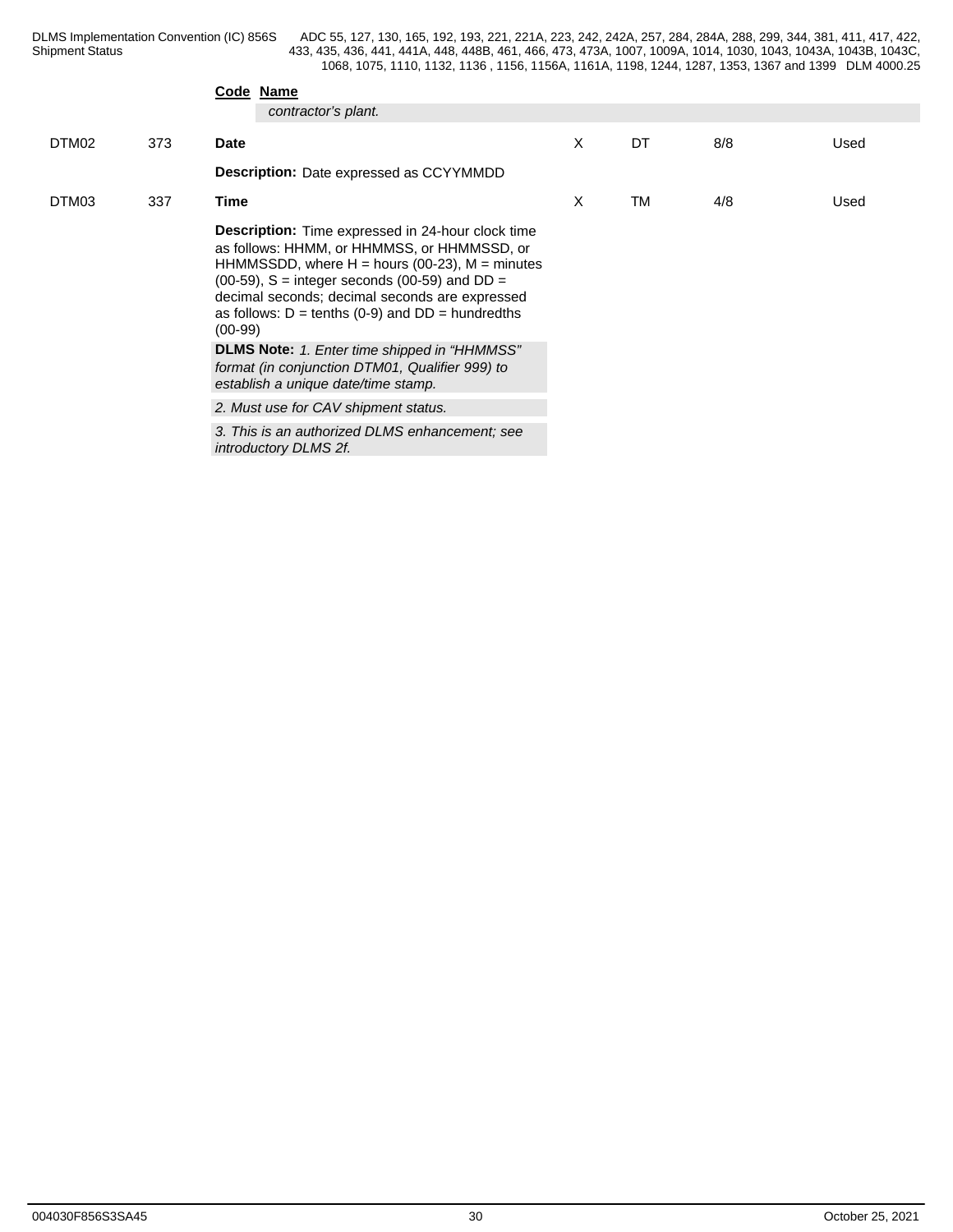**Code** **Name**

*contractor's plant.*

| | | | | | | |
|---|---|---|---|---|---|---|
| DTM02 | 373 | **Date** | X | DT | 8/8 | Used |
| | | **Description:** Date expressed as CCYYMMDD | | | | |
| DTM03 | 337 | **Time** | X | TM | 4/8 | Used |
| | | **Description:** Time expressed in 24-hour clock time as follows: HHMM, or HHMMSS, or HHMMSSD, or HHMMSSDD, where H = hours (00-23), M = minutes (00-59), S = integer seconds (00-59) and DD = decimal seconds; decimal seconds are expressed as follows: D = tenths (0-9) and DD = hundredths (00-99) | | | | |
| | | **DLMS Note:** *1. Enter time shipped in "HHMMSS" format (in conjunction DTM01, Qualifier 999) to establish a unique date/time stamp.* | | | | |
| | | *2. Must use for CAV shipment status.* | | | | |
| | | *3. This is an authorized DLMS enhancement; see introductory DLMS 2f.* | | | | |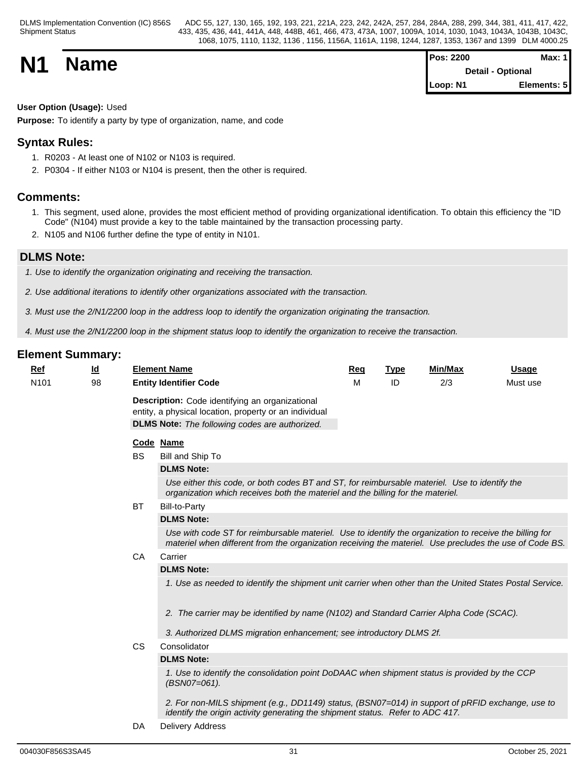# N1 Name

| Pos: 2200 | Max: 1 |
|---|---|
| Detail - Optional | |
| Loop: N1 | Elements: 5 |

**User Option (Usage):** Used

**Purpose:** To identify a party by type of organization, name, and code

## Syntax Rules:

1. R0203 - At least one of N102 or N103 is required.
2. P0304 - If either N103 or N104 is present, then the other is required.

## Comments:

1. This segment, used alone, provides the most efficient method of providing organizational identification. To obtain this efficiency the "ID Code" (N104) must provide a key to the table maintained by the transaction processing party.
2. N105 and N106 further define the type of entity in N101.

## DLMS Note:

*1. Use to identify the organization originating and receiving the transaction.*

*2. Use additional iterations to identify other organizations associated with the transaction.*

*3. Must use the 2/N1/2200 loop in the address loop to identify the organization originating the transaction.*

*4. Must use the 2/N1/2200 loop in the shipment status loop to identify the organization to receive the transaction.*

## Element Summary:

| Ref | Id | Element Name | Req | Type | Min/Max | Usage |
|---|---|---|---|---|---|---|
| N101 | 98 | **Entity Identifier Code** | M | ID | 2/3 | Must use |

**Description:** Code identifying an organizational entity, a physical location, property or an individual

**DLMS Note:** *The following codes are authorized.*

| Code | Name |
|---|---|
| BS | Bill and Ship To |
| BT | Bill-to-Party |
| CA | Carrier |
| CS | Consolidator |
| DA | Delivery Address |

**BS** Bill and Ship To

**DLMS Note:**

*Use either this code, or both codes BT and ST, for reimbursable materiel. Use to identify the organization which receives both the materiel and the billing for the materiel.*

**BT** Bill-to-Party

**DLMS Note:**

*Use with code ST for reimbursable materiel. Use to identify the organization to receive the billing for materiel when different from the organization receiving the materiel. Use precludes the use of Code BS.*

**CA** Carrier

**DLMS Note:**

*1. Use as needed to identify the shipment unit carrier when other than the United States Postal Service.*

*2. The carrier may be identified by name (N102) and Standard Carrier Alpha Code (SCAC).*

*3. Authorized DLMS migration enhancement; see introductory DLMS 2f.*

**CS** Consolidator

**DLMS Note:**

*1. Use to identify the consolidation point DoDAAC when shipment status is provided by the CCP (BSN07=061).*

*2. For non-MILS shipment (e.g., DD1149) status, (BSN07=014) in support of pRFID exchange, use to identify the origin activity generating the shipment status. Refer to ADC 417.*

**DA** Delivery Address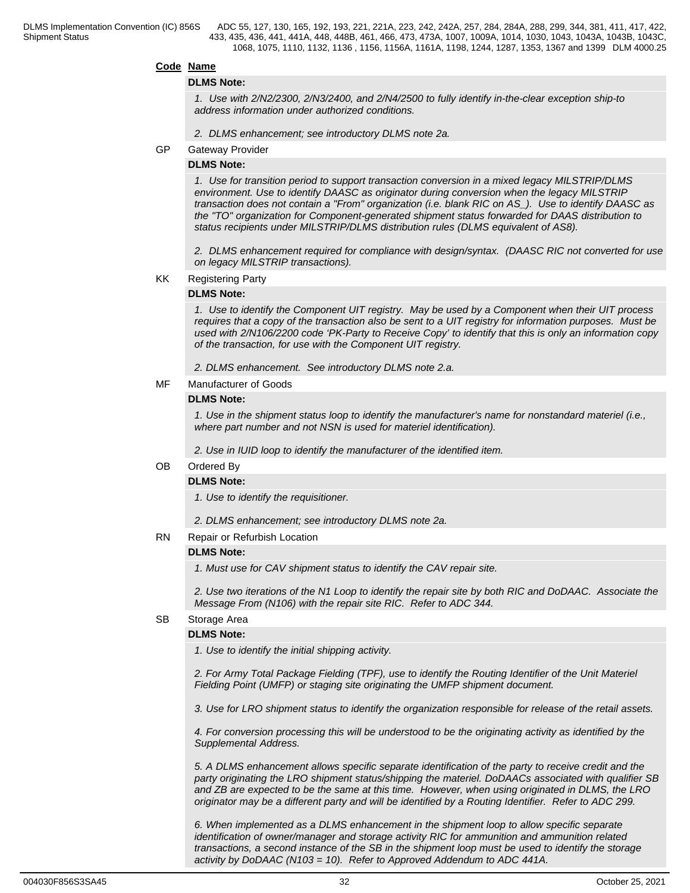**Code** **Name**

**DLMS Note:**

*1. Use with 2/N2/2300, 2/N3/2400, and 2/N4/2500 to fully identify in-the-clear exception ship-to address information under authorized conditions.*

*2. DLMS enhancement; see introductory DLMS note 2a.*

GP Gateway Provider

**DLMS Note:**

*1. Use for transition period to support transaction conversion in a mixed legacy MILSTRIP/DLMS environment. Use to identify DAASC as originator during conversion when the legacy MILSTRIP transaction does not contain a "From" organization (i.e. blank RIC on AS_). Use to identify DAASC as the "TO" organization for Component-generated shipment status forwarded for DAAS distribution to status recipients under MILSTRIP/DLMS distribution rules (DLMS equivalent of AS8).*

*2. DLMS enhancement required for compliance with design/syntax. (DAASC RIC not converted for use on legacy MILSTRIP transactions).*

KK Registering Party

**DLMS Note:**

*1. Use to identify the Component UIT registry. May be used by a Component when their UIT process requires that a copy of the transaction also be sent to a UIT registry for information purposes. Must be used with 2/N106/2200 code 'PK-Party to Receive Copy' to identify that this is only an information copy of the transaction, for use with the Component UIT registry.*

*2. DLMS enhancement. See introductory DLMS note 2.a.*

MF Manufacturer of Goods

**DLMS Note:**

*1. Use in the shipment status loop to identify the manufacturer's name for nonstandard materiel (i.e., where part number and not NSN is used for materiel identification).*

*2. Use in IUID loop to identify the manufacturer of the identified item.*

OB Ordered By

**DLMS Note:**

*1. Use to identify the requisitioner.*

*2. DLMS enhancement; see introductory DLMS note 2a.*

RN Repair or Refurbish Location

**DLMS Note:**

*1. Must use for CAV shipment status to identify the CAV repair site.*

*2. Use two iterations of the N1 Loop to identify the repair site by both RIC and DoDAAC. Associate the Message From (N106) with the repair site RIC. Refer to ADC 344.*

SB Storage Area

**DLMS Note:**

*1. Use to identify the initial shipping activity.*

*2. For Army Total Package Fielding (TPF), use to identify the Routing Identifier of the Unit Materiel Fielding Point (UMFP) or staging site originating the UMFP shipment document.*

*3. Use for LRO shipment status to identify the organization responsible for release of the retail assets.*

*4. For conversion processing this will be understood to be the originating activity as identified by the Supplemental Address.*

*5. A DLMS enhancement allows specific separate identification of the party to receive credit and the party originating the LRO shipment status/shipping the materiel. DoDAACs associated with qualifier SB and ZB are expected to be the same at this time. However, when using originated in DLMS, the LRO originator may be a different party and will be identified by a Routing Identifier. Refer to ADC 299.*

*6. When implemented as a DLMS enhancement in the shipment loop to allow specific separate identification of owner/manager and storage activity RIC for ammunition and ammunition related transactions, a second instance of the SB in the shipment loop must be used to identify the storage activity by DoDAAC (N103 = 10). Refer to Approved Addendum to ADC 441A.*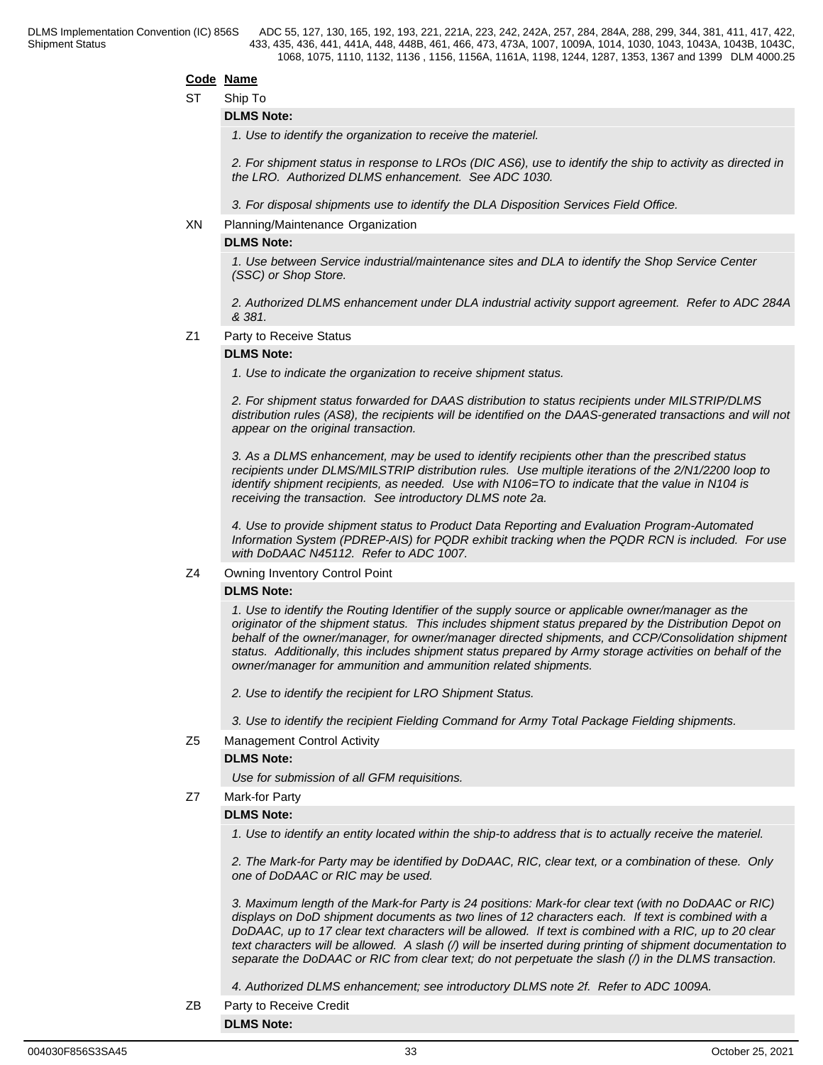**Code** **Name**

ST Ship To

**DLMS Note:**

*1. Use to identify the organization to receive the materiel.*

*2. For shipment status in response to LROs (DIC AS6), use to identify the ship to activity as directed in the LRO. Authorized DLMS enhancement. See ADC 1030.*

*3. For disposal shipments use to identify the DLA Disposition Services Field Office.*

XN Planning/Maintenance Organization

**DLMS Note:**

*1. Use between Service industrial/maintenance sites and DLA to identify the Shop Service Center (SSC) or Shop Store.*

*2. Authorized DLMS enhancement under DLA industrial activity support agreement. Refer to ADC 284A & 381.*

Z1 Party to Receive Status

**DLMS Note:**

*1. Use to indicate the organization to receive shipment status.*

*2. For shipment status forwarded for DAAS distribution to status recipients under MILSTRIP/DLMS distribution rules (AS8), the recipients will be identified on the DAAS-generated transactions and will not appear on the original transaction.*

*3. As a DLMS enhancement, may be used to identify recipients other than the prescribed status recipients under DLMS/MILSTRIP distribution rules. Use multiple iterations of the 2/N1/2200 loop to identify shipment recipients, as needed. Use with N106=TO to indicate that the value in N104 is receiving the transaction. See introductory DLMS note 2a.*

*4. Use to provide shipment status to Product Data Reporting and Evaluation Program-Automated Information System (PDREP-AIS) for PQDR exhibit tracking when the PQDR RCN is included. For use with DoDAAC N45112. Refer to ADC 1007.*

Z4 Owning Inventory Control Point

**DLMS Note:**

*1. Use to identify the Routing Identifier of the supply source or applicable owner/manager as the originator of the shipment status. This includes shipment status prepared by the Distribution Depot on behalf of the owner/manager, for owner/manager directed shipments, and CCP/Consolidation shipment status. Additionally, this includes shipment status prepared by Army storage activities on behalf of the owner/manager for ammunition and ammunition related shipments.*

*2. Use to identify the recipient for LRO Shipment Status.*

*3. Use to identify the recipient Fielding Command for Army Total Package Fielding shipments.*

Z5 Management Control Activity

**DLMS Note:**

*Use for submission of all GFM requisitions.*

Z7 Mark-for Party

**DLMS Note:**

*1. Use to identify an entity located within the ship-to address that is to actually receive the materiel.*

*2. The Mark-for Party may be identified by DoDAAC, RIC, clear text, or a combination of these. Only one of DoDAAC or RIC may be used.*

*3. Maximum length of the Mark-for Party is 24 positions: Mark-for clear text (with no DoDAAC or RIC) displays on DoD shipment documents as two lines of 12 characters each. If text is combined with a DoDAAC, up to 17 clear text characters will be allowed. If text is combined with a RIC, up to 20 clear text characters will be allowed. A slash (/) will be inserted during printing of shipment documentation to separate the DoDAAC or RIC from clear text; do not perpetuate the slash (/) in the DLMS transaction.*

*4. Authorized DLMS enhancement; see introductory DLMS note 2f. Refer to ADC 1009A.*

ZB Party to Receive Credit

**DLMS Note:**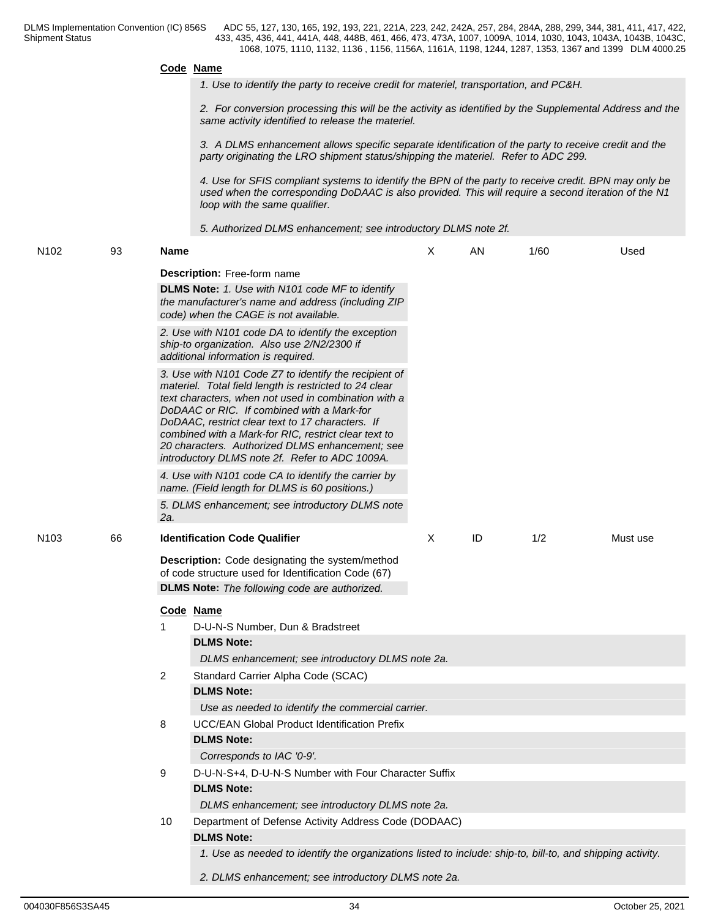**Code** **Name**

*1. Use to identify the party to receive credit for materiel, transportation, and PC&H.*

*2. For conversion processing this will be the activity as identified by the Supplemental Address and the same activity identified to release the materiel.*

*3. A DLMS enhancement allows specific separate identification of the party to receive credit and the party originating the LRO shipment status/shipping the materiel. Refer to ADC 299.*

*4. Use for SFIS compliant systems to identify the BPN of the party to receive credit. BPN may only be used when the corresponding DoDAAC is also provided. This will require a second iteration of the N1 loop with the same qualifier.*

*5. Authorized DLMS enhancement; see introductory DLMS note 2f.*

| N102 | 93 | **Name** | X | AN | 1/60 | Used |
|---|---|---|---|---|---|---|

**Description:** Free-form name

**DLMS Note:** *1. Use with N101 code MF to identify the manufacturer's name and address (including ZIP code) when the CAGE is not available.*

*2. Use with N101 code DA to identify the exception ship-to organization. Also use 2/N2/2300 if additional information is required.*

*3. Use with N101 Code Z7 to identify the recipient of materiel. Total field length is restricted to 24 clear text characters, when not used in combination with a DoDAAC or RIC. If combined with a Mark-for DoDAAC, restrict clear text to 17 characters. If combined with a Mark-for RIC, restrict clear text to 20 characters. Authorized DLMS enhancement; see introductory DLMS note 2f. Refer to ADC 1009A.*

*4. Use with N101 code CA to identify the carrier by name. (Field length for DLMS is 60 positions.)*

*5. DLMS enhancement; see introductory DLMS note 2a.*

| N103 | 66 | **Identification Code Qualifier** | X | ID | 1/2 | Must use |
|---|---|---|---|---|---|---|

**Description:** Code designating the system/method of code structure used for Identification Code (67)

**DLMS Note:** *The following code are authorized.*

**Code** **Name**

1 D-U-N-S Number, Dun & Bradstreet

**DLMS Note:**

*DLMS enhancement; see introductory DLMS note 2a.*

2 Standard Carrier Alpha Code (SCAC)

**DLMS Note:**

*Use as needed to identify the commercial carrier.*

8 UCC/EAN Global Product Identification Prefix

**DLMS Note:**

*Corresponds to IAC '0-9'.*

9 D-U-N-S+4, D-U-N-S Number with Four Character Suffix

**DLMS Note:**

*DLMS enhancement; see introductory DLMS note 2a.*

10 Department of Defense Activity Address Code (DODAAC)

**DLMS Note:**

*1. Use as needed to identify the organizations listed to include: ship-to, bill-to, and shipping activity.*

*2. DLMS enhancement; see introductory DLMS note 2a.*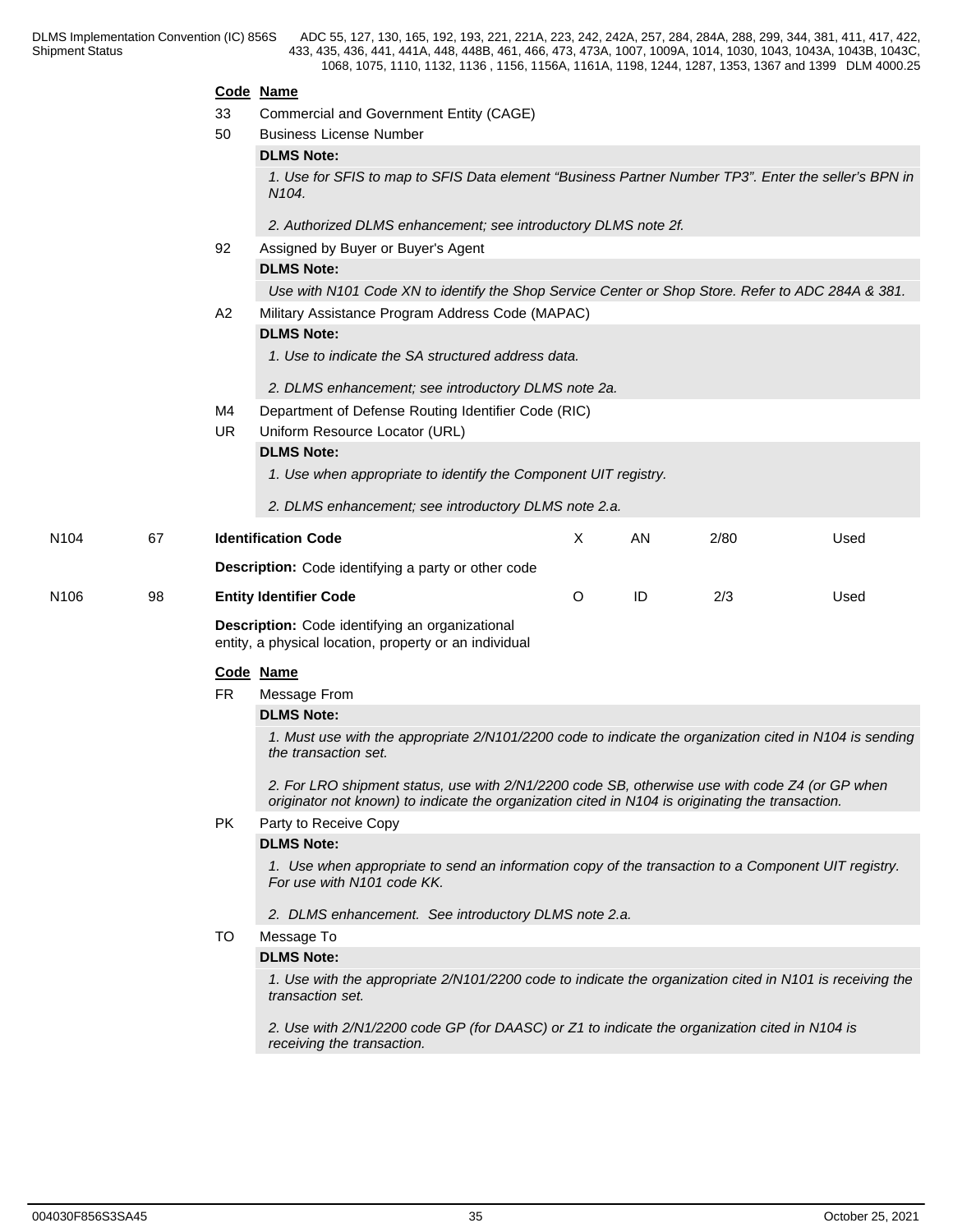**Code Name**

33 Commercial and Government Entity (CAGE)

50 Business License Number

**DLMS Note:**

*1. Use for SFIS to map to SFIS Data element “Business Partner Number TP3”. Enter the seller's BPN in N104.*

*2. Authorized DLMS enhancement; see introductory DLMS note 2f.*

92 Assigned by Buyer or Buyer's Agent

**DLMS Note:**

*Use with N101 Code XN to identify the Shop Service Center or Shop Store. Refer to ADC 284A & 381.*

A2 Military Assistance Program Address Code (MAPAC)

**DLMS Note:**

*1. Use to indicate the SA structured address data.*

*2. DLMS enhancement; see introductory DLMS note 2a.*

M4 Department of Defense Routing Identifier Code (RIC)

UR Uniform Resource Locator (URL)

**DLMS Note:**

*1. Use when appropriate to identify the Component UIT registry.*

*2. DLMS enhancement; see introductory DLMS note 2.a.*

| N104 | 67 | **Identification Code** | X | AN | 2/80 | Used |
|---|---|---|---|---|---|---|

**Description:** Code identifying a party or other code

| N106 | 98 | **Entity Identifier Code** | O | ID | 2/3 | Used |
|---|---|---|---|---|---|---|

**Description:** Code identifying an organizational entity, a physical location, property or an individual

**Code Name**

FR Message From

**DLMS Note:**

*1. Must use with the appropriate 2/N101/2200 code to indicate the organization cited in N104 is sending the transaction set.*

*2. For LRO shipment status, use with 2/N1/2200 code SB, otherwise use with code Z4 (or GP when originator not known) to indicate the organization cited in N104 is originating the transaction.*

PK Party to Receive Copy

**DLMS Note:**

*1. Use when appropriate to send an information copy of the transaction to a Component UIT registry. For use with N101 code KK.*

*2. DLMS enhancement. See introductory DLMS note 2.a.*

TO Message To

**DLMS Note:**

*1. Use with the appropriate 2/N101/2200 code to indicate the organization cited in N101 is receiving the transaction set.*

*2. Use with 2/N1/2200 code GP (for DAASC) or Z1 to indicate the organization cited in N104 is receiving the transaction.*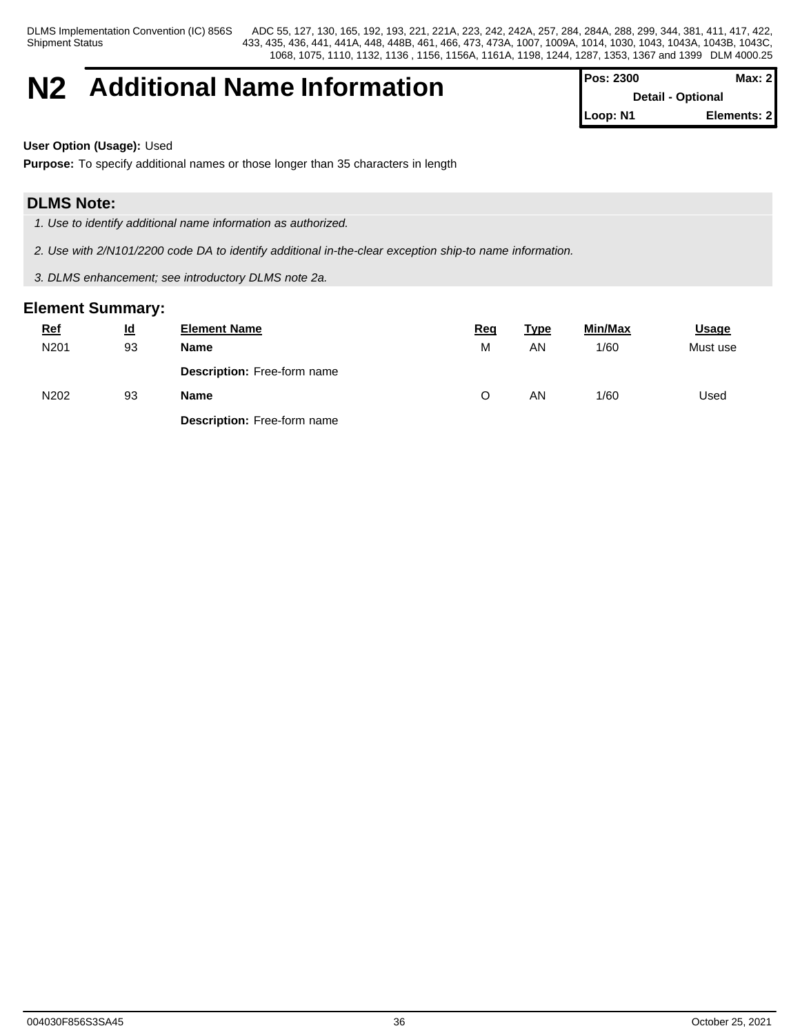# N2 Additional Name Information

| Pos: 2300 | Max: 2 |
|---|---|
| Detail - Optional | |
| Loop: N1 | Elements: 2 |

**User Option (Usage):** Used

**Purpose:** To specify additional names or those longer than 35 characters in length

## DLMS Note:

*1. Use to identify additional name information as authorized.*

*2. Use with 2/N101/2200 code DA to identify additional in-the-clear exception ship-to name information.*

*3. DLMS enhancement; see introductory DLMS note 2a.*

## Element Summary:

| Ref | Id | Element Name | Req | Type | Min/Max | Usage |
|---|---|---|---|---|---|---|
| N201 | 93 | **Name**<br>**Description:** Free-form name | M | AN | 1/60 | Must use |
| N202 | 93 | **Name**<br>**Description:** Free-form name | O | AN | 1/60 | Used |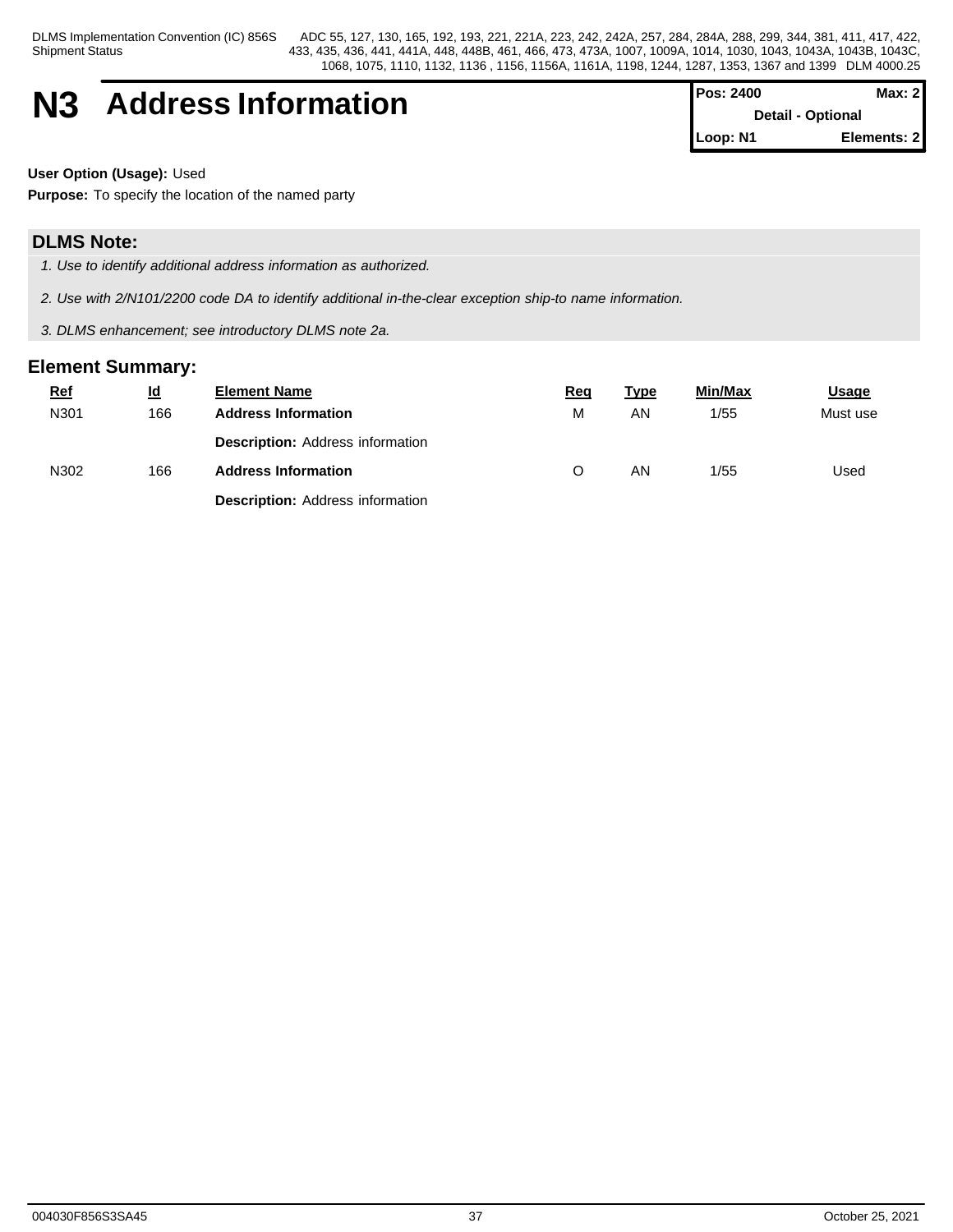# N3 Address Information

| Pos: 2400 | Max: 2 |
|---|---|
| Detail - Optional | |
| Loop: N1 | Elements: 2 |

**User Option (Usage):** Used

**Purpose:** To specify the location of the named party

## DLMS Note:

*1. Use to identify additional address information as authorized.*

*2. Use with 2/N101/2200 code DA to identify additional in-the-clear exception ship-to name information.*

*3. DLMS enhancement; see introductory DLMS note 2a.*

## Element Summary:

| Ref | Id | Element Name | Req | Type | Min/Max | Usage |
|---|---|---|---|---|---|---|
| N301 | 166 | **Address Information** | M | AN | 1/55 | Must use |
| | | **Description:** Address information | | | | |
| N302 | 166 | **Address Information** | O | AN | 1/55 | Used |
| | | **Description:** Address information | | | | |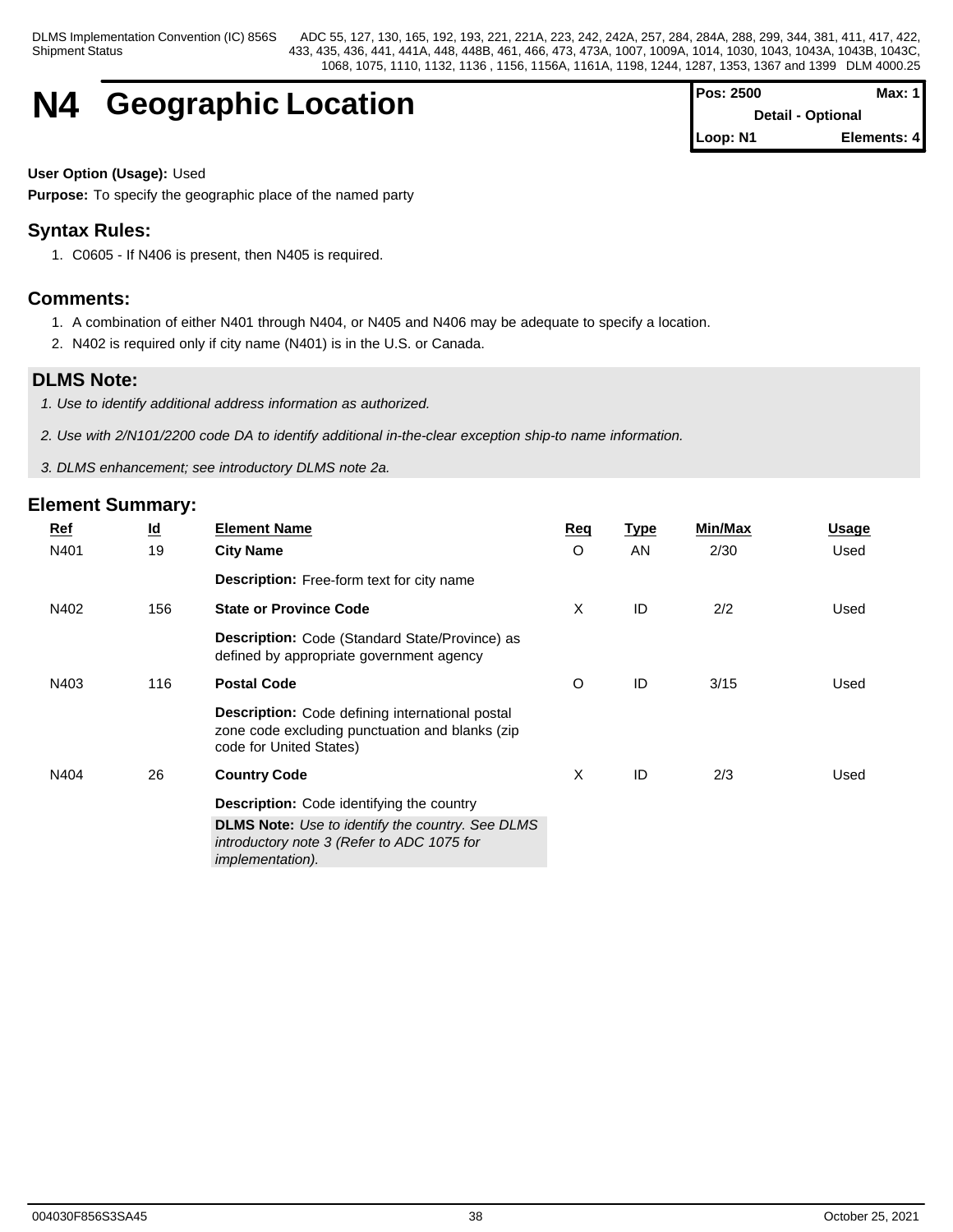# N4 Geographic Location

| Pos: 2500 | Max: 1 |
|---|---|
| Detail - Optional | |
| Loop: N1 | Elements: 4 |

**User Option (Usage):** Used

**Purpose:** To specify the geographic place of the named party

## Syntax Rules:

1. C0605 - If N406 is present, then N405 is required.

## Comments:

1. A combination of either N401 through N404, or N405 and N406 may be adequate to specify a location.
2. N402 is required only if city name (N401) is in the U.S. or Canada.

## DLMS Note:

*1. Use to identify additional address information as authorized.*

*2. Use with 2/N101/2200 code DA to identify additional in-the-clear exception ship-to name information.*

*3. DLMS enhancement; see introductory DLMS note 2a.*

## Element Summary:

| Ref | Id | Element Name | Req | Type | Min/Max | Usage |
|---|---|---|---|---|---|---|
| N401 | 19 | **City Name** | O | AN | 2/30 | Used |
| | | **Description:** Free-form text for city name | | | | |
| N402 | 156 | **State or Province Code** | X | ID | 2/2 | Used |
| | | **Description:** Code (Standard State/Province) as defined by appropriate government agency | | | | |
| N403 | 116 | **Postal Code** | O | ID | 3/15 | Used |
| | | **Description:** Code defining international postal zone code excluding punctuation and blanks (zip code for United States) | | | | |
| N404 | 26 | **Country Code** | X | ID | 2/3 | Used |
| | | **Description:** Code identifying the country<br>**DLMS Note:** *Use to identify the country. See DLMS introductory note 3 (Refer to ADC 1075 for implementation).* | | | | |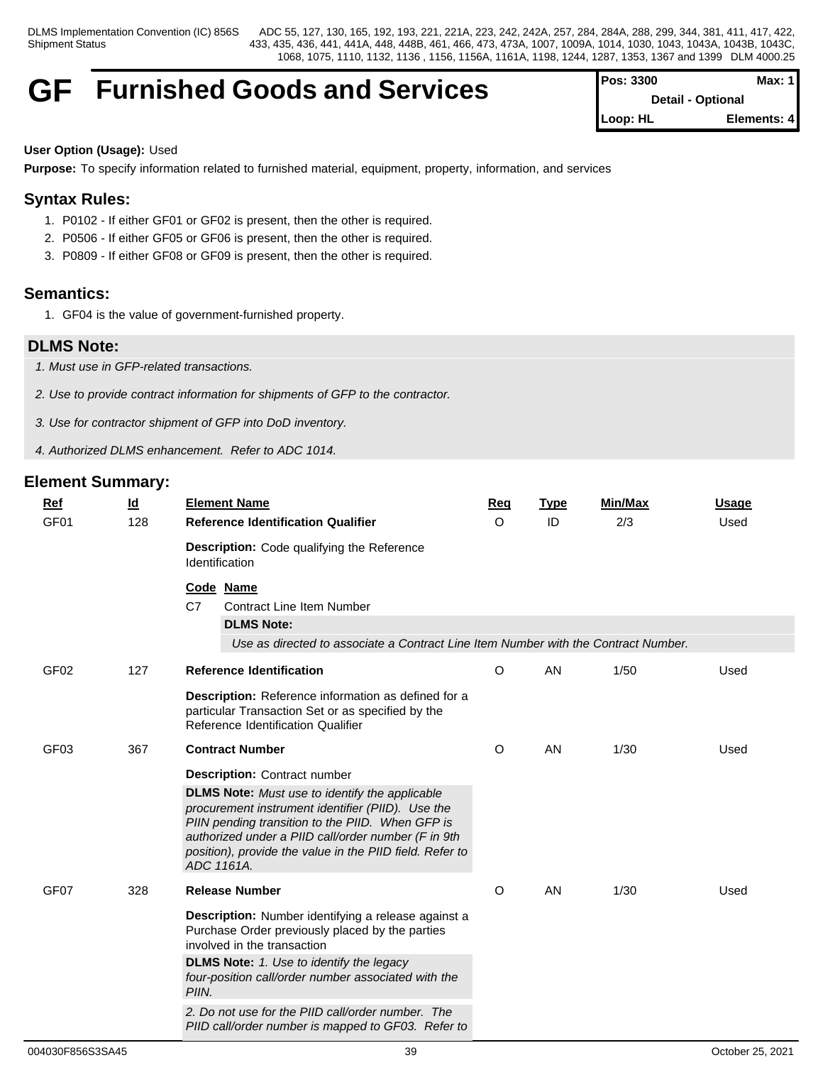# GF Furnished Goods and Services

| Pos: 3300 | Max: 1 |
|---|---|
| Detail - Optional | |
| Loop: HL | Elements: 4 |

**User Option (Usage):** Used

**Purpose:** To specify information related to furnished material, equipment, property, information, and services

## Syntax Rules:

1. P0102 - If either GF01 or GF02 is present, then the other is required.
2. P0506 - If either GF05 or GF06 is present, then the other is required.
3. P0809 - If either GF08 or GF09 is present, then the other is required.

## Semantics:

1. GF04 is the value of government-furnished property.

## DLMS Note:

*1. Must use in GFP-related transactions.*

*2. Use to provide contract information for shipments of GFP to the contractor.*

*3. Use for contractor shipment of GFP into DoD inventory.*

*4. Authorized DLMS enhancement. Refer to ADC 1014.*

## Element Summary:

| Ref | Id | Element Name | Req | Type | Min/Max | Usage |
|---|---|---|---|---|---|---|
| GF01 | 128 | **Reference Identification Qualifier** | O | ID | 2/3 | Used |
| | | **Description:** Code qualifying the Reference Identification | | | | |
| | | **Code Name**<br>C7 Contract Line Item Number<br>**DLMS Note:**<br>*Use as directed to associate a Contract Line Item Number with the Contract Number.* | | | | |
| GF02 | 127 | **Reference Identification** | O | AN | 1/50 | Used |
| | | **Description:** Reference information as defined for a particular Transaction Set or as specified by the Reference Identification Qualifier | | | | |
| GF03 | 367 | **Contract Number** | O | AN | 1/30 | Used |
| | | **Description:** Contract number<br>**DLMS Note:** *Must use to identify the applicable procurement instrument identifier (PIID). Use the PIIN pending transition to the PIID. When GFP is authorized under a PIID call/order number (F in 9th position), provide the value in the PIID field. Refer to ADC 1161A.* | | | | |
| GF07 | 328 | **Release Number** | O | AN | 1/30 | Used |
| | | **Description:** Number identifying a release against a Purchase Order previously placed by the parties involved in the transaction<br>**DLMS Note:** *1. Use to identify the legacy four-position call/order number associated with the PIIN.*<br>*2. Do not use for the PIID call/order number. The PIID call/order number is mapped to GF03. Refer to* | | | | |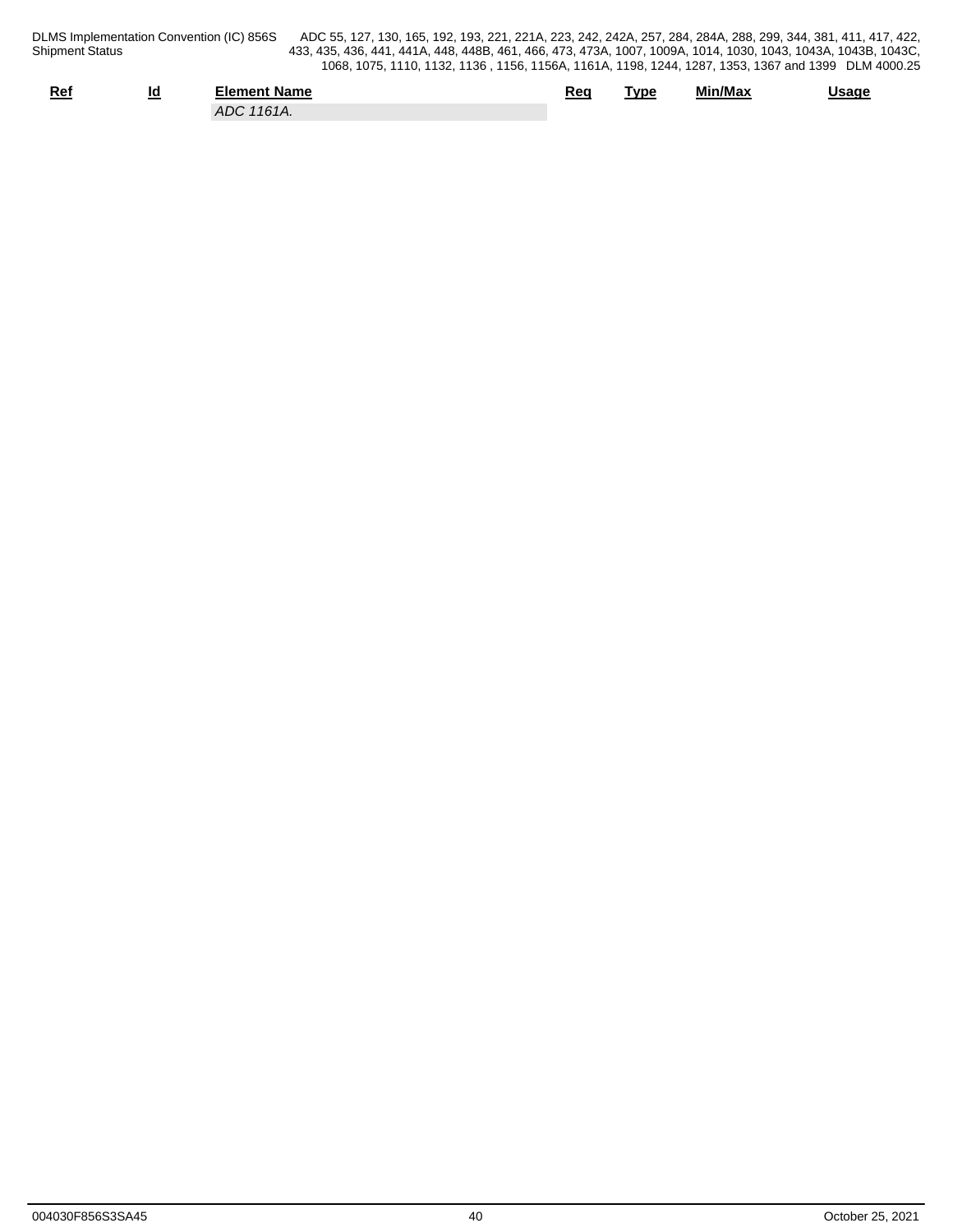| Ref | Id | Element Name | Req | Type | Min/Max | Usage |
|---|---|---|---|---|---|---|
| | | *ADC 1161A.* | | | | |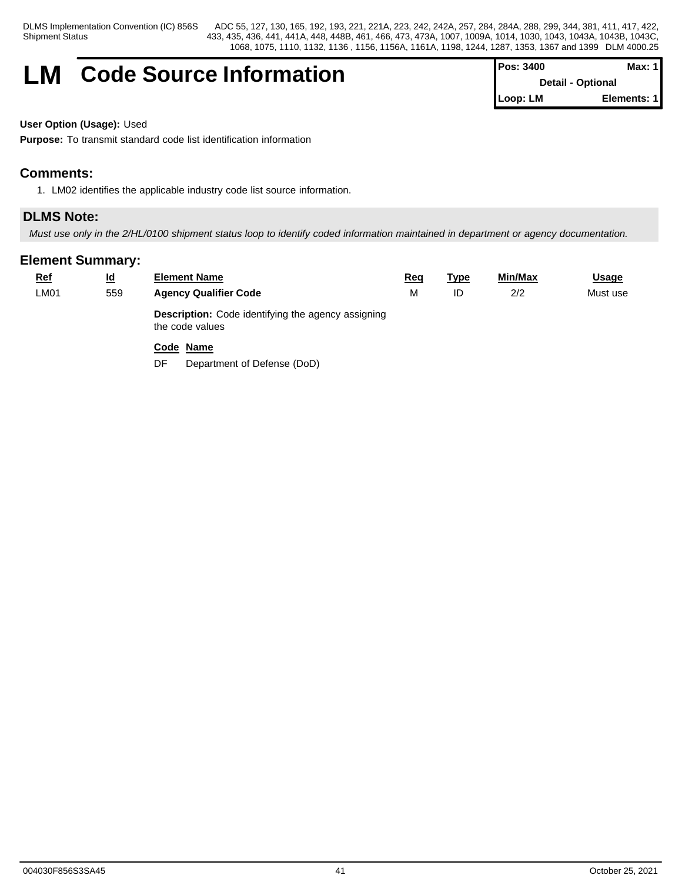# LM Code Source Information

| Pos: 3400 | Max: 1 |
|---|---|
| Detail - Optional | |
| Loop: LM | Elements: 1 |

**User Option (Usage):** Used

**Purpose:** To transmit standard code list identification information

## Comments:

1. LM02 identifies the applicable industry code list source information.

## DLMS Note:

*Must use only in the 2/HL/0100 shipment status loop to identify coded information maintained in department or agency documentation.*

## Element Summary:

| Ref | Id | Element Name | Req | Type | Min/Max | Usage |
|---|---|---|---|---|---|---|
| LM01 | 559 | **Agency Qualifier Code** | M | ID | 2/2 | Must use |
| | | **Description:** Code identifying the agency assigning the code values | | | | |
| | | **Code** **Name** | | | | |
| | | DF Department of Defense (DoD) | | | | |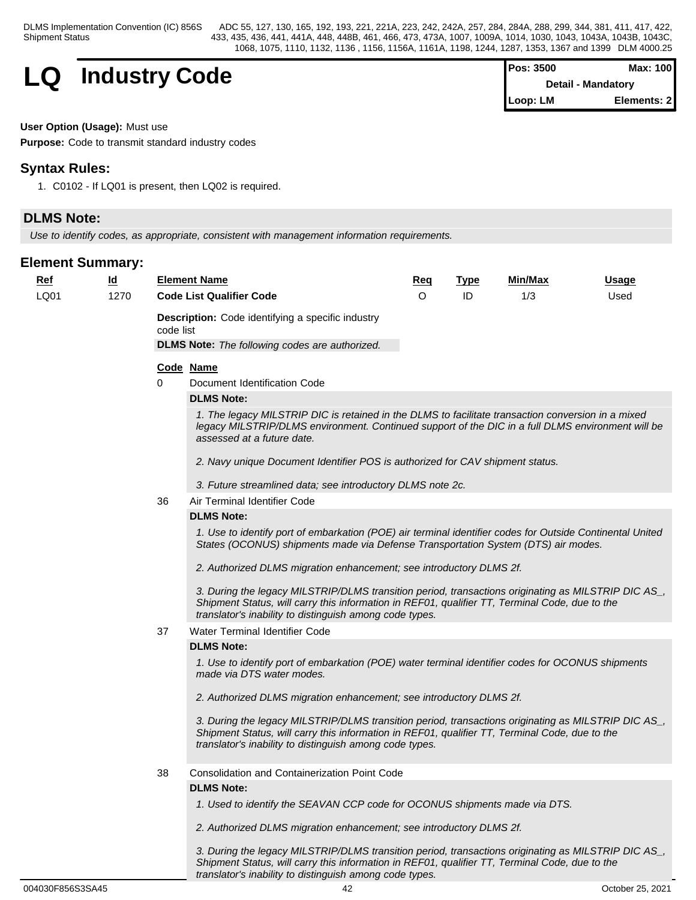# LQ Industry Code

| Pos: 3500 | Max: 100 |
|---|---|
| Detail - Mandatory | |
| Loop: LM | Elements: 2 |

**User Option (Usage):** Must use

**Purpose:** Code to transmit standard industry codes

## Syntax Rules:

1. C0102 - If LQ01 is present, then LQ02 is required.

## DLMS Note:

*Use to identify codes, as appropriate, consistent with management information requirements.*

## Element Summary:

| Ref | Id | Element Name | Req | Type | Min/Max | Usage |
|---|---|---|---|---|---|---|
| LQ01 | 1270 | **Code List Qualifier Code** | O | ID | 1/3 | Used |

**Description:** Code identifying a specific industry code list

**DLMS Note:** *The following codes are authorized.*

| Code | Name |
|---|---|
| 0 | Document Identification Code |

**DLMS Note:**

*1. The legacy MILSTRIP DIC is retained in the DLMS to facilitate transaction conversion in a mixed legacy MILSTRIP/DLMS environment. Continued support of the DIC in a full DLMS environment will be assessed at a future date.*

*2. Navy unique Document Identifier POS is authorized for CAV shipment status.*

*3. Future streamlined data; see introductory DLMS note 2c.*

| Code | Name |
|---|---|
| 36 | Air Terminal Identifier Code |

**DLMS Note:**

*1. Use to identify port of embarkation (POE) air terminal identifier codes for Outside Continental United States (OCONUS) shipments made via Defense Transportation System (DTS) air modes.*

*2. Authorized DLMS migration enhancement; see introductory DLMS 2f.*

*3. During the legacy MILSTRIP/DLMS transition period, transactions originating as MILSTRIP DIC AS_, Shipment Status, will carry this information in REF01, qualifier TT, Terminal Code, due to the translator's inability to distinguish among code types.*

| Code | Name |
|---|---|
| 37 | Water Terminal Identifier Code |

**DLMS Note:**

*1. Use to identify port of embarkation (POE) water terminal identifier codes for OCONUS shipments made via DTS water modes.*

*2. Authorized DLMS migration enhancement; see introductory DLMS 2f.*

*3. During the legacy MILSTRIP/DLMS transition period, transactions originating as MILSTRIP DIC AS_, Shipment Status, will carry this information in REF01, qualifier TT, Terminal Code, due to the translator's inability to distinguish among code types.*

| Code | Name |
|---|---|
| 38 | Consolidation and Containerization Point Code |

**DLMS Note:**

*1. Used to identify the SEAVAN CCP code for OCONUS shipments made via DTS.*

*2. Authorized DLMS migration enhancement; see introductory DLMS 2f.*

*3. During the legacy MILSTRIP/DLMS transition period, transactions originating as MILSTRIP DIC AS_, Shipment Status, will carry this information in REF01, qualifier TT, Terminal Code, due to the translator's inability to distinguish among code types.*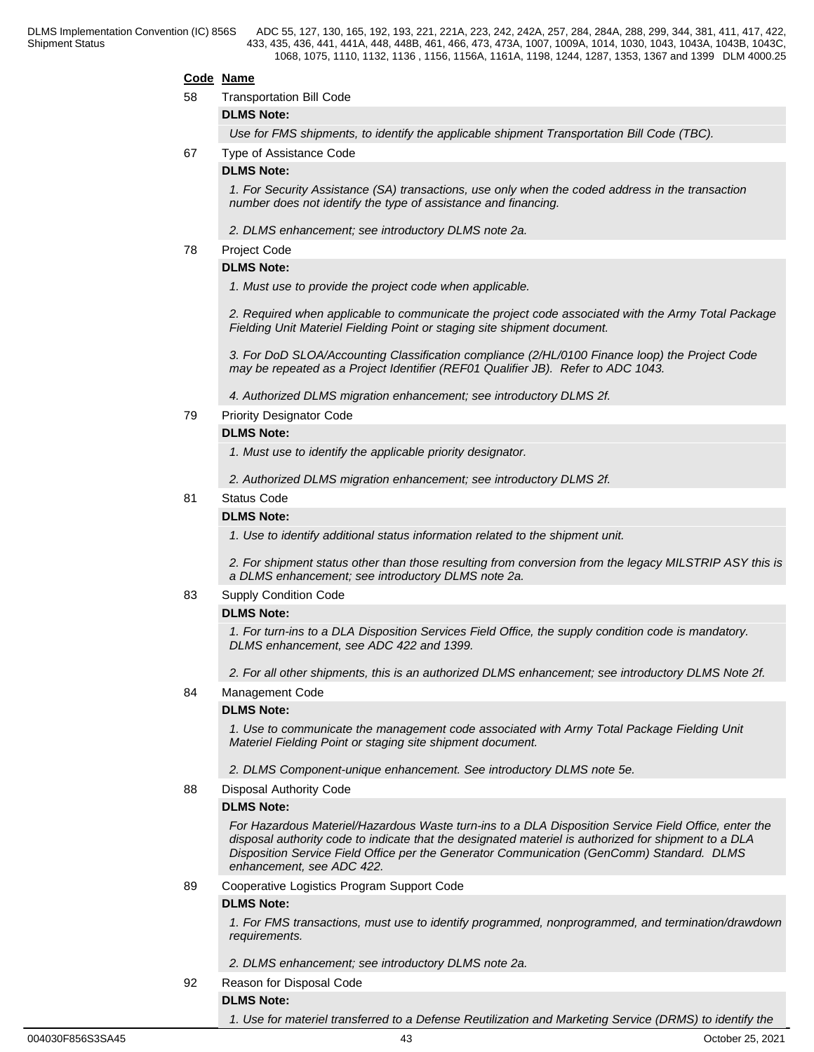**Code** **Name**

58 Transportation Bill Code

**DLMS Note:**

*Use for FMS shipments, to identify the applicable shipment Transportation Bill Code (TBC).*

67 Type of Assistance Code

**DLMS Note:**

*1. For Security Assistance (SA) transactions, use only when the coded address in the transaction number does not identify the type of assistance and financing.*

*2. DLMS enhancement; see introductory DLMS note 2a.*

78 Project Code

**DLMS Note:**

*1. Must use to provide the project code when applicable.*

*2. Required when applicable to communicate the project code associated with the Army Total Package Fielding Unit Materiel Fielding Point or staging site shipment document.*

*3. For DoD SLOA/Accounting Classification compliance (2/HL/0100 Finance loop) the Project Code may be repeated as a Project Identifier (REF01 Qualifier JB). Refer to ADC 1043.*

*4. Authorized DLMS migration enhancement; see introductory DLMS 2f.*

79 Priority Designator Code

**DLMS Note:**

*1. Must use to identify the applicable priority designator.*

*2. Authorized DLMS migration enhancement; see introductory DLMS 2f.*

81 Status Code

**DLMS Note:**

*1. Use to identify additional status information related to the shipment unit.*

*2. For shipment status other than those resulting from conversion from the legacy MILSTRIP ASY this is a DLMS enhancement; see introductory DLMS note 2a.*

83 Supply Condition Code

**DLMS Note:**

*1. For turn-ins to a DLA Disposition Services Field Office, the supply condition code is mandatory. DLMS enhancement, see ADC 422 and 1399.*

*2. For all other shipments, this is an authorized DLMS enhancement; see introductory DLMS Note 2f.*

84 Management Code

**DLMS Note:**

*1. Use to communicate the management code associated with Army Total Package Fielding Unit Materiel Fielding Point or staging site shipment document.*

*2. DLMS Component-unique enhancement. See introductory DLMS note 5e.*

88 Disposal Authority Code

**DLMS Note:**

*For Hazardous Materiel/Hazardous Waste turn-ins to a DLA Disposition Service Field Office, enter the disposal authority code to indicate that the designated materiel is authorized for shipment to a DLA Disposition Service Field Office per the Generator Communication (GenComm) Standard. DLMS enhancement, see ADC 422.*

89 Cooperative Logistics Program Support Code

**DLMS Note:**

*1. For FMS transactions, must use to identify programmed, nonprogrammed, and termination/drawdown requirements.*

*2. DLMS enhancement; see introductory DLMS note 2a.*

92 Reason for Disposal Code

**DLMS Note:**

*1. Use for materiel transferred to a Defense Reutilization and Marketing Service (DRMS) to identify the*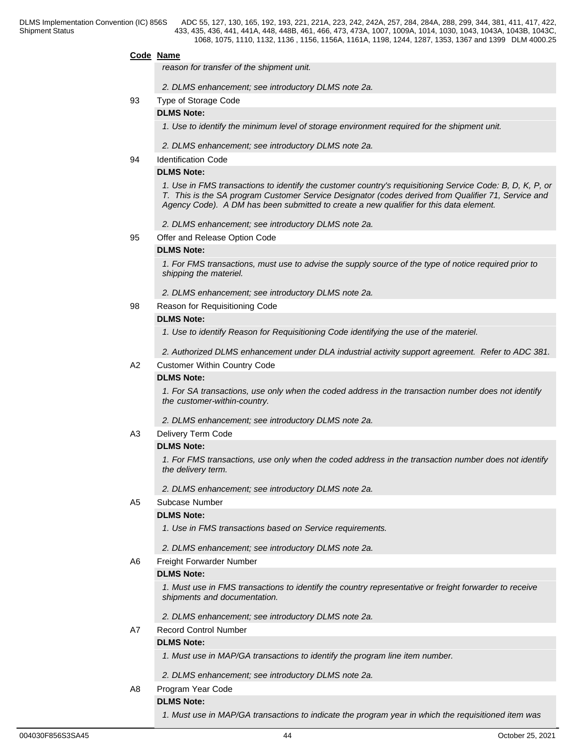| Code | Name |
|---|---|
| | *reason for transfer of the shipment unit.* <br><br> *2. DLMS enhancement; see introductory DLMS note 2a.* |
| 93 | Type of Storage Code <br> **DLMS Note:** <br> *1. Use to identify the minimum level of storage environment required for the shipment unit.* <br><br> *2. DLMS enhancement; see introductory DLMS note 2a.* |
| 94 | Identification Code <br> **DLMS Note:** <br> *1. Use in FMS transactions to identify the customer country's requisitioning Service Code: B, D, K, P, or T. This is the SA program Customer Service Designator (codes derived from Qualifier 71, Service and Agency Code). A DM has been submitted to create a new qualifier for this data element.* <br><br> *2. DLMS enhancement; see introductory DLMS note 2a.* |
| 95 | Offer and Release Option Code <br> **DLMS Note:** <br> *1. For FMS transactions, must use to advise the supply source of the type of notice required prior to shipping the materiel.* <br><br> *2. DLMS enhancement; see introductory DLMS note 2a.* |
| 98 | Reason for Requisitioning Code <br> **DLMS Note:** <br> *1. Use to identify Reason for Requisitioning Code identifying the use of the materiel.* <br><br> *2. Authorized DLMS enhancement under DLA industrial activity support agreement. Refer to ADC 381.* |
| A2 | Customer Within Country Code <br> **DLMS Note:** <br> *1. For SA transactions, use only when the coded address in the transaction number does not identify the customer-within-country.* <br><br> *2. DLMS enhancement; see introductory DLMS note 2a.* |
| A3 | Delivery Term Code <br> **DLMS Note:** <br> *1. For FMS transactions, use only when the coded address in the transaction number does not identify the delivery term.* <br><br> *2. DLMS enhancement; see introductory DLMS note 2a.* |
| A5 | Subcase Number <br> **DLMS Note:** <br> *1. Use in FMS transactions based on Service requirements.* <br><br> *2. DLMS enhancement; see introductory DLMS note 2a.* |
| A6 | Freight Forwarder Number <br> **DLMS Note:** <br> *1. Must use in FMS transactions to identify the country representative or freight forwarder to receive shipments and documentation.* <br><br> *2. DLMS enhancement; see introductory DLMS note 2a.* |
| A7 | Record Control Number <br> **DLMS Note:** <br> *1. Must use in MAP/GA transactions to identify the program line item number.* <br><br> *2. DLMS enhancement; see introductory DLMS note 2a.* |
| A8 | Program Year Code <br> **DLMS Note:** <br> *1. Must use in MAP/GA transactions to indicate the program year in which the requisitioned item was* |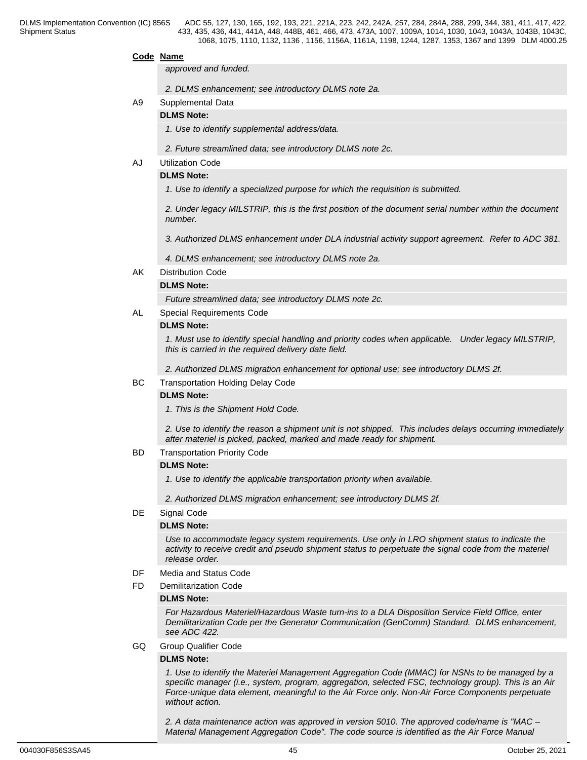| Code | Name |
|---|---|
| | *approved and funded.* |
| | *2. DLMS enhancement; see introductory DLMS note 2a.* |
| A9 | Supplemental Data |
| | **DLMS Note:** |
| | *1. Use to identify supplemental address/data.* |
| | *2. Future streamlined data; see introductory DLMS note 2c.* |
| AJ | Utilization Code |
| | **DLMS Note:** |
| | *1. Use to identify a specialized purpose for which the requisition is submitted.* |
| | *2. Under legacy MILSTRIP, this is the first position of the document serial number within the document number.* |
| | *3. Authorized DLMS enhancement under DLA industrial activity support agreement. Refer to ADC 381.* |
| | *4. DLMS enhancement; see introductory DLMS note 2a.* |
| AK | Distribution Code |
| | **DLMS Note:** |
| | *Future streamlined data; see introductory DLMS note 2c.* |
| AL | Special Requirements Code |
| | **DLMS Note:** |
| | *1. Must use to identify special handling and priority codes when applicable. Under legacy MILSTRIP, this is carried in the required delivery date field.* |
| | *2. Authorized DLMS migration enhancement for optional use; see introductory DLMS 2f.* |
| BC | Transportation Holding Delay Code |
| | **DLMS Note:** |
| | *1. This is the Shipment Hold Code.* |
| | *2. Use to identify the reason a shipment unit is not shipped. This includes delays occurring immediately after materiel is picked, packed, marked and made ready for shipment.* |
| BD | Transportation Priority Code |
| | **DLMS Note:** |
| | *1. Use to identify the applicable transportation priority when available.* |
| | *2. Authorized DLMS migration enhancement; see introductory DLMS 2f.* |
| DE | Signal Code |
| | **DLMS Note:** |
| | *Use to accommodate legacy system requirements. Use only in LRO shipment status to indicate the activity to receive credit and pseudo shipment status to perpetuate the signal code from the materiel release order.* |
| DF | Media and Status Code |
| FD | Demilitarization Code |
| | **DLMS Note:** |
| | *For Hazardous Materiel/Hazardous Waste turn-ins to a DLA Disposition Service Field Office, enter Demilitarization Code per the Generator Communication (GenComm) Standard. DLMS enhancement, see ADC 422.* |
| GQ | Group Qualifier Code |
| | **DLMS Note:** |
| | *1. Use to identify the Materiel Management Aggregation Code (MMAC) for NSNs to be managed by a specific manager (i.e., system, program, aggregation, selected FSC, technology group). This is an Air Force-unique data element, meaningful to the Air Force only. Non-Air Force Components perpetuate without action.* |
| | *2. A data maintenance action was approved in version 5010. The approved code/name is "MAC – Material Management Aggregation Code". The code source is identified as the Air Force Manual* |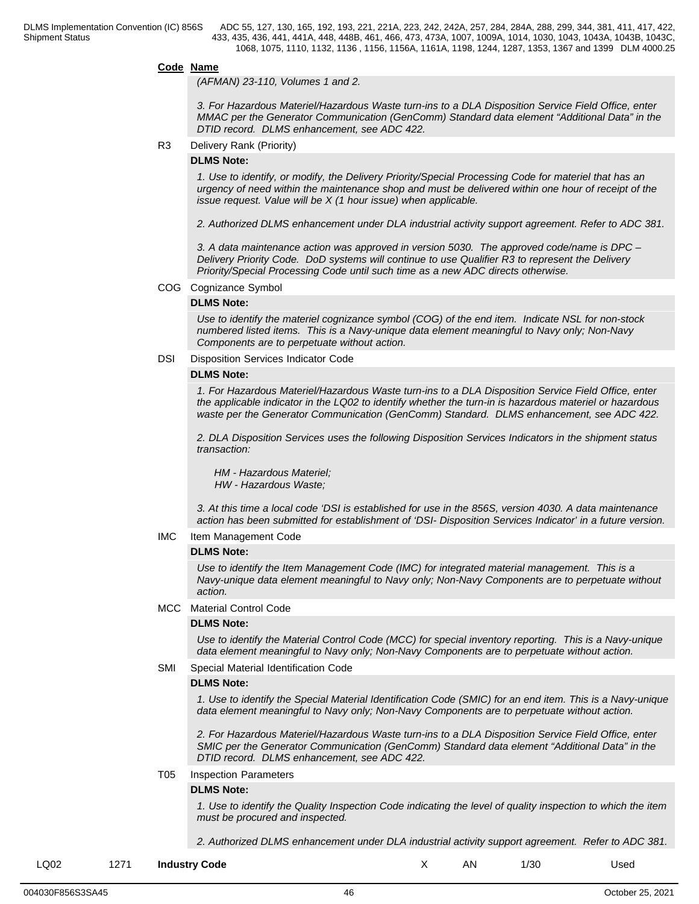**Code** **Name**

*(AFMAN) 23-110, Volumes 1 and 2.*

*3. For Hazardous Materiel/Hazardous Waste turn-ins to a DLA Disposition Service Field Office, enter MMAC per the Generator Communication (GenComm) Standard data element "Additional Data" in the DTID record. DLMS enhancement, see ADC 422.*

R3 Delivery Rank (Priority)

**DLMS Note:**

*1. Use to identify, or modify, the Delivery Priority/Special Processing Code for materiel that has an urgency of need within the maintenance shop and must be delivered within one hour of receipt of the issue request. Value will be X (1 hour issue) when applicable.*

*2. Authorized DLMS enhancement under DLA industrial activity support agreement. Refer to ADC 381.*

*3. A data maintenance action was approved in version 5030. The approved code/name is DPC – Delivery Priority Code. DoD systems will continue to use Qualifier R3 to represent the Delivery Priority/Special Processing Code until such time as a new ADC directs otherwise.*

COG Cognizance Symbol

**DLMS Note:**

*Use to identify the materiel cognizance symbol (COG) of the end item. Indicate NSL for non-stock numbered listed items. This is a Navy-unique data element meaningful to Navy only; Non-Navy Components are to perpetuate without action.*

DSI Disposition Services Indicator Code

**DLMS Note:**

*1. For Hazardous Materiel/Hazardous Waste turn-ins to a DLA Disposition Service Field Office, enter the applicable indicator in the LQ02 to identify whether the turn-in is hazardous materiel or hazardous waste per the Generator Communication (GenComm) Standard. DLMS enhancement, see ADC 422.*

*2. DLA Disposition Services uses the following Disposition Services Indicators in the shipment status transaction:*

*HM - Hazardous Materiel;*
*HW - Hazardous Waste;*

*3. At this time a local code 'DSI is established for use in the 856S, version 4030. A data maintenance action has been submitted for establishment of 'DSI- Disposition Services Indicator' in a future version.*

IMC Item Management Code

**DLMS Note:**

*Use to identify the Item Management Code (IMC) for integrated material management. This is a Navy-unique data element meaningful to Navy only; Non-Navy Components are to perpetuate without action.*

MCC Material Control Code

**DLMS Note:**

*Use to identify the Material Control Code (MCC) for special inventory reporting. This is a Navy-unique data element meaningful to Navy only; Non-Navy Components are to perpetuate without action.*

SMI Special Material Identification Code

**DLMS Note:**

*1. Use to identify the Special Material Identification Code (SMIC) for an end item. This is a Navy-unique data element meaningful to Navy only; Non-Navy Components are to perpetuate without action.*

*2. For Hazardous Materiel/Hazardous Waste turn-ins to a DLA Disposition Service Field Office, enter SMIC per the Generator Communication (GenComm) Standard data element "Additional Data" in the DTID record. DLMS enhancement, see ADC 422.*

T05 Inspection Parameters

**DLMS Note:**

*1. Use to identify the Quality Inspection Code indicating the level of quality inspection to which the item must be procured and inspected.*

*2. Authorized DLMS enhancement under DLA industrial activity support agreement. Refer to ADC 381.*

| LQ02 | 1271 | **Industry Code** | X | AN | 1/30 | Used |
|---|---|---|---|---|---|---|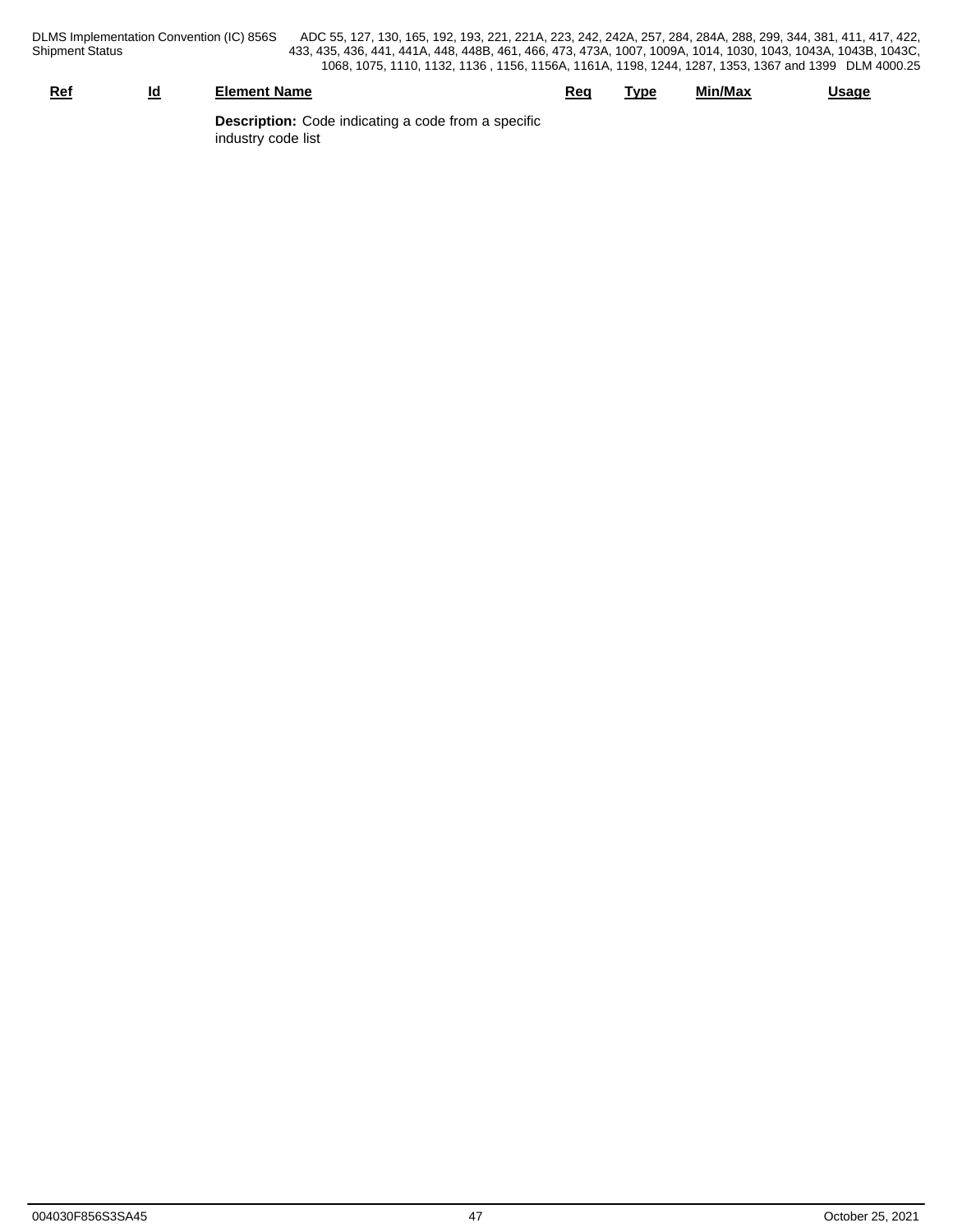| Ref | Id | Element Name | Req | Type | Min/Max | Usage |
| --- | --- | --- | --- | --- | --- | --- |
| | | **Description:** Code indicating a code from a specific industry code list | | | | |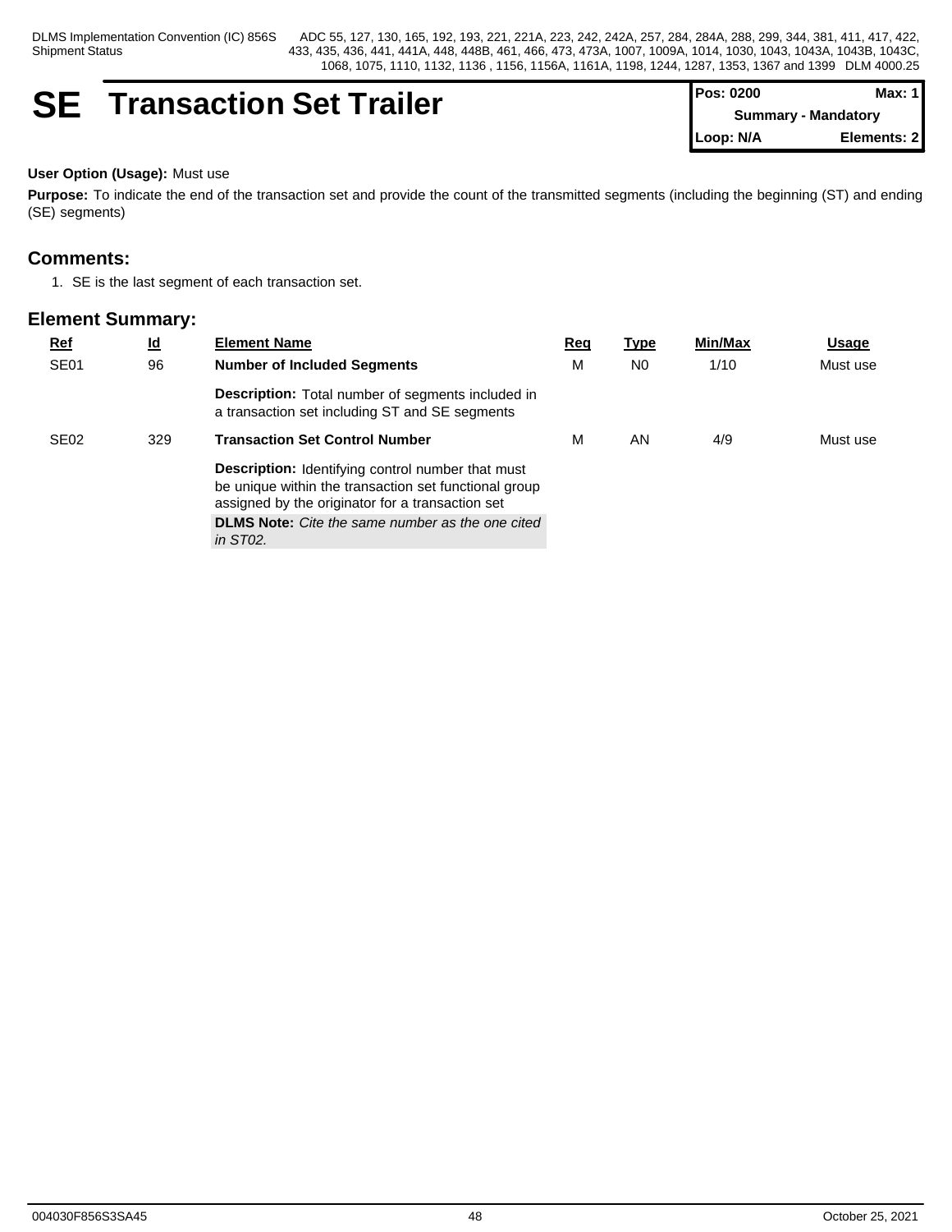# SE Transaction Set Trailer

| Pos: 0200 | Max: 1 |
|---|---|
| Summary - Mandatory | |
| Loop: N/A | Elements: 2 |

**User Option (Usage):** Must use

**Purpose:** To indicate the end of the transaction set and provide the count of the transmitted segments (including the beginning (ST) and ending (SE) segments)

## Comments:

1. SE is the last segment of each transaction set.

## Element Summary:

| Ref | Id | Element Name | Req | Type | Min/Max | Usage |
|---|---|---|---|---|---|---|
| SE01 | 96 | **Number of Included Segments**<br>**Description:** Total number of segments included in a transaction set including ST and SE segments | M | N0 | 1/10 | Must use |
| SE02 | 329 | **Transaction Set Control Number**<br>**Description:** Identifying control number that must be unique within the transaction set functional group assigned by the originator for a transaction set<br>**DLMS Note:** *Cite the same number as the one cited in ST02.* | M | AN | 4/9 | Must use |